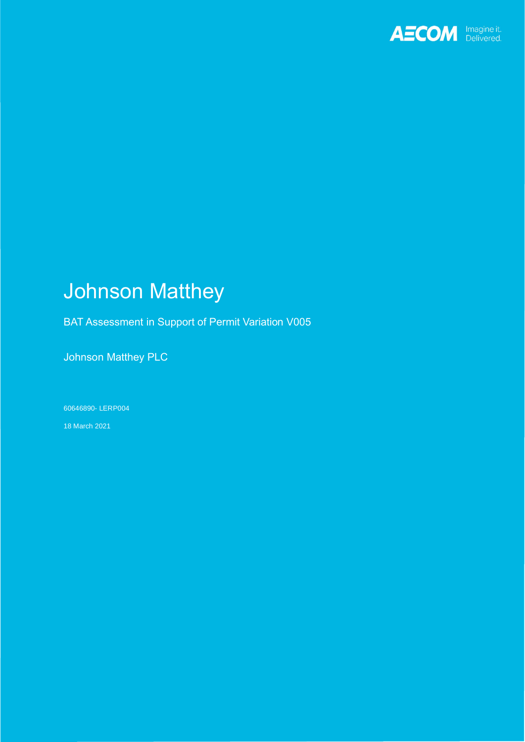AECOM Imagine it. Delivered.

# Johnson Matthey

BAT Assessment in Support of Permit Variation V005

Johnson Matthey PLC

60646890- LERP004

18 March 2021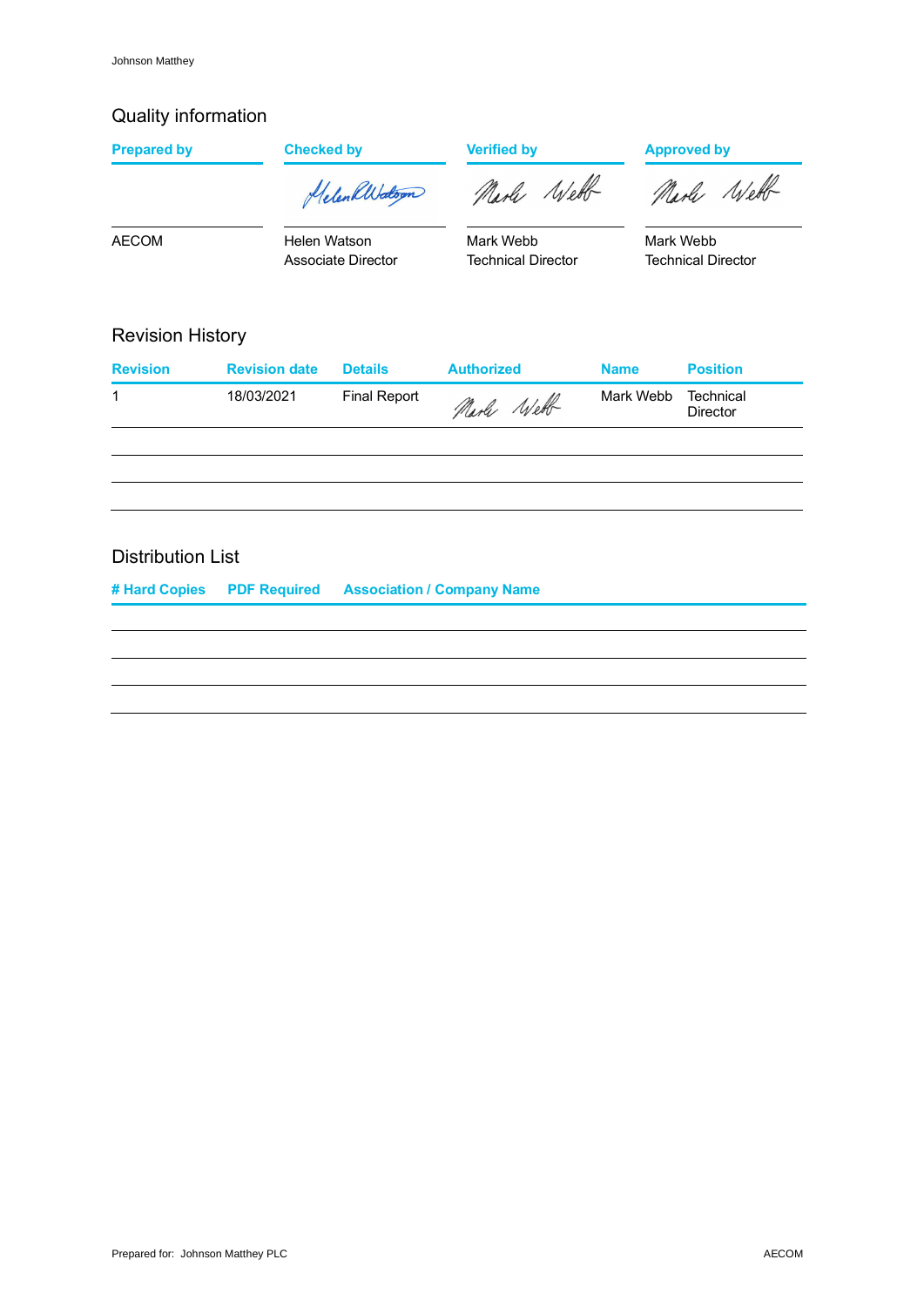## Quality information

| Prepared by | Checked by | Verified by | Approved by |
|---|---|---|---|
| AECOM | Helen Watson<br>Associate Director | Mark Webb<br>Technical Director | Mark Webb<br>Technical Director |

## Revision History

| Revision | Revision date | Details | Authorized | Name | Position |
|---|---|---|---|---|---|
| 1 | 18/03/2021 | Final Report | Mark Webb | Mark Webb | Technical Director |
| | | | | | |
| | | | | | |
| | | | | | |

## Distribution List

| # Hard Copies | PDF Required | Association / Company Name |
|---|---|---|
| | | |
| | | |
| | | |
| | | |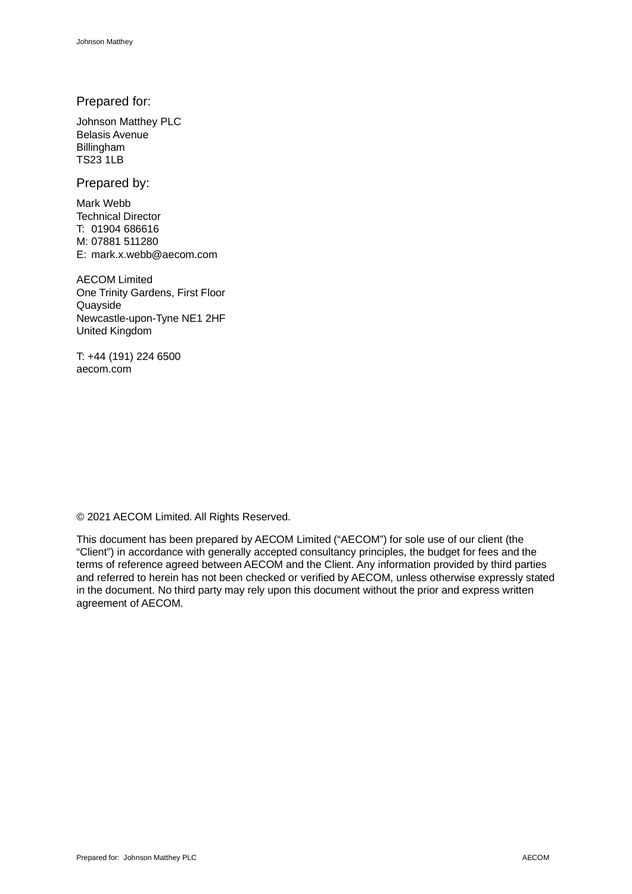Prepared for:

Johnson Matthey PLC
Belasis Avenue
Billingham
TS23 1LB

Prepared by:

Mark Webb
Technical Director
T: 01904 686616
M: 07881 511280
E: mark.x.webb@aecom.com

AECOM Limited
One Trinity Gardens, First Floor
Quayside
Newcastle-upon-Tyne NE1 2HF
United Kingdom

T: +44 (191) 224 6500
aecom.com

© 2021 AECOM Limited. All Rights Reserved.

This document has been prepared by AECOM Limited ("AECOM") for sole use of our client (the "Client") in accordance with generally accepted consultancy principles, the budget for fees and the terms of reference agreed between AECOM and the Client. Any information provided by third parties and referred to herein has not been checked or verified by AECOM, unless otherwise expressly stated in the document. No third party may rely upon this document without the prior and express written agreement of AECOM.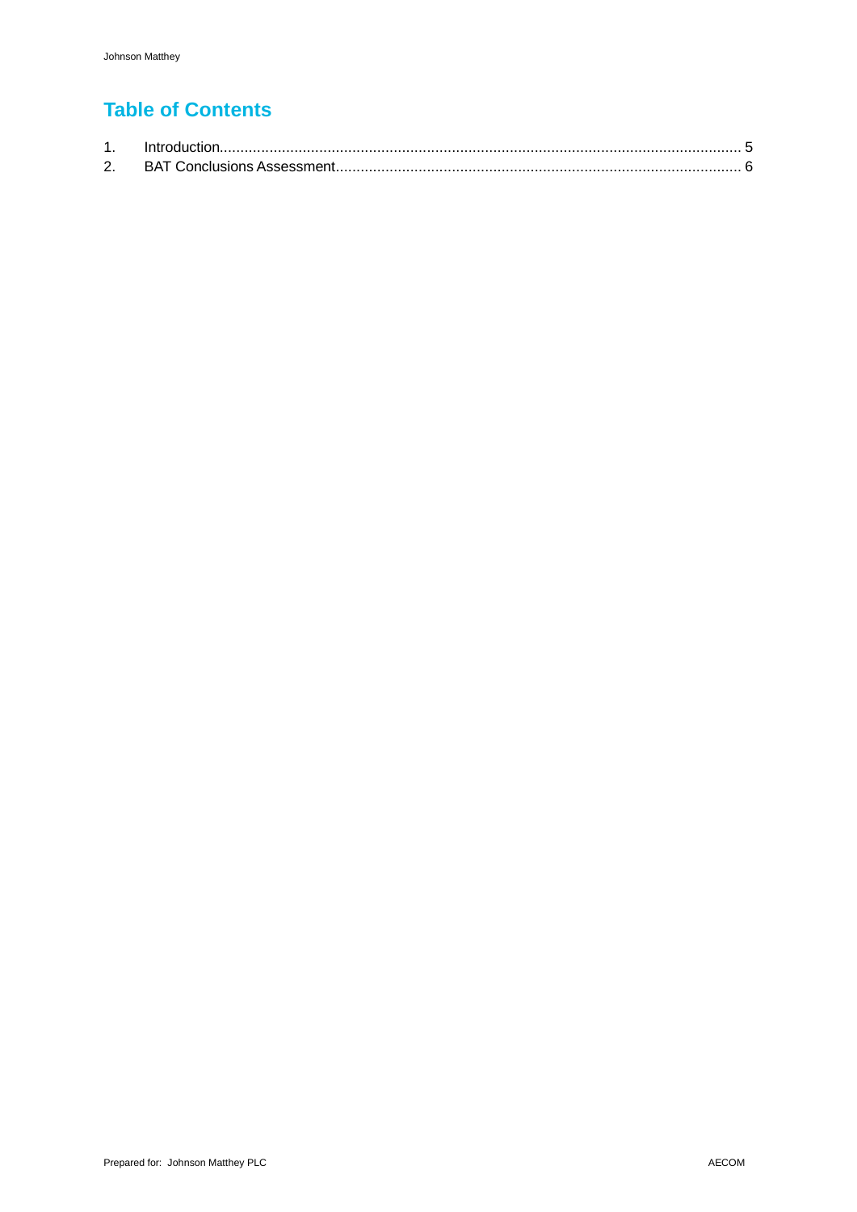# Table of Contents

1. Introduction............................................................................................................................ 5
2. BAT Conclusions Assessment.................................................................................................. 6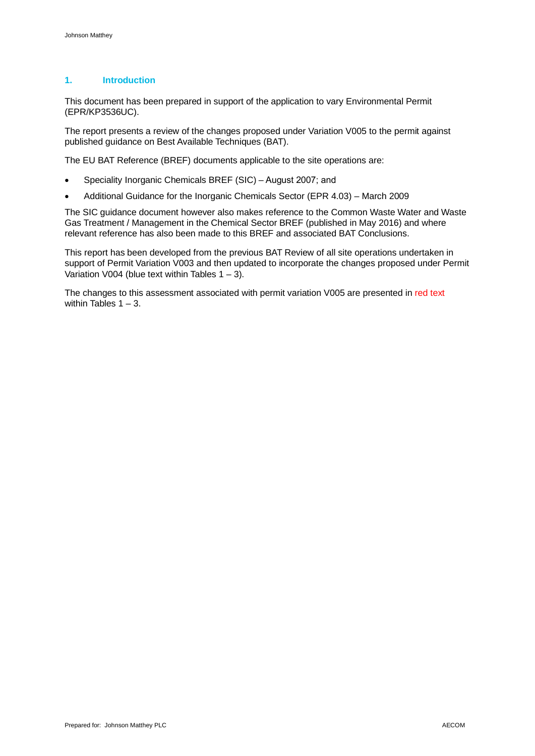# 1. Introduction

This document has been prepared in support of the application to vary Environmental Permit (EPR/KP3536UC).

The report presents a review of the changes proposed under Variation V005 to the permit against published guidance on Best Available Techniques (BAT).

The EU BAT Reference (BREF) documents applicable to the site operations are:

- Speciality Inorganic Chemicals BREF (SIC) – August 2007; and
- Additional Guidance for the Inorganic Chemicals Sector (EPR 4.03) – March 2009

The SIC guidance document however also makes reference to the Common Waste Water and Waste Gas Treatment / Management in the Chemical Sector BREF (published in May 2016) and where relevant reference has also been made to this BREF and associated BAT Conclusions.

This report has been developed from the previous BAT Review of all site operations undertaken in support of Permit Variation V003 and then updated to incorporate the changes proposed under Permit Variation V004 (blue text within Tables 1 – 3).

The changes to this assessment associated with permit variation V005 are presented in red text within Tables 1 – 3.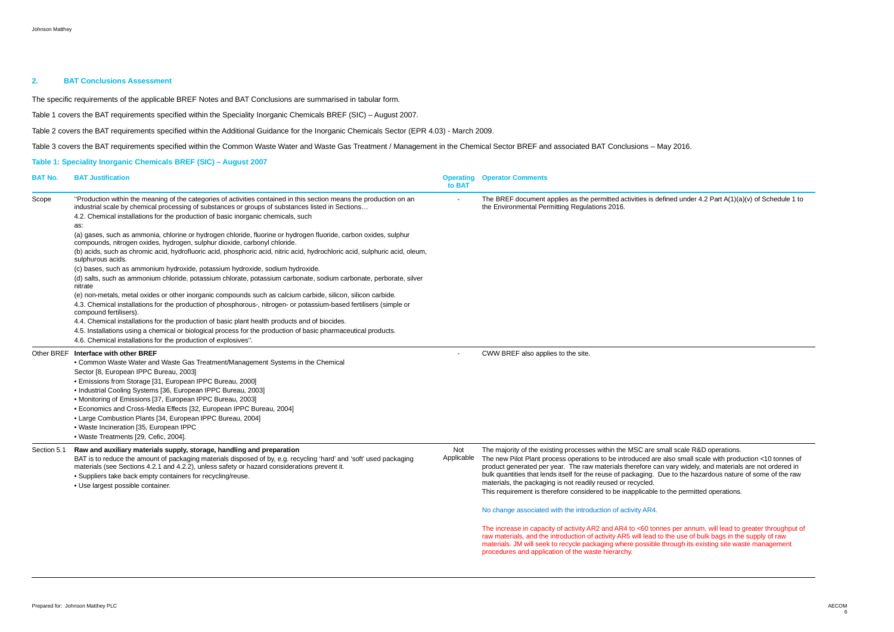## 2. BAT Conclusions Assessment

The specific requirements of the applicable BREF Notes and BAT Conclusions are summarised in tabular form.

Table 1 covers the BAT requirements specified within the Speciality Inorganic Chemicals BREF (SIC) – August 2007.

Table 2 covers the BAT requirements specified within the Additional Guidance for the Inorganic Chemicals Sector (EPR 4.03) - March 2009.

Table 3 covers the BAT requirements specified within the Common Waste Water and Waste Gas Treatment / Management in the Chemical Sector BREF and associated BAT Conclusions – May 2016.

### Table 1: Speciality Inorganic Chemicals BREF (SIC) – August 2007

| BAT No. | BAT Justification | Operating to BAT | Operator Comments |
|---|---|---|---|
| Scope | ''Production within the meaning of the categories of activities contained in this section means the production on an industrial scale by chemical processing of substances or groups of substances listed in Sections…<br>4.2. Chemical installations for the production of basic inorganic chemicals, such as:<br>(a) gases, such as ammonia, chlorine or hydrogen chloride, fluorine or hydrogen fluoride, carbon oxides, sulphur compounds, nitrogen oxides, hydrogen, sulphur dioxide, carbonyl chloride.<br>(b) acids, such as chromic acid, hydrofluoric acid, phosphoric acid, nitric acid, hydrochloric acid, sulphuric acid, oleum, sulphurous acids.<br>(c) bases, such as ammonium hydroxide, potassium hydroxide, sodium hydroxide.<br>(d) salts, such as ammonium chloride, potassium chlorate, potassium carbonate, sodium carbonate, perborate, silver nitrate<br>(e) non-metals, metal oxides or other inorganic compounds such as calcium carbide, silicon, silicon carbide.<br>4.3. Chemical installations for the production of phosphorous-, nitrogen- or potassium-based fertilisers (simple or compound fertilisers).<br>4.4. Chemical installations for the production of basic plant health products and of biocides.<br>4.5. Installations using a chemical or biological process for the production of basic pharmaceutical products.<br>4.6. Chemical installations for the production of explosives''. | - | The BREF document applies as the permitted activities is defined under 4.2 Part A(1)(a)(v) of Schedule 1 to the Environmental Permitting Regulations 2016. |
| Other BREF | **Interface with other BREF**<br>• Common Waste Water and Waste Gas Treatment/Management Systems in the Chemical Sector [8, European IPPC Bureau, 2003]<br>• Emissions from Storage [31, European IPPC Bureau, 2000]<br>• Industrial Cooling Systems [36, European IPPC Bureau, 2003]<br>• Monitoring of Emissions [37, European IPPC Bureau, 2003]<br>• Economics and Cross-Media Effects [32, European IPPC Bureau, 2004]<br>• Large Combustion Plants [34, European IPPC Bureau, 2004]<br>• Waste Incineration [35, European IPPC<br>• Waste Treatments [29, Cefic, 2004]. | - | CWW BREF also applies to the site. |
| Section 5.1 | **Raw and auxiliary materials supply, storage, handling and preparation**<br>BAT is to reduce the amount of packaging materials disposed of by, e.g. recycling 'hard' and 'soft' used packaging materials (see Sections 4.2.1 and 4.2.2), unless safety or hazard considerations prevent it.<br>• Suppliers take back empty containers for recycling/reuse.<br>• Use largest possible container. | Not Applicable | The majority of the existing processes within the MSC are small scale R&D operations.<br>The new Pilot Plant process operations to be introduced are also small scale with production <10 tonnes of product generated per year. The raw materials therefore can vary widely, and materials are not ordered in bulk quantities that lends itself for the reuse of packaging. Due to the hazardous nature of some of the raw materials, the packaging is not readily reused or recycled.<br>This requirement is therefore considered to be inapplicable to the permitted operations.<br><br>No change associated with the introduction of activity AR4.<br><br>The increase in capacity of activity AR2 and AR4 to <60 tonnes per annum, will lead to greater throughput of raw materials, and the introduction of activity AR5 will lead to the use of bulk bags in the supply of raw materials. JM will seek to recycle packaging where possible through its existing site waste management procedures and application of the waste hierarchy. |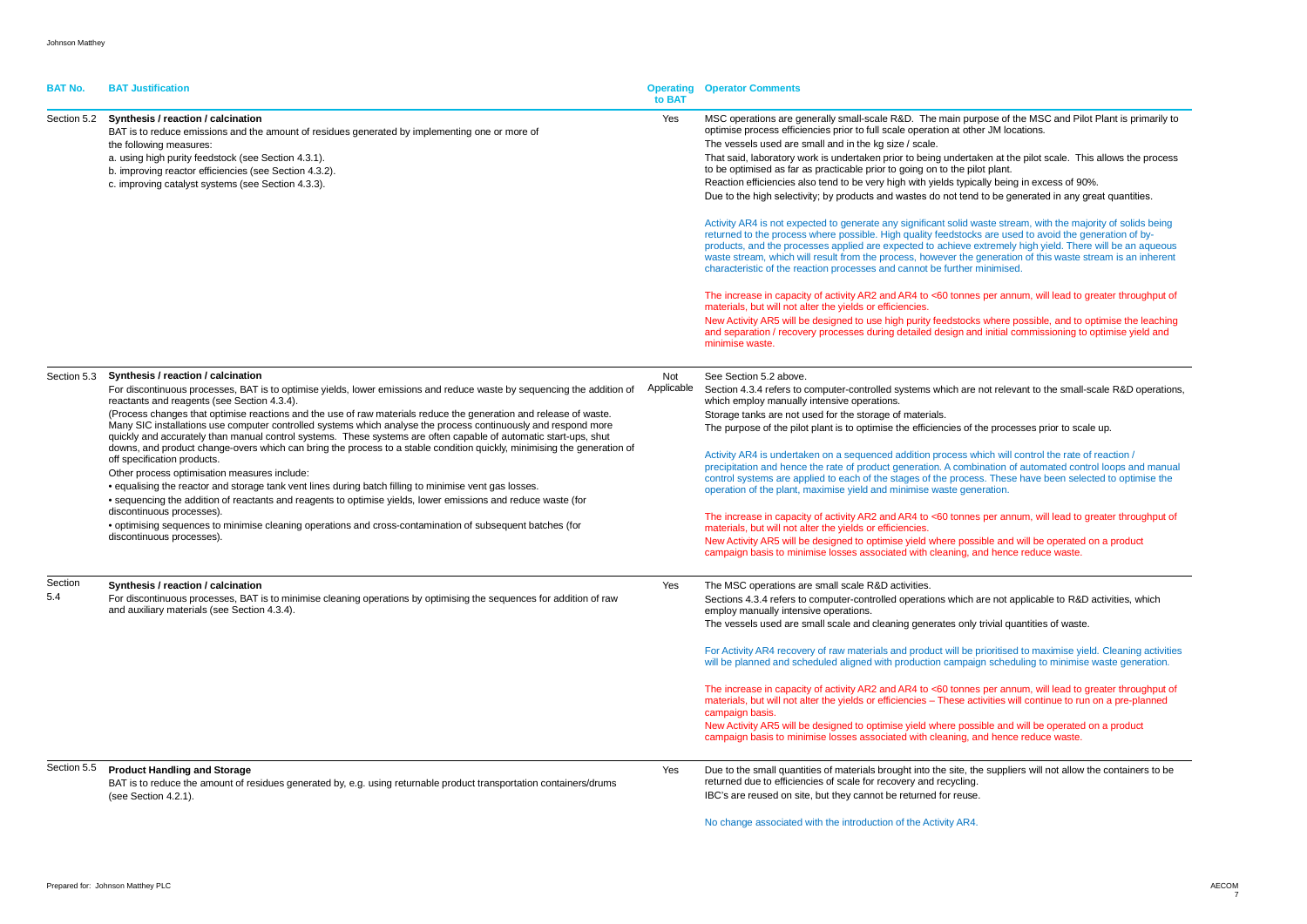| BAT No. | BAT Justification | Operating to BAT | Operator Comments |
|---|---|---|---|
| Section 5.2 | **Synthesis / reaction / calcination**<br>BAT is to reduce emissions and the amount of residues generated by implementing one or more of the following measures:<br>a. using high purity feedstock (see Section 4.3.1).<br>b. improving reactor efficiencies (see Section 4.3.2).<br>c. improving catalyst systems (see Section 4.3.3). | Yes | MSC operations are generally small-scale R&D. The main purpose of the MSC and Pilot Plant is primarily to optimise process efficiencies prior to full scale operation at other JM locations.<br>The vessels used are small and in the kg size / scale.<br>That said, laboratory work is undertaken prior to being undertaken at the pilot scale. This allows the process to be optimised as far as practicable prior to going on to the pilot plant.<br>Reaction efficiencies also tend to be very high with yields typically being in excess of 90%.<br>Due to the high selectivity; by products and wastes do not tend to be generated in any great quantities.<br><br>Activity AR4 is not expected to generate any significant solid waste stream, with the majority of solids being returned to the process where possible. High quality feedstocks are used to avoid the generation of by-products, and the processes applied are expected to achieve extremely high yield. There will be an aqueous waste stream, which will result from the process, however the generation of this waste stream is an inherent characteristic of the reaction processes and cannot be further minimised.<br><br>The increase in capacity of activity AR2 and AR4 to <60 tonnes per annum, will lead to greater throughput of materials, but will not alter the yields or efficiencies.<br>New Activity AR5 will be designed to use high purity feedstocks where possible, and to optimise the leaching and separation / recovery processes during detailed design and initial commissioning to optimise yield and minimise waste. |
| Section 5.3 | **Synthesis / reaction / calcination**<br>For discontinuous processes, BAT is to optimise yields, lower emissions and reduce waste by sequencing the addition of reactants and reagents (see Section 4.3.4).<br>(Process changes that optimise reactions and the use of raw materials reduce the generation and release of waste. Many SIC installations use computer controlled systems which analyse the process continuously and respond more quickly and accurately than manual control systems. These systems are often capable of automatic start-ups, shut downs, and product change-overs which can bring the process to a stable condition quickly, minimising the generation of off specification products.<br>Other process optimisation measures include:<br>• equalising the reactor and storage tank vent lines during batch filling to minimise vent gas losses.<br>• sequencing the addition of reactants and reagents to optimise yields, lower emissions and reduce waste (for discontinuous processes).<br>• optimising sequences to minimise cleaning operations and cross-contamination of subsequent batches (for discontinuous processes). | Not Applicable | See Section 5.2 above.<br>Section 4.3.4 refers to computer-controlled systems which are not relevant to the small-scale R&D operations, which employ manually intensive operations.<br>Storage tanks are not used for the storage of materials.<br>The purpose of the pilot plant is to optimise the efficiencies of the processes prior to scale up.<br><br>Activity AR4 is undertaken on a sequenced addition process which will control the rate of reaction / precipitation and hence the rate of product generation. A combination of automated control loops and manual control systems are applied to each of the stages of the process. These have been selected to optimise the operation of the plant, maximise yield and minimise waste generation.<br><br>The increase in capacity of activity AR2 and AR4 to <60 tonnes per annum, will lead to greater throughput of materials, but will not alter the yields or efficiencies.<br>New Activity AR5 will be designed to optimise yield where possible and will be operated on a product campaign basis to minimise losses associated with cleaning, and hence reduce waste. |
| Section 5.4 | **Synthesis / reaction / calcination**<br>For discontinuous processes, BAT is to minimise cleaning operations by optimising the sequences for addition of raw and auxiliary materials (see Section 4.3.4). | Yes | The MSC operations are small scale R&D activities.<br>Sections 4.3.4 refers to computer-controlled operations which are not applicable to R&D activities, which employ manually intensive operations.<br>The vessels used are small scale and cleaning generates only trivial quantities of waste.<br><br>For Activity AR4 recovery of raw materials and product will be prioritised to maximise yield. Cleaning activities will be planned and scheduled aligned with production campaign scheduling to minimise waste generation.<br><br>The increase in capacity of activity AR2 and AR4 to <60 tonnes per annum, will lead to greater throughput of materials, but will not alter the yields or efficiencies – These activities will continue to run on a pre-planned campaign basis.<br>New Activity AR5 will be designed to optimise yield where possible and will be operated on a product campaign basis to minimise losses associated with cleaning, and hence reduce waste. |
| Section 5.5 | **Product Handling and Storage**<br>BAT is to reduce the amount of residues generated by, e.g. using returnable product transportation containers/drums (see Section 4.2.1). | Yes | Due to the small quantities of materials brought into the site, the suppliers will not allow the containers to be returned due to efficiencies of scale for recovery and recycling.<br>IBC's are reused on site, but they cannot be returned for reuse.<br><br>No change associated with the introduction of the Activity AR4. |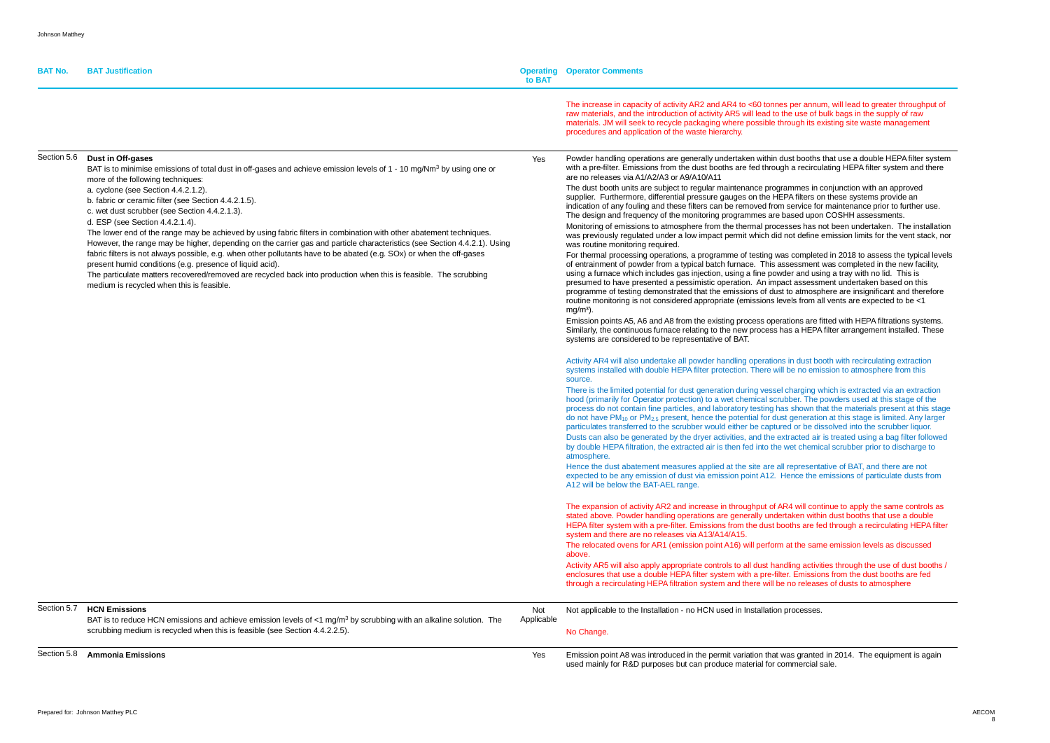| BAT No. | BAT Justification | Operating to BAT | Operator Comments |
|---|---|---|---|
| | | | The increase in capacity of activity AR2 and AR4 to <60 tonnes per annum, will lead to greater throughput of raw materials, and the introduction of activity AR5 will lead to the use of bulk bags in the supply of raw materials. JM will seek to recycle packaging where possible through its existing site waste management procedures and application of the waste hierarchy. |
| Section 5.6 | **Dust in Off-gases**<br>BAT is to minimise emissions of total dust in off-gases and achieve emission levels of 1 - 10 mg/Nm³ by using one or more of the following techniques:<br>a. cyclone (see Section 4.4.2.1.2).<br>b. fabric or ceramic filter (see Section 4.4.2.1.5).<br>c. wet dust scrubber (see Section 4.4.2.1.3).<br>d. ESP (see Section 4.4.2.1.4).<br>The lower end of the range may be achieved by using fabric filters in combination with other abatement techniques. However, the range may be higher, depending on the carrier gas and particle characteristics (see Section 4.4.2.1). Using fabric filters is not always possible, e.g. when other pollutants have to be abated (e.g. SOx) or when the off-gases present humid conditions (e.g. presence of liquid acid).<br>The particulate matters recovered/removed are recycled back into production when this is feasible. The scrubbing medium is recycled when this is feasible. | Yes | Powder handling operations are generally undertaken within dust booths that use a double HEPA filter system with a pre-filter. Emissions from the dust booths are fed through a recirculating HEPA filter system and there are no releases via A1/A2/A3 or A9/A10/A11<br>The dust booth units are subject to regular maintenance programmes in conjunction with an approved supplier. Furthermore, differential pressure gauges on the HEPA filters on these systems provide an indication of any fouling and these filters can be removed from service for maintenance prior to further use. The design and frequency of the monitoring programmes are based upon COSHH assessments.<br>Monitoring of emissions to atmosphere from the thermal processes has not been undertaken. The installation was previously regulated under a low impact permit which did not define emission limits for the vent stack, nor was routine monitoring required.<br>For thermal processing operations, a programme of testing was completed in 2018 to assess the typical levels of entrainment of powder from a typical batch furnace. This assessment was completed in the new facility, using a furnace which includes gas injection, using a fine powder and using a tray with no lid. This is presumed to have presented a pessimistic operation. An impact assessment undertaken based on this programme of testing demonstrated that the emissions of dust to atmosphere are insignificant and therefore routine monitoring is not considered appropriate (emissions levels from all vents are expected to be <1 mg/m³).<br>Emission points A5, A6 and A8 from the existing process operations are fitted with HEPA filtrations systems. Similarly, the continuous furnace relating to the new process has a HEPA filter arrangement installed. These systems are considered to be representative of BAT.<br><br>Activity AR4 will also undertake all powder handling operations in dust booth with recirculating extraction systems installed with double HEPA filter protection. There will be no emission to atmosphere from this source.<br>There is the limited potential for dust generation during vessel charging which is extracted via an extraction hood (primarily for Operator protection) to a wet chemical scrubber. The powders used at this stage of the process do not contain fine particles, and laboratory testing has shown that the materials present at this stage do not have $PM_{10}$ or $PM_{2.5}$ present, hence the potential for dust generation at this stage is limited. Any larger particulates transferred to the scrubber would either be captured or be dissolved into the scrubber liquor.<br>Dusts can also be generated by the dryer activities, and the extracted air is treated using a bag filter followed by double HEPA filtration, the extracted air is then fed into the wet chemical scrubber prior to discharge to atmosphere.<br>Hence the dust abatement measures applied at the site are all representative of BAT, and there are not expected to be any emission of dust via emission point A12. Hence the emissions of particulate dusts from A12 will be below the BAT-AEL range.<br><br>The expansion of activity AR2 and increase in throughput of AR4 will continue to apply the same controls as stated above. Powder handling operations are generally undertaken within dust booths that use a double HEPA filter system with a pre-filter. Emissions from the dust booths are fed through a recirculating HEPA filter system and there are no releases via A13/A14/A15.<br>The relocated ovens for AR1 (emission point A16) will perform at the same emission levels as discussed above.<br>Activity AR5 will also apply appropriate controls to all dust handling activities through the use of dust booths / enclosures that use a double HEPA filter system with a pre-filter. Emissions from the dust booths are fed through a recirculating HEPA filtration system and there will be no releases of dusts to atmosphere |
| Section 5.7 | **HCN Emissions**<br>BAT is to reduce HCN emissions and achieve emission levels of <1 mg/m³ by scrubbing with an alkaline solution. The scrubbing medium is recycled when this is feasible (see Section 4.4.2.2.5). | Not Applicable | Not applicable to the Installation - no HCN used in Installation processes.<br><br>No Change. |
| Section 5.8 | **Ammonia Emissions** | Yes | Emission point A8 was introduced in the permit variation that was granted in 2014. The equipment is again used mainly for R&D purposes but can produce material for commercial sale. |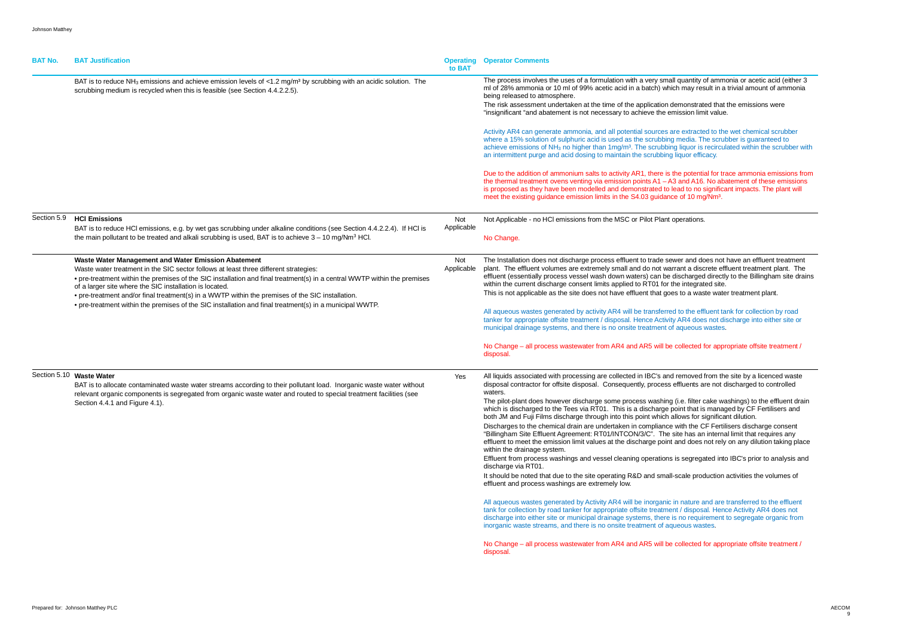| BAT No. | BAT Justification | Operating to BAT | Operator Comments |
|---|---|---|---|
| | BAT is to reduce $NH_3$ emissions and achieve emission levels of <1.2 mg/m³ by scrubbing with an acidic solution. The scrubbing medium is recycled when this is feasible (see Section 4.4.2.2.5). | | The process involves the uses of a formulation with a very small quantity of ammonia or acetic acid (either 3 ml of 28% ammonia or 10 ml of 99% acetic acid in a batch) which may result in a trivial amount of ammonia being released to atmosphere.<br>The risk assessment undertaken at the time of the application demonstrated that the emissions were "insignificant "and abatement is not necessary to achieve the emission limit value.<br><br>Activity AR4 can generate ammonia, and all potential sources are extracted to the wet chemical scrubber where a 15% solution of sulphuric acid is used as the scrubbing media. The scrubber is guaranteed to achieve emissions of $NH_3$ no higher than 1mg/m³. The scrubbing liquor is recirculated within the scrubber with an intermittent purge and acid dosing to maintain the scrubbing liquor efficacy.<br><br>Due to the addition of ammonium salts to activity AR1, there is the potential for trace ammonia emissions from the thermal treatment ovens venting via emission points A1 – A3 and A16. No abatement of these emissions is proposed as they have been modelled and demonstrated to lead to no significant impacts. The plant will meet the existing guidance emission limits in the S4.03 guidance of 10 mg/Nm³. |
| Section 5.9 | **HCl Emissions**<br>BAT is to reduce HCl emissions, e.g. by wet gas scrubbing under alkaline conditions (see Section 4.4.2.2.4). If HCl is the main pollutant to be treated and alkali scrubbing is used, BAT is to achieve 3 – 10 mg/Nm³ HCl. | Not Applicable | Not Applicable - no HCl emissions from the MSC or Pilot Plant operations.<br><br>No Change. |
| | **Waste Water Management and Water Emission Abatement**<br>Waste water treatment in the SIC sector follows at least three different strategies:<br>• pre-treatment within the premises of the SIC installation and final treatment(s) in a central WWTP within the premises of a larger site where the SIC installation is located.<br>• pre-treatment and/or final treatment(s) in a WWTP within the premises of the SIC installation.<br>• pre-treatment within the premises of the SIC installation and final treatment(s) in a municipal WWTP. | Not Applicable | The Installation does not discharge process effluent to trade sewer and does not have an effluent treatment plant. The effluent volumes are extremely small and do not warrant a discrete effluent treatment plant. The effluent (essentially process vessel wash down waters) can be discharged directly to the Billingham site drains within the current discharge consent limits applied to RT01 for the integrated site.<br>This is not applicable as the site does not have effluent that goes to a waste water treatment plant.<br><br>All aqueous wastes generated by activity AR4 will be transferred to the effluent tank for collection by road tanker for appropriate offsite treatment / disposal. Hence Activity AR4 does not discharge into either site or municipal drainage systems, and there is no onsite treatment of aqueous wastes.<br><br>No Change – all process wastewater from AR4 and AR5 will be collected for appropriate offsite treatment / disposal. |
| Section 5.10 | **Waste Water**<br>BAT is to allocate contaminated waste water streams according to their pollutant load. Inorganic waste water without relevant organic components is segregated from organic waste water and routed to special treatment facilities (see Section 4.4.1 and Figure 4.1). | Yes | All liquids associated with processing are collected in IBC's and removed from the site by a licenced waste disposal contractor for offsite disposal. Consequently, process effluents are not discharged to controlled waters.<br>The pilot-plant does however discharge some process washing (i.e. filter cake washings) to the effluent drain which is discharged to the Tees via RT01. This is a discharge point that is managed by CF Fertilisers and both JM and Fuji Films discharge through into this point which allows for significant dilution.<br>Discharges to the chemical drain are undertaken in compliance with the CF Fertilisers discharge consent "Billingham Site Effluent Agreement: RT01/INTCON/3/C". The site has an internal limit that requires any effluent to meet the emission limit values at the discharge point and does not rely on any dilution taking place within the drainage system.<br>Effluent from process washings and vessel cleaning operations is segregated into IBC's prior to analysis and discharge via RT01.<br>It should be noted that due to the site operating R&D and small-scale production activities the volumes of effluent and process washings are extremely low.<br><br>All aqueous wastes generated by Activity AR4 will be inorganic in nature and are transferred to the effluent tank for collection by road tanker for appropriate offsite treatment / disposal. Hence Activity AR4 does not discharge into either site or municipal drainage systems, there is no requirement to segregate organic from inorganic waste streams, and there is no onsite treatment of aqueous wastes.<br><br>No Change – all process wastewater from AR4 and AR5 will be collected for appropriate offsite treatment / disposal. |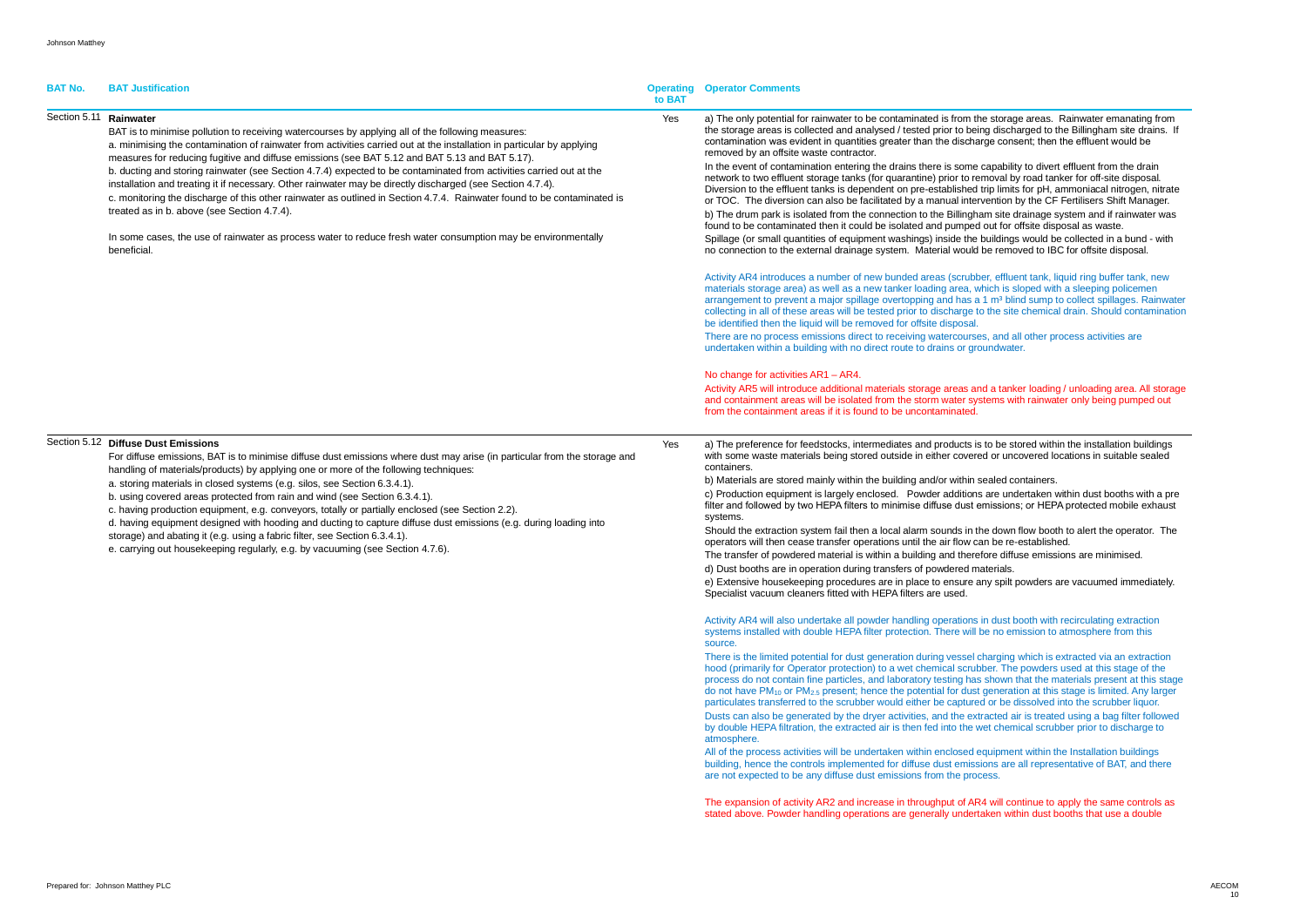| BAT No. | BAT Justification | Operating to BAT | Operator Comments |
|---|---|---|---|
| Section 5.11 | **Rainwater**<br>BAT is to minimise pollution to receiving watercourses by applying all of the following measures:<br>a. minimising the contamination of rainwater from activities carried out at the installation in particular by applying measures for reducing fugitive and diffuse emissions (see BAT 5.12 and BAT 5.13 and BAT 5.17).<br>b. ducting and storing rainwater (see Section 4.7.4) expected to be contaminated from activities carried out at the installation and treating it if necessary. Other rainwater may be directly discharged (see Section 4.7.4).<br>c. monitoring the discharge of this other rainwater as outlined in Section 4.7.4. Rainwater found to be contaminated is treated as in b. above (see Section 4.7.4).<br><br>In some cases, the use of rainwater as process water to reduce fresh water consumption may be environmentally beneficial. | Yes | a) The only potential for rainwater to be contaminated is from the storage areas. Rainwater emanating from the storage areas is collected and analysed / tested prior to being discharged to the Billingham site drains. If contamination was evident in quantities greater than the discharge consent; then the effluent would be removed by an offsite waste contractor.<br>In the event of contamination entering the drains there is some capability to divert effluent from the drain network to two effluent storage tanks (for quarantine) prior to removal by road tanker for off-site disposal. Diversion to the effluent tanks is dependent on pre-established trip limits for pH, ammoniacal nitrogen, nitrate or TOC. The diversion can also be facilitated by a manual intervention by the CF Fertilisers Shift Manager.<br>b) The drum park is isolated from the connection to the Billingham site drainage system and if rainwater was found to be contaminated then it could be isolated and pumped out for offsite disposal as waste.<br>Spillage (or small quantities of equipment washings) inside the buildings would be collected in a bund - with no connection to the external drainage system. Material would be removed to IBC for offsite disposal.<br><br>Activity AR4 introduces a number of new bunded areas (scrubber, effluent tank, liquid ring buffer tank, new materials storage area) as well as a new tanker loading area, which is sloped with a sleeping policemen arrangement to prevent a major spillage overtopping and has a 1 m³ blind sump to collect spillages. Rainwater collecting in all of these areas will be tested prior to discharge to the site chemical drain. Should contamination be identified then the liquid will be removed for offsite disposal.<br>There are no process emissions direct to receiving watercourses, and all other process activities are undertaken within a building with no direct route to drains or groundwater.<br><br>No change for activities AR1 – AR4.<br>Activity AR5 will introduce additional materials storage areas and a tanker loading / unloading area. All storage and containment areas will be isolated from the storm water systems with rainwater only being pumped out from the containment areas if it is found to be uncontaminated. |
| Section 5.12 | **Diffuse Dust Emissions**<br>For diffuse emissions, BAT is to minimise diffuse dust emissions where dust may arise (in particular from the storage and handling of materials/products) by applying one or more of the following techniques:<br>a. storing materials in closed systems (e.g. silos, see Section 6.3.4.1).<br>b. using covered areas protected from rain and wind (see Section 6.3.4.1).<br>c. having production equipment, e.g. conveyors, totally or partially enclosed (see Section 2.2).<br>d. having equipment designed with hooding and ducting to capture diffuse dust emissions (e.g. during loading into storage) and abating it (e.g. using a fabric filter, see Section 6.3.4.1).<br>e. carrying out housekeeping regularly, e.g. by vacuuming (see Section 4.7.6). | Yes | a) The preference for feedstocks, intermediates and products is to be stored within the installation buildings with some waste materials being stored outside in either covered or uncovered locations in suitable sealed containers.<br>b) Materials are stored mainly within the building and/or within sealed containers.<br>c) Production equipment is largely enclosed. Powder additions are undertaken within dust booths with a pre filter and followed by two HEPA filters to minimise diffuse dust emissions; or HEPA protected mobile exhaust systems.<br>Should the extraction system fail then a local alarm sounds in the down flow booth to alert the operator. The operators will then cease transfer operations until the air flow can be re-established.<br>The transfer of powdered material is within a building and therefore diffuse emissions are minimised.<br>d) Dust booths are in operation during transfers of powdered materials.<br>e) Extensive housekeeping procedures are in place to ensure any spilt powders are vacuumed immediately. Specialist vacuum cleaners fitted with HEPA filters are used.<br><br>Activity AR4 will also undertake all powder handling operations in dust booth with recirculating extraction systems installed with double HEPA filter protection. There will be no emission to atmosphere from this source.<br>There is the limited potential for dust generation during vessel charging which is extracted via an extraction hood (primarily for Operator protection) to a wet chemical scrubber. The powders used at this stage of the process do not contain fine particles, and laboratory testing has shown that the materials present at this stage do not have $PM_{10}$ or $PM_{2.5}$ present; hence the potential for dust generation at this stage is limited. Any larger particulates transferred to the scrubber would either be captured or be dissolved into the scrubber liquor.<br>Dusts can also be generated by the dryer activities, and the extracted air is treated using a bag filter followed by double HEPA filtration, the extracted air is then fed into the wet chemical scrubber prior to discharge to atmosphere.<br>All of the process activities will be undertaken within enclosed equipment within the Installation buildings building, hence the controls implemented for diffuse dust emissions are all representative of BAT, and there are not expected to be any diffuse dust emissions from the process.<br><br>The expansion of activity AR2 and increase in throughput of AR4 will continue to apply the same controls as stated above. Powder handling operations are generally undertaken within dust booths that use a double |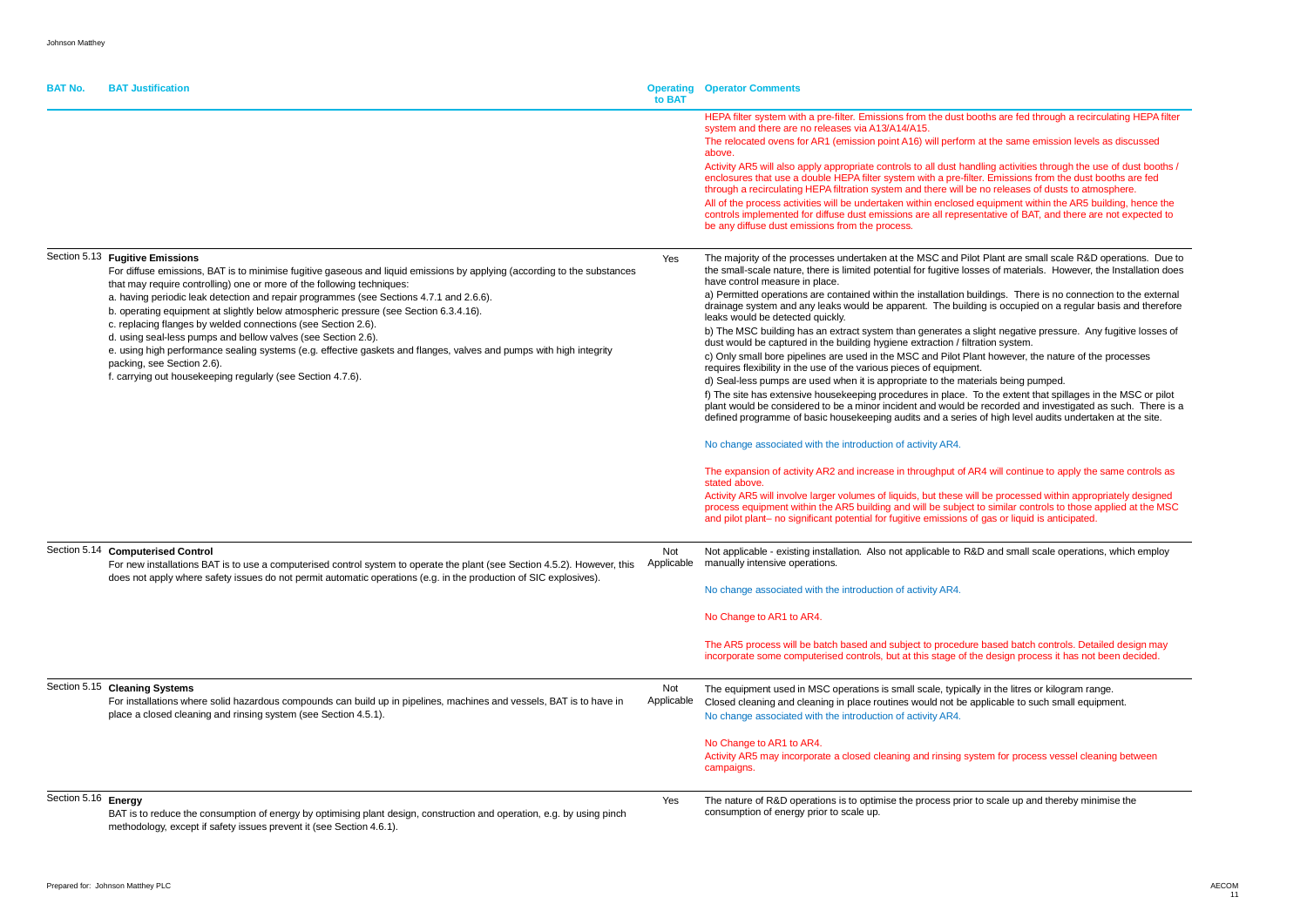| BAT No. | BAT Justification | Operating to BAT | Operator Comments |
|---|---|---|---|
| | | | HEPA filter system with a pre-filter. Emissions from the dust booths are fed through a recirculating HEPA filter system and there are no releases via A13/A14/A15.<br>The relocated ovens for AR1 (emission point A16) will perform at the same emission levels as discussed above.<br>Activity AR5 will also apply appropriate controls to all dust handling activities through the use of dust booths / enclosures that use a double HEPA filter system with a pre-filter. Emissions from the dust booths are fed through a recirculating HEPA filtration system and there will be no releases of dusts to atmosphere.<br>All of the process activities will be undertaken within enclosed equipment within the AR5 building, hence the controls implemented for diffuse dust emissions are all representative of BAT, and there are not expected to be any diffuse dust emissions from the process. |
| Section 5.13 | **Fugitive Emissions**<br>For diffuse emissions, BAT is to minimise fugitive gaseous and liquid emissions by applying (according to the substances that may require controlling) one or more of the following techniques:<br>a. having periodic leak detection and repair programmes (see Sections 4.7.1 and 2.6.6).<br>b. operating equipment at slightly below atmospheric pressure (see Section 6.3.4.16).<br>c. replacing flanges by welded connections (see Section 2.6).<br>d. using seal-less pumps and bellow valves (see Section 2.6).<br>e. using high performance sealing systems (e.g. effective gaskets and flanges, valves and pumps with high integrity packing, see Section 2.6).<br>f. carrying out housekeeping regularly (see Section 4.7.6). | Yes | The majority of the processes undertaken at the MSC and Pilot Plant are small scale R&D operations. Due to the small-scale nature, there is limited potential for fugitive losses of materials. However, the Installation does have control measure in place.<br>a) Permitted operations are contained within the installation buildings. There is no connection to the external drainage system and any leaks would be apparent. The building is occupied on a regular basis and therefore leaks would be detected quickly.<br>b) The MSC building has an extract system than generates a slight negative pressure. Any fugitive losses of dust would be captured in the building hygiene extraction / filtration system.<br>c) Only small bore pipelines are used in the MSC and Pilot Plant however, the nature of the processes requires flexibility in the use of the various pieces of equipment.<br>d) Seal-less pumps are used when it is appropriate to the materials being pumped.<br>f) The site has extensive housekeeping procedures in place. To the extent that spillages in the MSC or pilot plant would be considered to be a minor incident and would be recorded and investigated as such. There is a defined programme of basic housekeeping audits and a series of high level audits undertaken at the site.<br><br>No change associated with the introduction of activity AR4.<br><br>The expansion of activity AR2 and increase in throughput of AR4 will continue to apply the same controls as stated above.<br>Activity AR5 will involve larger volumes of liquids, but these will be processed within appropriately designed process equipment within the AR5 building and will be subject to similar controls to those applied at the MSC and pilot plant– no significant potential for fugitive emissions of gas or liquid is anticipated. |
| Section 5.14 | **Computerised Control**<br>For new installations BAT is to use a computerised control system to operate the plant (see Section 4.5.2). However, this does not apply where safety issues do not permit automatic operations (e.g. in the production of SIC explosives). | Not Applicable | Not applicable - existing installation. Also not applicable to R&D and small scale operations, which employ manually intensive operations.<br><br>No change associated with the introduction of activity AR4.<br><br>No Change to AR1 to AR4.<br><br>The AR5 process will be batch based and subject to procedure based batch controls. Detailed design may incorporate some computerised controls, but at this stage of the design process it has not been decided. |
| Section 5.15 | **Cleaning Systems**<br>For installations where solid hazardous compounds can build up in pipelines, machines and vessels, BAT is to have in place a closed cleaning and rinsing system (see Section 4.5.1). | Not Applicable | The equipment used in MSC operations is small scale, typically in the litres or kilogram range.<br>Closed cleaning and cleaning in place routines would not be applicable to such small equipment.<br>No change associated with the introduction of activity AR4.<br><br>No Change to AR1 to AR4.<br>Activity AR5 may incorporate a closed cleaning and rinsing system for process vessel cleaning between campaigns. |
| Section 5.16 | **Energy**<br>BAT is to reduce the consumption of energy by optimising plant design, construction and operation, e.g. by using pinch methodology, except if safety issues prevent it (see Section 4.6.1). | Yes | The nature of R&D operations is to optimise the process prior to scale up and thereby minimise the consumption of energy prior to scale up. |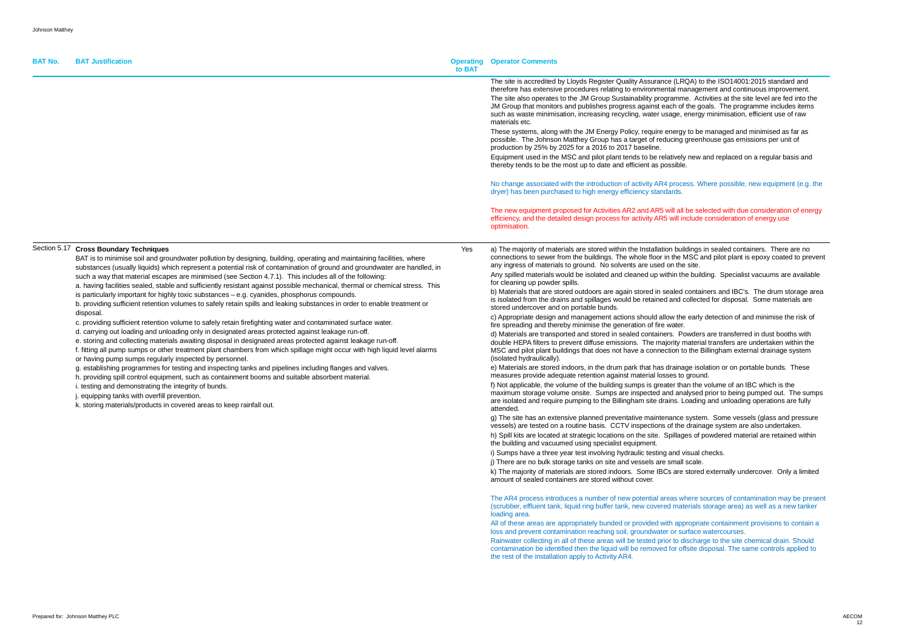| BAT No. | BAT Justification | Operating to BAT | Operator Comments |
|---|---|---|---|
| | | | The site is accredited by Lloyds Register Quality Assurance (LRQA) to the ISO14001:2015 standard and therefore has extensive procedures relating to environmental management and continuous improvement.<br>The site also operates to the JM Group Sustainability programme. Activities at the site level are fed into the JM Group that monitors and publishes progress against each of the goals. The programme includes items such as waste minimisation, increasing recycling, water usage, energy minimisation, efficient use of raw materials etc.<br>These systems, along with the JM Energy Policy, require energy to be managed and minimised as far as possible. The Johnson Matthey Group has a target of reducing greenhouse gas emissions per unit of production by 25% by 2025 for a 2016 to 2017 baseline.<br>Equipment used in the MSC and pilot plant tends to be relatively new and replaced on a regular basis and thereby tends to be the most up to date and efficient as possible.<br><br>No change associated with the introduction of activity AR4 process. Where possible, new equipment (e.g. the dryer) has been purchased to high energy efficiency standards.<br><br>The new equipment proposed for Activities AR2 and AR5 will all be selected with due consideration of energy efficiency, and the detailed design process for activity AR5 will include consideration of energy use optimisation. |
| Section 5.17 | **Cross Boundary Techniques**<br>BAT is to minimise soil and groundwater pollution by designing, building, operating and maintaining facilities, where substances (usually liquids) which represent a potential risk of contamination of ground and groundwater are handled, in such a way that material escapes are minimised (see Section 4.7.1). This includes all of the following:<br>a. having facilities sealed, stable and sufficiently resistant against possible mechanical, thermal or chemical stress. This is particularly important for highly toxic substances – e.g. cyanides, phosphorus compounds.<br>b. providing sufficient retention volumes to safely retain spills and leaking substances in order to enable treatment or disposal.<br>c. providing sufficient retention volume to safely retain firefighting water and contaminated surface water.<br>d. carrying out loading and unloading only in designated areas protected against leakage run-off.<br>e. storing and collecting materials awaiting disposal in designated areas protected against leakage run-off.<br>f. fitting all pump sumps or other treatment plant chambers from which spillage might occur with high liquid level alarms or having pump sumps regularly inspected by personnel.<br>g. establishing programmes for testing and inspecting tanks and pipelines including flanges and valves.<br>h. providing spill control equipment, such as containment booms and suitable absorbent material.<br>i. testing and demonstrating the integrity of bunds.<br>j. equipping tanks with overfill prevention.<br>k. storing materials/products in covered areas to keep rainfall out. | Yes | a) The majority of materials are stored within the Installation buildings in sealed containers. There are no connections to sewer from the buildings. The whole floor in the MSC and pilot plant is epoxy coated to prevent any ingress of materials to ground. No solvents are used on the site.<br>Any spilled materials would be isolated and cleaned up within the building. Specialist vacuums are available for cleaning up powder spills.<br>b) Materials that are stored outdoors are again stored in sealed containers and IBC's. The drum storage area is isolated from the drains and spillages would be retained and collected for disposal. Some materials are stored undercover and on portable bunds.<br>c) Appropriate design and management actions should allow the early detection of and minimise the risk of fire spreading and thereby minimise the generation of fire water.<br>d) Materials are transported and stored in sealed containers. Powders are transferred in dust booths with double HEPA filters to prevent diffuse emissions. The majority material transfers are undertaken within the MSC and pilot plant buildings that does not have a connection to the Billingham external drainage system (isolated hydraulically).<br>e) Materials are stored indoors, in the drum park that has drainage isolation or on portable bunds. These measures provide adequate retention against material losses to ground.<br>f) Not applicable, the volume of the building sumps is greater than the volume of an IBC which is the maximum storage volume onsite. Sumps are inspected and analysed prior to being pumped out. The sumps are isolated and require pumping to the Billingham site drains. Loading and unloading operations are fully attended.<br>g) The site has an extensive planned preventative maintenance system. Some vessels (glass and pressure vessels) are tested on a routine basis. CCTV inspections of the drainage system are also undertaken.<br>h) Spill kits are located at strategic locations on the site. Spillages of powdered material are retained within the building and vacuumed using specialist equipment.<br>i) Sumps have a three year test involving hydraulic testing and visual checks.<br>j) There are no bulk storage tanks on site and vessels are small scale.<br>k) The majority of materials are stored indoors. Some IBCs are stored externally undercover. Only a limited amount of sealed containers are stored without cover.<br><br>The AR4 process introduces a number of new potential areas where sources of contamination may be present (scrubber, effluent tank, liquid ring buffer tank, new covered materials storage area) as well as a new tanker loading area.<br>All of these areas are appropriately bunded or provided with appropriate containment provisions to contain a loss and prevent contamination reaching soil, groundwater or surface watercourses.<br>Rainwater collecting in all of these areas will be tested prior to discharge to the site chemical drain. Should contamination be identified then the liquid will be removed for offsite disposal. The same controls applied to the rest of the installation apply to Activity AR4. |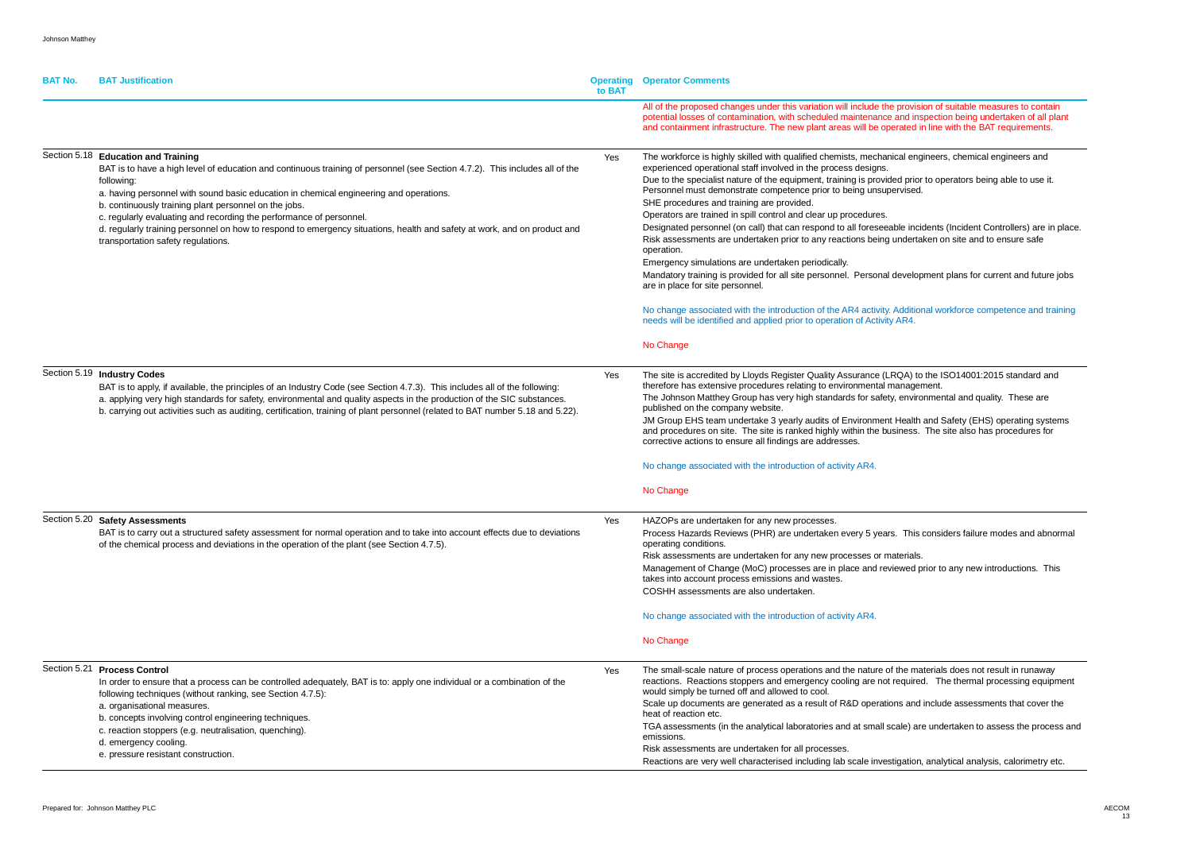| BAT No. | BAT Justification | Operating to BAT | Operator Comments |
|---|---|---|---|
| | | | All of the proposed changes under this variation will include the provision of suitable measures to contain potential losses of contamination, with scheduled maintenance and inspection being undertaken of all plant and containment infrastructure. The new plant areas will be operated in line with the BAT requirements. |
| Section 5.18 | **Education and Training**<br>BAT is to have a high level of education and continuous training of personnel (see Section 4.7.2). This includes all of the following:<br>a. having personnel with sound basic education in chemical engineering and operations.<br>b. continuously training plant personnel on the jobs.<br>c. regularly evaluating and recording the performance of personnel.<br>d. regularly training personnel on how to respond to emergency situations, health and safety at work, and on product and transportation safety regulations. | Yes | The workforce is highly skilled with qualified chemists, mechanical engineers, chemical engineers and experienced operational staff involved in the process designs.<br>Due to the specialist nature of the equipment, training is provided prior to operators being able to use it. Personnel must demonstrate competence prior to being unsupervised.<br>SHE procedures and training are provided.<br>Operators are trained in spill control and clear up procedures.<br>Designated personnel (on call) that can respond to all foreseeable incidents (Incident Controllers) are in place.<br>Risk assessments are undertaken prior to any reactions being undertaken on site and to ensure safe operation.<br>Emergency simulations are undertaken periodically.<br>Mandatory training is provided for all site personnel. Personal development plans for current and future jobs are in place for site personnel.<br><br>No change associated with the introduction of the AR4 activity. Additional workforce competence and training needs will be identified and applied prior to operation of Activity AR4.<br><br>No Change |
| Section 5.19 | **Industry Codes**<br>BAT is to apply, if available, the principles of an Industry Code (see Section 4.7.3). This includes all of the following:<br>a. applying very high standards for safety, environmental and quality aspects in the production of the SIC substances.<br>b. carrying out activities such as auditing, certification, training of plant personnel (related to BAT number 5.18 and 5.22). | Yes | The site is accredited by Lloyds Register Quality Assurance (LRQA) to the ISO14001:2015 standard and therefore has extensive procedures relating to environmental management.<br>The Johnson Matthey Group has very high standards for safety, environmental and quality. These are published on the company website.<br>JM Group EHS team undertake 3 yearly audits of Environment Health and Safety (EHS) operating systems and procedures on site. The site is ranked highly within the business. The site also has procedures for corrective actions to ensure all findings are addresses.<br><br>No change associated with the introduction of activity AR4.<br><br>No Change |
| Section 5.20 | **Safety Assessments**<br>BAT is to carry out a structured safety assessment for normal operation and to take into account effects due to deviations of the chemical process and deviations in the operation of the plant (see Section 4.7.5). | Yes | HAZOPs are undertaken for any new processes.<br>Process Hazards Reviews (PHR) are undertaken every 5 years. This considers failure modes and abnormal operating conditions.<br>Risk assessments are undertaken for any new processes or materials.<br>Management of Change (MoC) processes are in place and reviewed prior to any new introductions. This takes into account process emissions and wastes.<br>COSHH assessments are also undertaken.<br><br>No change associated with the introduction of activity AR4.<br><br>No Change |
| Section 5.21 | **Process Control**<br>In order to ensure that a process can be controlled adequately, BAT is to: apply one individual or a combination of the following techniques (without ranking, see Section 4.7.5):<br>a. organisational measures.<br>b. concepts involving control engineering techniques.<br>c. reaction stoppers (e.g. neutralisation, quenching).<br>d. emergency cooling.<br>e. pressure resistant construction. | Yes | The small-scale nature of process operations and the nature of the materials does not result in runaway reactions. Reactions stoppers and emergency cooling are not required. The thermal processing equipment would simply be turned off and allowed to cool.<br>Scale up documents are generated as a result of R&D operations and include assessments that cover the heat of reaction etc.<br>TGA assessments (in the analytical laboratories and at small scale) are undertaken to assess the process and emissions.<br>Risk assessments are undertaken for all processes.<br>Reactions are very well characterised including lab scale investigation, analytical analysis, calorimetry etc. |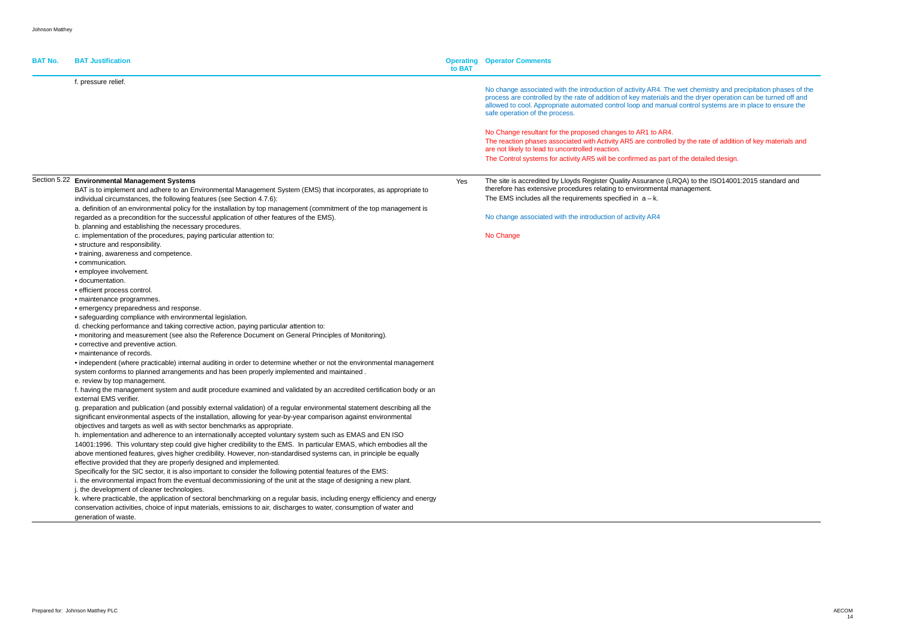| BAT No. | BAT Justification | Operating to BAT | Operator Comments |
|---|---|---|---|
| | f. pressure relief. | | No change associated with the introduction of activity AR4. The wet chemistry and precipitation phases of the process are controlled by the rate of addition of key materials and the dryer operation can be turned off and allowed to cool. Appropriate automated control loop and manual control systems are in place to ensure the safe operation of the process.<br><br>No Change resultant for the proposed changes to AR1 to AR4.<br>The reaction phases associated with Activity AR5 are controlled by the rate of addition of key materials and are not likely to lead to uncontrolled reaction.<br>The Control systems for activity AR5 will be confirmed as part of the detailed design. |
| Section 5.22 | **Environmental Management Systems**<br>BAT is to implement and adhere to an Environmental Management System (EMS) that incorporates, as appropriate to individual circumstances, the following features (see Section 4.7.6):<br>a. definition of an environmental policy for the installation by top management (commitment of the top management is regarded as a precondition for the successful application of other features of the EMS).<br>b. planning and establishing the necessary procedures.<br>c. implementation of the procedures, paying particular attention to:<br>• structure and responsibility.<br>• training, awareness and competence.<br>• communication.<br>• employee involvement.<br>• documentation.<br>• efficient process control.<br>• maintenance programmes.<br>• emergency preparedness and response.<br>• safeguarding compliance with environmental legislation.<br>d. checking performance and taking corrective action, paying particular attention to:<br>• monitoring and measurement (see also the Reference Document on General Principles of Monitoring).<br>• corrective and preventive action.<br>• maintenance of records.<br>• independent (where practicable) internal auditing in order to determine whether or not the environmental management system conforms to planned arrangements and has been properly implemented and maintained .<br>e. review by top management.<br>f. having the management system and audit procedure examined and validated by an accredited certification body or an external EMS verifier.<br>g. preparation and publication (and possibly external validation) of a regular environmental statement describing all the significant environmental aspects of the installation, allowing for year-by-year comparison against environmental objectives and targets as well as with sector benchmarks as appropriate.<br>h. implementation and adherence to an internationally accepted voluntary system such as EMAS and EN ISO 14001:1996. This voluntary step could give higher credibility to the EMS. In particular EMAS, which embodies all the above mentioned features, gives higher credibility. However, non-standardised systems can, in principle be equally effective provided that they are properly designed and implemented.<br>Specifically for the SIC sector, it is also important to consider the following potential features of the EMS:<br>i. the environmental impact from the eventual decommissioning of the unit at the stage of designing a new plant.<br>j. the development of cleaner technologies.<br>k. where practicable, the application of sectoral benchmarking on a regular basis, including energy efficiency and energy conservation activities, choice of input materials, emissions to air, discharges to water, consumption of water and generation of waste. | Yes | The site is accredited by Lloyds Register Quality Assurance (LRQA) to the ISO14001:2015 standard and therefore has extensive procedures relating to environmental management.<br>The EMS includes all the requirements specified in a – k.<br><br>No change associated with the introduction of activity AR4<br><br>No Change |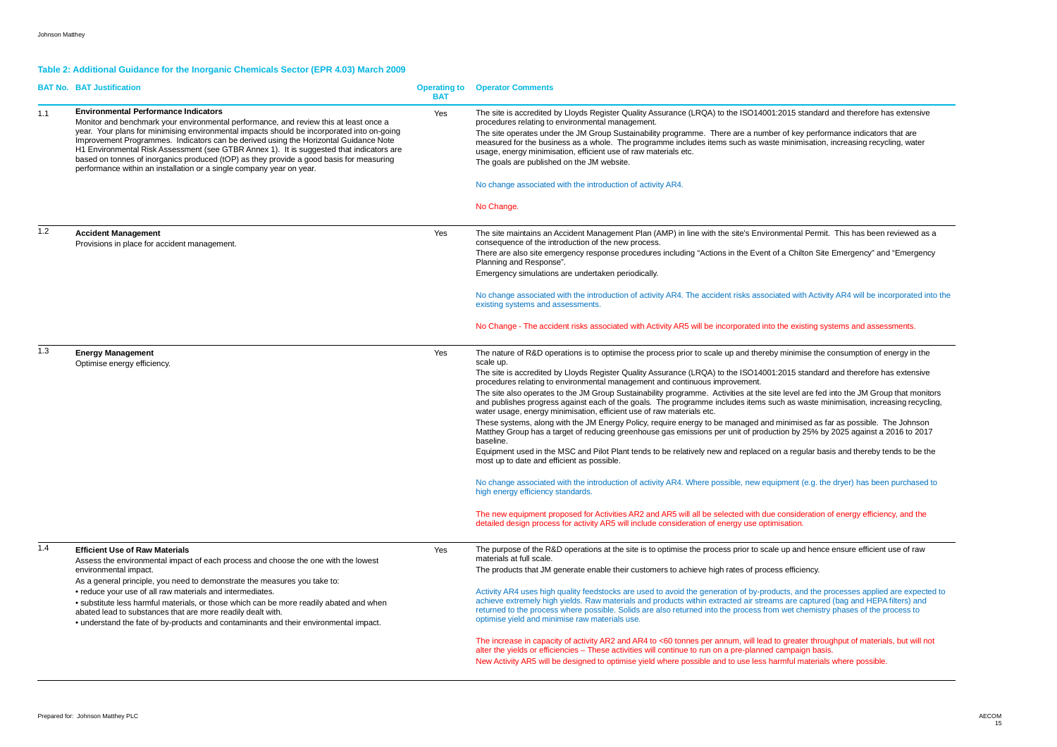## Table 2: Additional Guidance for the Inorganic Chemicals Sector (EPR 4.03) March 2009

| BAT No. | BAT Justification | Operating to BAT | Operator Comments |
|---|---|---|---|
| 1.1 | **Environmental Performance Indicators**<br>Monitor and benchmark your environmental performance, and review this at least once a year. Your plans for minimising environmental impacts should be incorporated into on-going Improvement Programmes. Indicators can be derived using the Horizontal Guidance Note H1 Environmental Risk Assessment (see GTBR Annex 1). It is suggested that indicators are based on tonnes of inorganics produced (tOP) as they provide a good basis for measuring performance within an installation or a single company year on year. | Yes | The site is accredited by Lloyds Register Quality Assurance (LRQA) to the ISO14001:2015 standard and therefore has extensive procedures relating to environmental management.<br>The site operates under the JM Group Sustainability programme. There are a number of key performance indicators that are measured for the business as a whole. The programme includes items such as waste minimisation, increasing recycling, water usage, energy minimisation, efficient use of raw materials etc.<br>The goals are published on the JM website.<br><br>No change associated with the introduction of activity AR4.<br><br>No Change. |
| 1.2 | **Accident Management**<br>Provisions in place for accident management. | Yes | The site maintains an Accident Management Plan (AMP) in line with the site's Environmental Permit. This has been reviewed as a consequence of the introduction of the new process.<br>There are also site emergency response procedures including "Actions in the Event of a Chilton Site Emergency" and "Emergency Planning and Response".<br>Emergency simulations are undertaken periodically.<br><br>No change associated with the introduction of activity AR4. The accident risks associated with Activity AR4 will be incorporated into the existing systems and assessments.<br><br>No Change - The accident risks associated with Activity AR5 will be incorporated into the existing systems and assessments. |
| 1.3 | **Energy Management**<br>Optimise energy efficiency. | Yes | The nature of R&D operations is to optimise the process prior to scale up and thereby minimise the consumption of energy in the scale up.<br>The site is accredited by Lloyds Register Quality Assurance (LRQA) to the ISO14001:2015 standard and therefore has extensive procedures relating to environmental management and continuous improvement.<br>The site also operates to the JM Group Sustainability programme. Activities at the site level are fed into the JM Group that monitors and publishes progress against each of the goals. The programme includes items such as waste minimisation, increasing recycling, water usage, energy minimisation, efficient use of raw materials etc.<br>These systems, along with the JM Energy Policy, require energy to be managed and minimised as far as possible. The Johnson Matthey Group has a target of reducing greenhouse gas emissions per unit of production by 25% by 2025 against a 2016 to 2017 baseline.<br>Equipment used in the MSC and Pilot Plant tends to be relatively new and replaced on a regular basis and thereby tends to be the most up to date and efficient as possible.<br><br>No change associated with the introduction of activity AR4. Where possible, new equipment (e.g. the dryer) has been purchased to high energy efficiency standards.<br><br>The new equipment proposed for Activities AR2 and AR5 will all be selected with due consideration of energy efficiency, and the detailed design process for activity AR5 will include consideration of energy use optimisation. |
| 1.4 | **Efficient Use of Raw Materials**<br>Assess the environmental impact of each process and choose the one with the lowest environmental impact.<br>As a general principle, you need to demonstrate the measures you take to:<br>• reduce your use of all raw materials and intermediates.<br>• substitute less harmful materials, or those which can be more readily abated and when abated lead to substances that are more readily dealt with.<br>• understand the fate of by-products and contaminants and their environmental impact. | Yes | The purpose of the R&D operations at the site is to optimise the process prior to scale up and hence ensure efficient use of raw materials at full scale.<br>The products that JM generate enable their customers to achieve high rates of process efficiency.<br><br>Activity AR4 uses high quality feedstocks are used to avoid the generation of by-products, and the processes applied are expected to achieve extremely high yields. Raw materials and products within extracted air streams are captured (bag and HEPA filters) and returned to the process where possible. Solids are also returned into the process from wet chemistry phases of the process to optimise yield and minimise raw materials use.<br><br>The increase in capacity of activity AR2 and AR4 to <60 tonnes per annum, will lead to greater throughput of materials, but will not alter the yields or efficiencies – These activities will continue to run on a pre-planned campaign basis.<br>New Activity AR5 will be designed to optimise yield where possible and to use less harmful materials where possible. |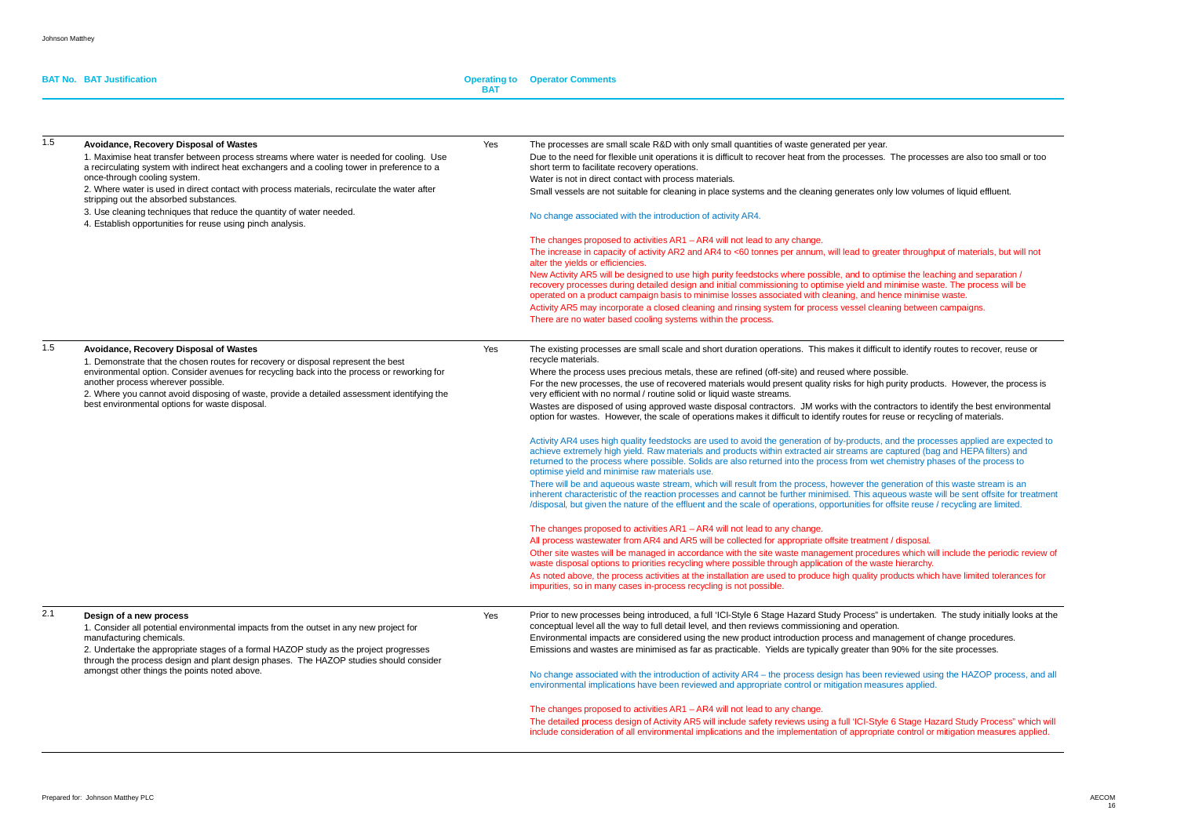| BAT No. | BAT Justification | Operating to BAT | Operator Comments |
|---|---|---|---|
| 1.5 | **Avoidance, Recovery Disposal of Wastes**<br>1. Maximise heat transfer between process streams where water is needed for cooling. Use a recirculating system with indirect heat exchangers and a cooling tower in preference to a once-through cooling system.<br>2. Where water is used in direct contact with process materials, recirculate the water after stripping out the absorbed substances.<br>3. Use cleaning techniques that reduce the quantity of water needed.<br>4. Establish opportunities for reuse using pinch analysis. | Yes | The processes are small scale R&D with only small quantities of waste generated per year.<br>Due to the need for flexible unit operations it is difficult to recover heat from the processes. The processes are also too small or too short term to facilitate recovery operations.<br>Water is not in direct contact with process materials.<br>Small vessels are not suitable for cleaning in place systems and the cleaning generates only low volumes of liquid effluent.<br><br>No change associated with the introduction of activity AR4.<br><br>The changes proposed to activities AR1 – AR4 will not lead to any change.<br>The increase in capacity of activity AR2 and AR4 to <60 tonnes per annum, will lead to greater throughput of materials, but will not alter the yields or efficiencies.<br>New Activity AR5 will be designed to use high purity feedstocks where possible, and to optimise the leaching and separation / recovery processes during detailed design and initial commissioning to optimise yield and minimise waste. The process will be operated on a product campaign basis to minimise losses associated with cleaning, and hence minimise waste.<br>Activity AR5 may incorporate a closed cleaning and rinsing system for process vessel cleaning between campaigns.<br>There are no water based cooling systems within the process. |
| 1.5 | **Avoidance, Recovery Disposal of Wastes**<br>1. Demonstrate that the chosen routes for recovery or disposal represent the best environmental option. Consider avenues for recycling back into the process or reworking for another process wherever possible.<br>2. Where you cannot avoid disposing of waste, provide a detailed assessment identifying the best environmental options for waste disposal. | Yes | The existing processes are small scale and short duration operations. This makes it difficult to identify routes to recover, reuse or recycle materials.<br>Where the process uses precious metals, these are refined (off-site) and reused where possible.<br>For the new processes, the use of recovered materials would present quality risks for high purity products. However, the process is very efficient with no normal / routine solid or liquid waste streams.<br>Wastes are disposed of using approved waste disposal contractors. JM works with the contractors to identify the best environmental option for wastes. However, the scale of operations makes it difficult to identify routes for reuse or recycling of materials.<br><br>Activity AR4 uses high quality feedstocks are used to avoid the generation of by-products, and the processes applied are expected to achieve extremely high yield. Raw materials and products within extracted air streams are captured (bag and HEPA filters) and returned to the process where possible. Solids are also returned into the process from wet chemistry phases of the process to optimise yield and minimise raw materials use.<br>There will be and aqueous waste stream, which will result from the process, however the generation of this waste stream is an inherent characteristic of the reaction processes and cannot be further minimised. This aqueous waste will be sent offsite for treatment /disposal, but given the nature of the effluent and the scale of operations, opportunities for offsite reuse / recycling are limited.<br><br>The changes proposed to activities AR1 – AR4 will not lead to any change.<br>All process wastewater from AR4 and AR5 will be collected for appropriate offsite treatment / disposal.<br>Other site wastes will be managed in accordance with the site waste management procedures which will include the periodic review of waste disposal options to priorities recycling where possible through application of the waste hierarchy.<br>As noted above, the process activities at the installation are used to produce high quality products which have limited tolerances for impurities, so in many cases in-process recycling is not possible. |
| 2.1 | **Design of a new process**<br>1. Consider all potential environmental impacts from the outset in any new project for manufacturing chemicals.<br>2. Undertake the appropriate stages of a formal HAZOP study as the project progresses through the process design and plant design phases. The HAZOP studies should consider amongst other things the points noted above. | Yes | Prior to new processes being introduced, a full 'ICI-Style 6 Stage Hazard Study Process" is undertaken. The study initially looks at the conceptual level all the way to full detail level, and then reviews commissioning and operation.<br>Environmental impacts are considered using the new product introduction process and management of change procedures.<br>Emissions and wastes are minimised as far as practicable. Yields are typically greater than 90% for the site processes.<br><br>No change associated with the introduction of activity AR4 – the process design has been reviewed using the HAZOP process, and all environmental implications have been reviewed and appropriate control or mitigation measures applied.<br><br>The changes proposed to activities AR1 – AR4 will not lead to any change.<br>The detailed process design of Activity AR5 will include safety reviews using a full 'ICI-Style 6 Stage Hazard Study Process" which will include consideration of all environmental implications and the implementation of appropriate control or mitigation measures applied. |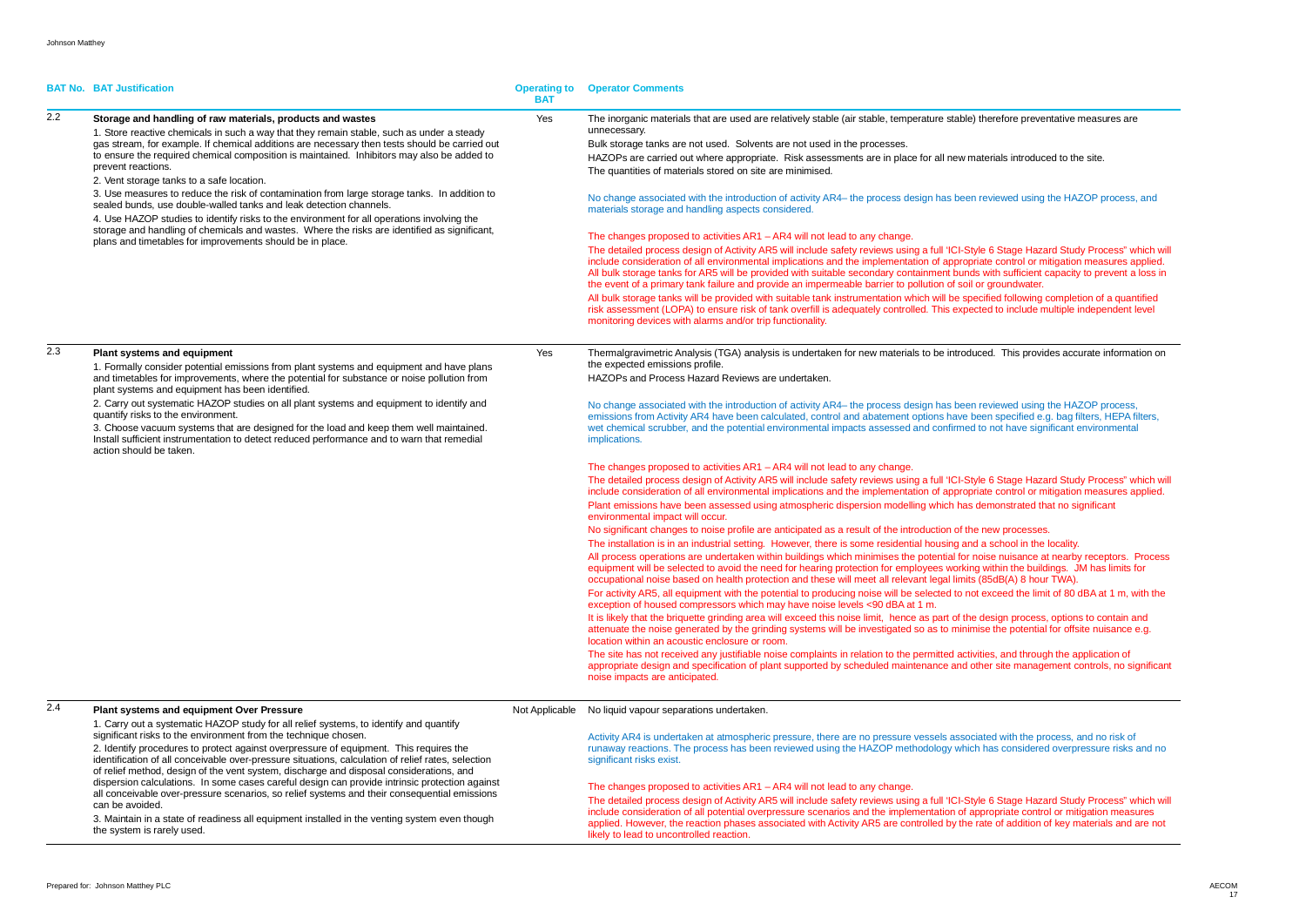| BAT No. | BAT Justification | Operating to BAT | Operator Comments |
|---|---|---|---|
| 2.2 | **Storage and handling of raw materials, products and wastes**<br>1. Store reactive chemicals in such a way that they remain stable, such as under a steady gas stream, for example. If chemical additions are necessary then tests should be carried out to ensure the required chemical composition is maintained. Inhibitors may also be added to prevent reactions.<br>2. Vent storage tanks to a safe location.<br>3. Use measures to reduce the risk of contamination from large storage tanks. In addition to sealed bunds, use double-walled tanks and leak detection channels.<br>4. Use HAZOP studies to identify risks to the environment for all operations involving the storage and handling of chemicals and wastes. Where the risks are identified as significant, plans and timetables for improvements should be in place. | Yes | The inorganic materials that are used are relatively stable (air stable, temperature stable) therefore preventative measures are unnecessary.<br>Bulk storage tanks are not used. Solvents are not used in the processes.<br>HAZOPs are carried out where appropriate. Risk assessments are in place for all new materials introduced to the site.<br>The quantities of materials stored on site are minimised.<br><br>No change associated with the introduction of activity AR4– the process design has been reviewed using the HAZOP process, and materials storage and handling aspects considered.<br><br>The changes proposed to activities AR1 – AR4 will not lead to any change.<br>The detailed process design of Activity AR5 will include safety reviews using a full 'ICI-Style 6 Stage Hazard Study Process" which will include consideration of all environmental implications and the implementation of appropriate control or mitigation measures applied. All bulk storage tanks for AR5 will be provided with suitable secondary containment bunds with sufficient capacity to prevent a loss in the event of a primary tank failure and provide an impermeable barrier to pollution of soil or groundwater.<br>All bulk storage tanks will be provided with suitable tank instrumentation which will be specified following completion of a quantified risk assessment (LOPA) to ensure risk of tank overfill is adequately controlled. This expected to include multiple independent level monitoring devices with alarms and/or trip functionality. |
| 2.3 | **Plant systems and equipment**<br>1. Formally consider potential emissions from plant systems and equipment and have plans and timetables for improvements, where the potential for substance or noise pollution from plant systems and equipment has been identified.<br>2. Carry out systematic HAZOP studies on all plant systems and equipment to identify and quantify risks to the environment.<br>3. Choose vacuum systems that are designed for the load and keep them well maintained. Install sufficient instrumentation to detect reduced performance and to warn that remedial action should be taken. | Yes | Thermalgravimetric Analysis (TGA) analysis is undertaken for new materials to be introduced. This provides accurate information on the expected emissions profile.<br>HAZOPs and Process Hazard Reviews are undertaken.<br><br>No change associated with the introduction of activity AR4– the process design has been reviewed using the HAZOP process, emissions from Activity AR4 have been calculated, control and abatement options have been specified e.g. bag filters, HEPA filters, wet chemical scrubber, and the potential environmental impacts assessed and confirmed to not have significant environmental implications.<br><br>The changes proposed to activities AR1 – AR4 will not lead to any change.<br>The detailed process design of Activity AR5 will include safety reviews using a full 'ICI-Style 6 Stage Hazard Study Process" which will include consideration of all environmental implications and the implementation of appropriate control or mitigation measures applied.<br>Plant emissions have been assessed using atmospheric dispersion modelling which has demonstrated that no significant environmental impact will occur.<br>No significant changes to noise profile are anticipated as a result of the introduction of the new processes.<br>The installation is in an industrial setting. However, there is some residential housing and a school in the locality.<br>All process operations are undertaken within buildings which minimises the potential for noise nuisance at nearby receptors. Process equipment will be selected to avoid the need for hearing protection for employees working within the buildings. JM has limits for occupational noise based on health protection and these will meet all relevant legal limits (85dB(A) 8 hour TWA).<br>For activity AR5, all equipment with the potential to producing noise will be selected to not exceed the limit of 80 dBA at 1 m, with the exception of housed compressors which may have noise levels <90 dBA at 1 m.<br>It is likely that the briquette grinding area will exceed this noise limit, hence as part of the design process, options to contain and attenuate the noise generated by the grinding systems will be investigated so as to minimise the potential for offsite nuisance e.g. location within an acoustic enclosure or room.<br>The site has not received any justifiable noise complaints in relation to the permitted activities, and through the application of appropriate design and specification of plant supported by scheduled maintenance and other site management controls, no significant noise impacts are anticipated. |
| 2.4 | **Plant systems and equipment Over Pressure**<br>1. Carry out a systematic HAZOP study for all relief systems, to identify and quantify significant risks to the environment from the technique chosen.<br>2. Identify procedures to protect against overpressure of equipment. This requires the identification of all conceivable over-pressure situations, calculation of relief rates, selection of relief method, design of the vent system, discharge and disposal considerations, and dispersion calculations. In some cases careful design can provide intrinsic protection against all conceivable over-pressure scenarios, so relief systems and their consequential emissions can be avoided.<br>3. Maintain in a state of readiness all equipment installed in the venting system even though the system is rarely used. | Not Applicable | No liquid vapour separations undertaken.<br><br>Activity AR4 is undertaken at atmospheric pressure, there are no pressure vessels associated with the process, and no risk of runaway reactions. The process has been reviewed using the HAZOP methodology which has considered overpressure risks and no significant risks exist.<br><br>The changes proposed to activities AR1 – AR4 will not lead to any change.<br>The detailed process design of Activity AR5 will include safety reviews using a full 'ICI-Style 6 Stage Hazard Study Process" which will include consideration of all potential overpressure scenarios and the implementation of appropriate control or mitigation measures applied. However, the reaction phases associated with Activity AR5 are controlled by the rate of addition of key materials and are not likely to lead to uncontrolled reaction. |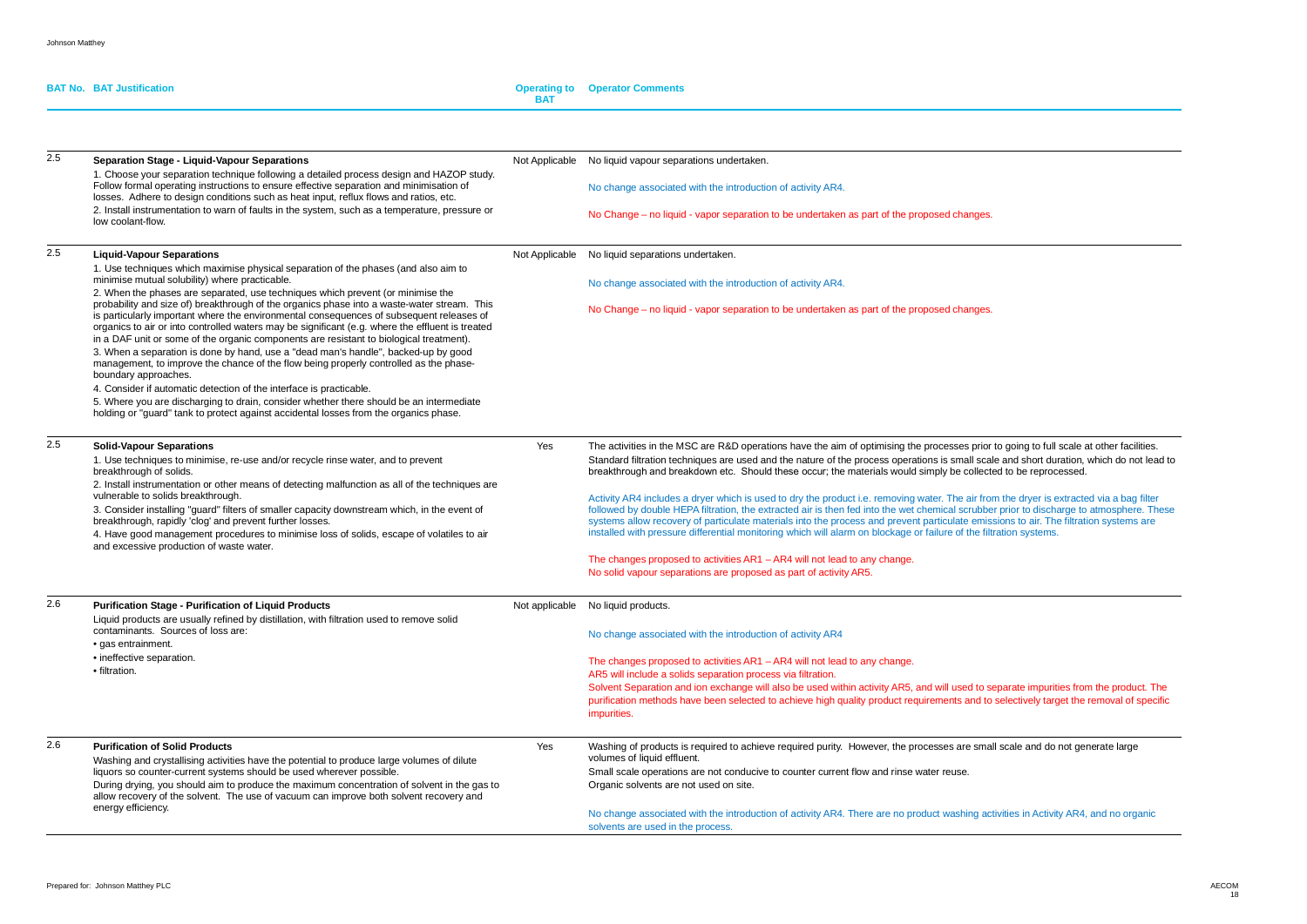| BAT No. | BAT Justification | Operating to BAT | Operator Comments |
|---|---|---|---|
| 2.5 | **Separation Stage - Liquid-Vapour Separations**<br>1. Choose your separation technique following a detailed process design and HAZOP study. Follow formal operating instructions to ensure effective separation and minimisation of losses. Adhere to design conditions such as heat input, reflux flows and ratios, etc.<br>2. Install instrumentation to warn of faults in the system, such as a temperature, pressure or low coolant-flow. | Not Applicable | No liquid vapour separations undertaken.<br><br>No change associated with the introduction of activity AR4.<br><br>No Change – no liquid - vapor separation to be undertaken as part of the proposed changes. |
| 2.5 | **Liquid-Vapour Separations**<br>1. Use techniques which maximise physical separation of the phases (and also aim to minimise mutual solubility) where practicable.<br>2. When the phases are separated, use techniques which prevent (or minimise the probability and size of) breakthrough of the organics phase into a waste-water stream. This is particularly important where the environmental consequences of subsequent releases of organics to air or into controlled waters may be significant (e.g. where the effluent is treated in a DAF unit or some of the organic components are resistant to biological treatment).<br>3. When a separation is done by hand, use a "dead man's handle", backed-up by good management, to improve the chance of the flow being properly controlled as the phase-boundary approaches.<br>4. Consider if automatic detection of the interface is practicable.<br>5. Where you are discharging to drain, consider whether there should be an intermediate holding or "guard" tank to protect against accidental losses from the organics phase. | Not Applicable | No liquid separations undertaken.<br><br>No change associated with the introduction of activity AR4.<br><br>No Change – no liquid - vapor separation to be undertaken as part of the proposed changes. |
| 2.5 | **Solid-Vapour Separations**<br>1. Use techniques to minimise, re-use and/or recycle rinse water, and to prevent breakthrough of solids.<br>2. Install instrumentation or other means of detecting malfunction as all of the techniques are vulnerable to solids breakthrough.<br>3. Consider installing "guard" filters of smaller capacity downstream which, in the event of breakthrough, rapidly 'clog' and prevent further losses.<br>4. Have good management procedures to minimise loss of solids, escape of volatiles to air and excessive production of waste water. | Yes | The activities in the MSC are R&D operations have the aim of optimising the processes prior to going to full scale at other facilities. Standard filtration techniques are used and the nature of the process operations is small scale and short duration, which do not lead to breakthrough and breakdown etc. Should these occur; the materials would simply be collected to be reprocessed.<br><br>Activity AR4 includes a dryer which is used to dry the product i.e. removing water. The air from the dryer is extracted via a bag filter followed by double HEPA filtration, the extracted air is then fed into the wet chemical scrubber prior to discharge to atmosphere. These systems allow recovery of particulate materials into the process and prevent particulate emissions to air. The filtration systems are installed with pressure differential monitoring which will alarm on blockage or failure of the filtration systems.<br><br>The changes proposed to activities AR1 – AR4 will not lead to any change.<br>No solid vapour separations are proposed as part of activity AR5. |
| 2.6 | **Purification Stage - Purification of Liquid Products**<br>Liquid products are usually refined by distillation, with filtration used to remove solid contaminants. Sources of loss are:<br>• gas entrainment.<br>• ineffective separation.<br>• filtration. | Not applicable | No liquid products.<br><br>No change associated with the introduction of activity AR4<br><br>The changes proposed to activities AR1 – AR4 will not lead to any change.<br>AR5 will include a solids separation process via filtration.<br>Solvent Separation and ion exchange will also be used within activity AR5, and will used to separate impurities from the product. The purification methods have been selected to achieve high quality product requirements and to selectively target the removal of specific impurities. |
| 2.6 | **Purification of Solid Products**<br>Washing and crystallising activities have the potential to produce large volumes of dilute liquors so counter-current systems should be used wherever possible.<br>During drying, you should aim to produce the maximum concentration of solvent in the gas to allow recovery of the solvent. The use of vacuum can improve both solvent recovery and energy efficiency. | Yes | Washing of products is required to achieve required purity. However, the processes are small scale and do not generate large volumes of liquid effluent.<br>Small scale operations are not conducive to counter current flow and rinse water reuse.<br>Organic solvents are not used on site.<br><br>No change associated with the introduction of activity AR4. There are no product washing activities in Activity AR4, and no organic solvents are used in the process. |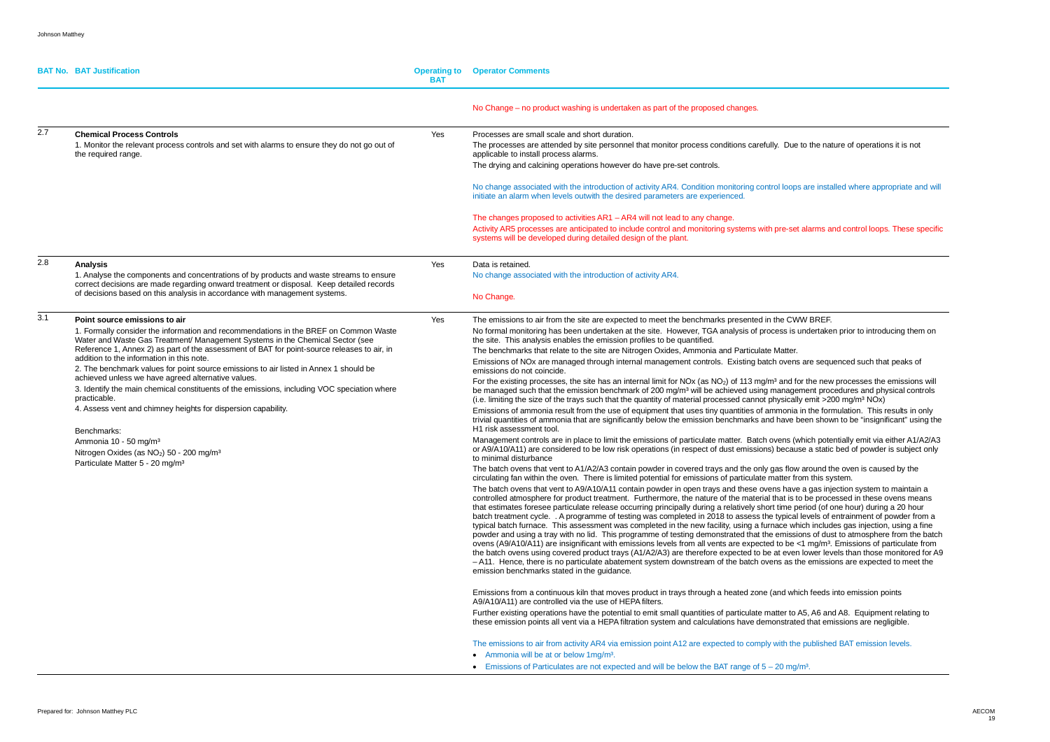| BAT No. | BAT Justification | Operating to BAT | Operator Comments |
|---|---|---|---|
| | | | No Change – no product washing is undertaken as part of the proposed changes. |
| 2.7 | **Chemical Process Controls**<br>1. Monitor the relevant process controls and set with alarms to ensure they do not go out of the required range. | Yes | Processes are small scale and short duration.<br>The processes are attended by site personnel that monitor process conditions carefully. Due to the nature of operations it is not applicable to install process alarms.<br>The drying and calcining operations however do have pre-set controls.<br><br>No change associated with the introduction of activity AR4. Condition monitoring control loops are installed where appropriate and will initiate an alarm when levels outwith the desired parameters are experienced.<br><br>The changes proposed to activities AR1 – AR4 will not lead to any change.<br>Activity AR5 processes are anticipated to include control and monitoring systems with pre-set alarms and control loops. These specific systems will be developed during detailed design of the plant. |
| 2.8 | **Analysis**<br>1. Analyse the components and concentrations of by products and waste streams to ensure correct decisions are made regarding onward treatment or disposal. Keep detailed records of decisions based on this analysis in accordance with management systems. | Yes | Data is retained.<br>No change associated with the introduction of activity AR4.<br><br>No Change. |
| 3.1 | **Point source emissions to air**<br>1. Formally consider the information and recommendations in the BREF on Common Waste Water and Waste Gas Treatment/ Management Systems in the Chemical Sector (see Reference 1, Annex 2) as part of the assessment of BAT for point-source releases to air, in addition to the information in this note.<br>2. The benchmark values for point source emissions to air listed in Annex 1 should be achieved unless we have agreed alternative values.<br>3. Identify the main chemical constituents of the emissions, including VOC speciation where practicable.<br>4. Assess vent and chimney heights for dispersion capability.<br><br>Benchmarks:<br>Ammonia 10 - 50 mg/m³<br>Nitrogen Oxides (as $NO_2$) 50 - 200 mg/m³<br>Particulate Matter 5 - 20 mg/m³ | Yes | The emissions to air from the site are expected to meet the benchmarks presented in the CWW BREF.<br>No formal monitoring has been undertaken at the site. However, TGA analysis of process is undertaken prior to introducing them on the site. This analysis enables the emission profiles to be quantified.<br>The benchmarks that relate to the site are Nitrogen Oxides, Ammonia and Particulate Matter.<br>Emissions of NOx are managed through internal management controls. Existing batch ovens are sequenced such that peaks of emissions do not coincide.<br>For the existing processes, the site has an internal limit for NOx (as $NO_2$) of 113 mg/m³ and for the new processes the emissions will be managed such that the emission benchmark of 200 mg/m³ will be achieved using management procedures and physical controls (i.e. limiting the size of the trays such that the quantity of material processed cannot physically emit >200 mg/m³ NOx)<br>Emissions of ammonia result from the use of equipment that uses tiny quantities of ammonia in the formulation. This results in only trivial quantities of ammonia that are significantly below the emission benchmarks and have been shown to be "insignificant" using the H1 risk assessment tool.<br>Management controls are in place to limit the emissions of particulate matter. Batch ovens (which potentially emit via either A1/A2/A3 or A9/A10/A11) are considered to be low risk operations (in respect of dust emissions) because a static bed of powder is subject only to minimal disturbance<br>The batch ovens that vent to A1/A2/A3 contain powder in covered trays and the only gas flow around the oven is caused by the circulating fan within the oven. There is limited potential for emissions of particulate matter from this system.<br>The batch ovens that vent to A9/A10/A11 contain powder in open trays and these ovens have a gas injection system to maintain a controlled atmosphere for product treatment. Furthermore, the nature of the material that is to be processed in these ovens means that estimates foresee particulate release occurring principally during a relatively short time period (of one hour) during a 20 hour batch treatment cycle. . A programme of testing was completed in 2018 to assess the typical levels of entrainment of powder from a typical batch furnace. This assessment was completed in the new facility, using a furnace which includes gas injection, using a fine powder and using a tray with no lid. This programme of testing demonstrated that the emissions of dust to atmosphere from the batch ovens (A9/A10/A11) are insignificant with emissions levels from all vents are expected to be <1 mg/m³. Emissions of particulate from the batch ovens using covered product trays (A1/A2/A3) are therefore expected to be at even lower levels than those monitored for A9 – A11. Hence, there is no particulate abatement system downstream of the batch ovens as the emissions are expected to meet the emission benchmarks stated in the guidance.<br><br>Emissions from a continuous kiln that moves product in trays through a heated zone (and which feeds into emission points A9/A10/A11) are controlled via the use of HEPA filters.<br>Further existing operations have the potential to emit small quantities of particulate matter to A5, A6 and A8. Equipment relating to these emission points all vent via a HEPA filtration system and calculations have demonstrated that emissions are negligible.<br><br>The emissions to air from activity AR4 via emission point A12 are expected to comply with the published BAT emission levels.<br>• Ammonia will be at or below 1mg/m³.<br>• Emissions of Particulates are not expected and will be below the BAT range of 5 – 20 mg/m³. |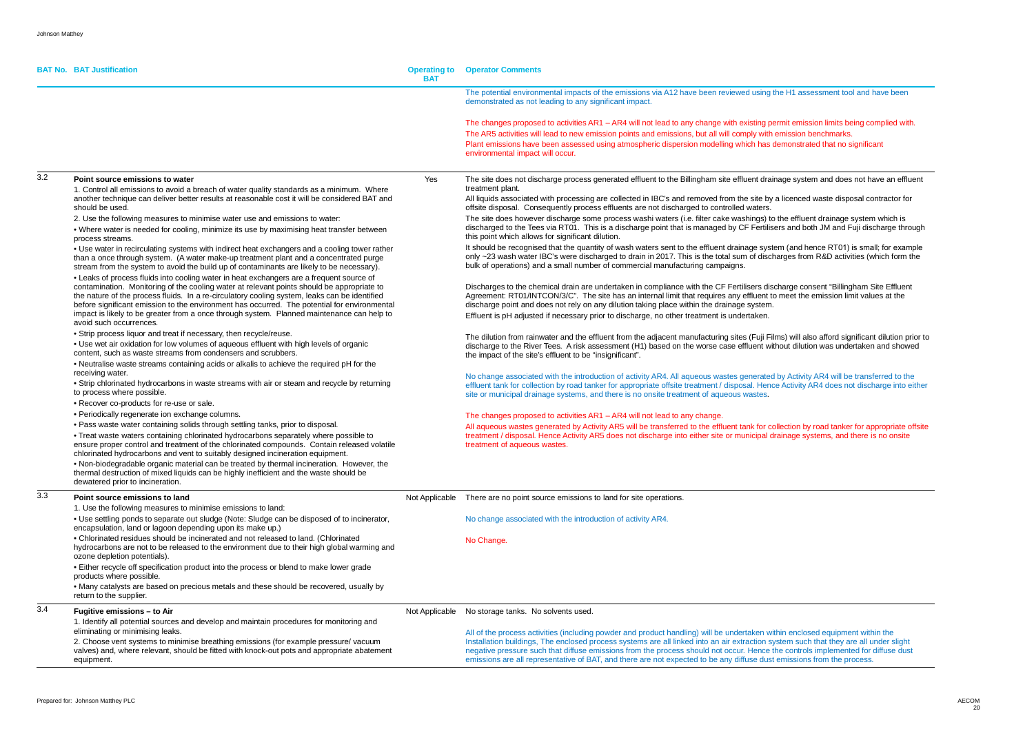| BAT No. | BAT Justification | Operating to BAT | Operator Comments |
|---|---|---|---|
| | | | The potential environmental impacts of the emissions via A12 have been reviewed using the H1 assessment tool and have been demonstrated as not leading to any significant impact.<br><br>The changes proposed to activities AR1 – AR4 will not lead to any change with existing permit emission limits being complied with.<br>The AR5 activities will lead to new emission points and emissions, but all will comply with emission benchmarks.<br>Plant emissions have been assessed using atmospheric dispersion modelling which has demonstrated that no significant environmental impact will occur. |
| 3.2 | **Point source emissions to water**<br>1. Control all emissions to avoid a breach of water quality standards as a minimum. Where another technique can deliver better results at reasonable cost it will be considered BAT and should be used.<br>2. Use the following measures to minimise water use and emissions to water:<br>• Where water is needed for cooling, minimize its use by maximising heat transfer between process streams.<br>• Use water in recirculating systems with indirect heat exchangers and a cooling tower rather than a once through system. (A water make-up treatment plant and a concentrated purge stream from the system to avoid the build up of contaminants are likely to be necessary).<br>• Leaks of process fluids into cooling water in heat exchangers are a frequent source of contamination. Monitoring of the cooling water at relevant points should be appropriate to the nature of the process fluids. In a re-circulatory cooling system, leaks can be identified before significant emission to the environment has occurred. The potential for environmental impact is likely to be greater from a once through system. Planned maintenance can help to avoid such occurrences.<br>• Strip process liquor and treat if necessary, then recycle/reuse.<br>• Use wet air oxidation for low volumes of aqueous effluent with high levels of organic content, such as waste streams from condensers and scrubbers.<br>• Neutralise waste streams containing acids or alkalis to achieve the required pH for the receiving water.<br>• Strip chlorinated hydrocarbons in waste streams with air or steam and recycle by returning to process where possible.<br>• Recover co-products for re-use or sale.<br>• Periodically regenerate ion exchange columns.<br>• Pass waste water containing solids through settling tanks, prior to disposal.<br>• Treat waste waters containing chlorinated hydrocarbons separately where possible to ensure proper control and treatment of the chlorinated compounds. Contain released volatile chlorinated hydrocarbons and vent to suitably designed incineration equipment.<br>• Non-biodegradable organic material can be treated by thermal incineration. However, the thermal destruction of mixed liquids can be highly inefficient and the waste should be dewatered prior to incineration. | Yes | The site does not discharge process generated effluent to the Billingham site effluent drainage system and does not have an effluent treatment plant.<br>All liquids associated with processing are collected in IBC's and removed from the site by a licenced waste disposal contractor for offsite disposal. Consequently process effluents are not discharged to controlled waters.<br>The site does however discharge some process washi waters (i.e. filter cake washings) to the effluent drainage system which is discharged to the Tees via RT01. This is a discharge point that is managed by CF Fertilisers and both JM and Fuji discharge through this point which allows for significant dilution.<br>It should be recognised that the quantity of wash waters sent to the effluent drainage system (and hence RT01) is small; for example only ~23 wash water IBC's were discharged to drain in 2017. This is the total sum of discharges from R&D activities (which form the bulk of operations) and a small number of commercial manufacturing campaigns.<br><br>Discharges to the chemical drain are undertaken in compliance with the CF Fertilisers discharge consent "Billingham Site Effluent Agreement: RT01/INTCON/3/C". The site has an internal limit that requires any effluent to meet the emission limit values at the discharge point and does not rely on any dilution taking place within the drainage system.<br>Effluent is pH adjusted if necessary prior to discharge, no other treatment is undertaken.<br><br>The dilution from rainwater and the effluent from the adjacent manufacturing sites (Fuji Films) will also afford significant dilution prior to discharge to the River Tees. A risk assessment (H1) based on the worse case effluent without dilution was undertaken and showed the impact of the site's effluent to be "insignificant".<br><br>No change associated with the introduction of activity AR4. All aqueous wastes generated by Activity AR4 will be transferred to the effluent tank for collection by road tanker for appropriate offsite treatment / disposal. Hence Activity AR4 does not discharge into either site or municipal drainage systems, and there is no onsite treatment of aqueous wastes.<br><br>The changes proposed to activities AR1 – AR4 will not lead to any change.<br>All aqueous wastes generated by Activity AR5 will be transferred to the effluent tank for collection by road tanker for appropriate offsite treatment / disposal. Hence Activity AR5 does not discharge into either site or municipal drainage systems, and there is no onsite treatment of aqueous wastes. |
| 3.3 | **Point source emissions to land**<br>1. Use the following measures to minimise emissions to land:<br>• Use settling ponds to separate out sludge (Note: Sludge can be disposed of to incinerator, encapsulation, land or lagoon depending upon its make up.)<br>• Chlorinated residues should be incinerated and not released to land. (Chlorinated hydrocarbons are not to be released to the environment due to their high global warming and ozone depletion potentials).<br>• Either recycle off specification product into the process or blend to make lower grade products where possible.<br>• Many catalysts are based on precious metals and these should be recovered, usually by return to the supplier. | Not Applicable | There are no point source emissions to land for site operations.<br><br>No change associated with the introduction of activity AR4.<br><br>No Change. |
| 3.4 | **Fugitive emissions – to Air**<br>1. Identify all potential sources and develop and maintain procedures for monitoring and eliminating or minimising leaks.<br>2. Choose vent systems to minimise breathing emissions (for example pressure/ vacuum valves) and, where relevant, should be fitted with knock-out pots and appropriate abatement equipment. | Not Applicable | No storage tanks. No solvents used.<br><br>All of the process activities (including powder and product handling) will be undertaken within enclosed equipment within the Installation buildings, The enclosed process systems are all linked into an air extraction system such that they are all under slight negative pressure such that diffuse emissions from the process should not occur. Hence the controls implemented for diffuse dust emissions are all representative of BAT, and there are not expected to be any diffuse dust emissions from the process. |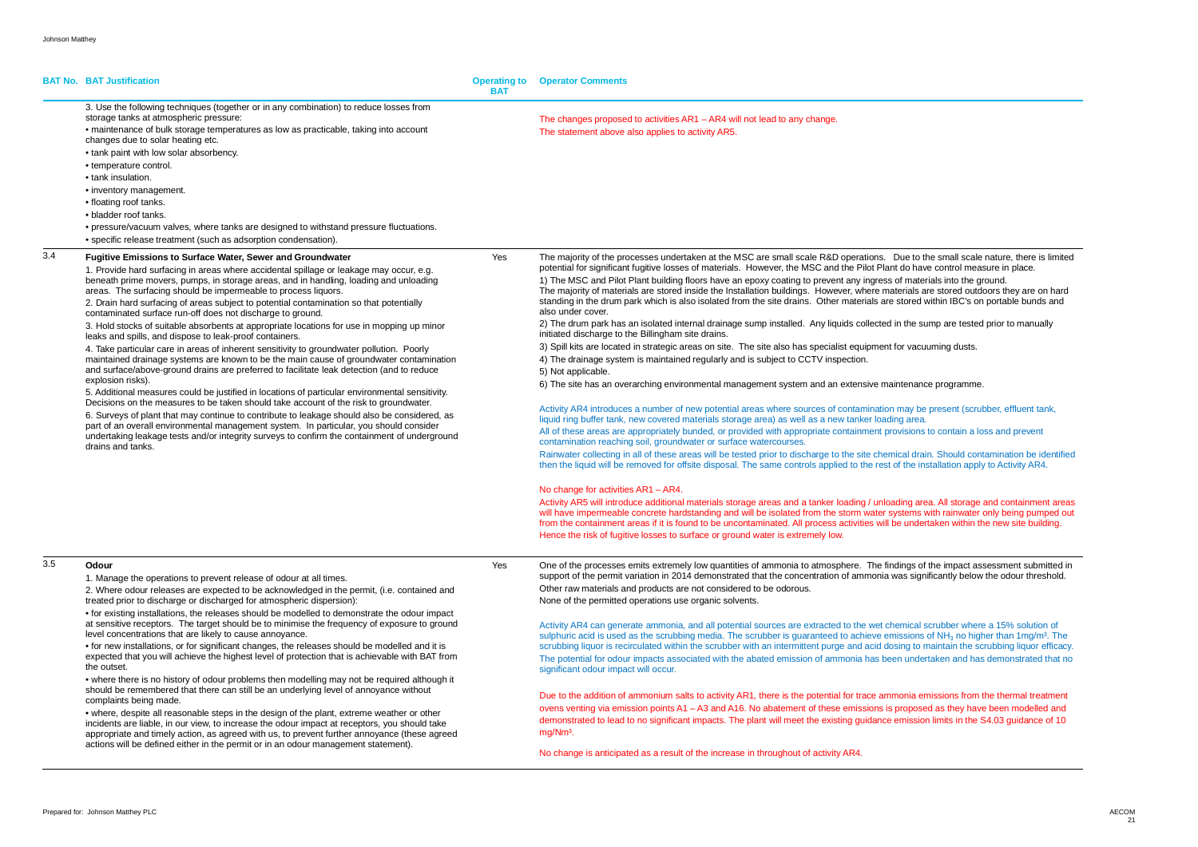| BAT No. | BAT Justification | Operating to BAT | Operator Comments |
|---|---|---|---|
| | 3. Use the following techniques (together or in any combination) to reduce losses from storage tanks at atmospheric pressure:<br>• maintenance of bulk storage temperatures as low as practicable, taking into account changes due to solar heating etc.<br>• tank paint with low solar absorbency.<br>• temperature control.<br>• tank insulation.<br>• inventory management.<br>• floating roof tanks.<br>• bladder roof tanks.<br>• pressure/vacuum valves, where tanks are designed to withstand pressure fluctuations.<br>• specific release treatment (such as adsorption condensation). | | The changes proposed to activities AR1 – AR4 will not lead to any change.<br>The statement above also applies to activity AR5. |
| 3.4 | **Fugitive Emissions to Surface Water, Sewer and Groundwater**<br>1. Provide hard surfacing in areas where accidental spillage or leakage may occur, e.g. beneath prime movers, pumps, in storage areas, and in handling, loading and unloading areas. The surfacing should be impermeable to process liquors.<br>2. Drain hard surfacing of areas subject to potential contamination so that potentially contaminated surface run-off does not discharge to ground.<br>3. Hold stocks of suitable absorbents at appropriate locations for use in mopping up minor leaks and spills, and dispose to leak-proof containers.<br>4. Take particular care in areas of inherent sensitivity to groundwater pollution. Poorly maintained drainage systems are known to be the main cause of groundwater contamination and surface/above-ground drains are preferred to facilitate leak detection (and to reduce explosion risks).<br>5. Additional measures could be justified in locations of particular environmental sensitivity. Decisions on the measures to be taken should take account of the risk to groundwater.<br>6. Surveys of plant that may continue to contribute to leakage should also be considered, as part of an overall environmental management system. In particular, you should consider undertaking leakage tests and/or integrity surveys to confirm the containment of underground drains and tanks. | Yes | The majority of the processes undertaken at the MSC are small scale R&D operations. Due to the small scale nature, there is limited potential for significant fugitive losses of materials. However, the MSC and the Pilot Plant do have control measure in place.<br>1) The MSC and Pilot Plant building floors have an epoxy coating to prevent any ingress of materials into the ground.<br>The majority of materials are stored inside the Installation buildings. However, where materials are stored outdoors they are on hard standing in the drum park which is also isolated from the site drains. Other materials are stored within IBC's on portable bunds and also under cover.<br>2) The drum park has an isolated internal drainage sump installed. Any liquids collected in the sump are tested prior to manually initiated discharge to the Billingham site drains.<br>3) Spill kits are located in strategic areas on site. The site also has specialist equipment for vacuuming dusts.<br>4) The drainage system is maintained regularly and is subject to CCTV inspection.<br>5) Not applicable.<br>6) The site has an overarching environmental management system and an extensive maintenance programme.<br><br>Activity AR4 introduces a number of new potential areas where sources of contamination may be present (scrubber, effluent tank, liquid ring buffer tank, new covered materials storage area) as well as a new tanker loading area.<br>All of these areas are appropriately bunded, or provided with appropriate containment provisions to contain a loss and prevent contamination reaching soil, groundwater or surface watercourses.<br>Rainwater collecting in all of these areas will be tested prior to discharge to the site chemical drain. Should contamination be identified then the liquid will be removed for offsite disposal. The same controls applied to the rest of the installation apply to Activity AR4.<br><br>No change for activities AR1 – AR4.<br>Activity AR5 will introduce additional materials storage areas and a tanker loading / unloading area. All storage and containment areas will have impermeable concrete hardstanding and will be isolated from the storm water systems with rainwater only being pumped out from the containment areas if it is found to be uncontaminated. All process activities will be undertaken within the new site building. Hence the risk of fugitive losses to surface or ground water is extremely low. |
| 3.5 | **Odour**<br>1. Manage the operations to prevent release of odour at all times.<br>2. Where odour releases are expected to be acknowledged in the permit, (i.e. contained and treated prior to discharge or discharged for atmospheric dispersion):<br>• for existing installations, the releases should be modelled to demonstrate the odour impact at sensitive receptors. The target should be to minimise the frequency of exposure to ground level concentrations that are likely to cause annoyance.<br>• for new installations, or for significant changes, the releases should be modelled and it is expected that you will achieve the highest level of protection that is achievable with BAT from the outset.<br>• where there is no history of odour problems then modelling may not be required although it should be remembered that there can still be an underlying level of annoyance without complaints being made.<br>• where, despite all reasonable steps in the design of the plant, extreme weather or other incidents are liable, in our view, to increase the odour impact at receptors, you should take appropriate and timely action, as agreed with us, to prevent further annoyance (these agreed actions will be defined either in the permit or in an odour management statement). | Yes | One of the processes emits extremely low quantities of ammonia to atmosphere. The findings of the impact assessment submitted in support of the permit variation in 2014 demonstrated that the concentration of ammonia was significantly below the odour threshold.<br>Other raw materials and products are not considered to be odorous.<br>None of the permitted operations use organic solvents.<br><br>Activity AR4 can generate ammonia, and all potential sources are extracted to the wet chemical scrubber where a 15% solution of sulphuric acid is used as the scrubbing media. The scrubber is guaranteed to achieve emissions of $NH_3$ no higher than 1mg/m³. The scrubbing liquor is recirculated within the scrubber with an intermittent purge and acid dosing to maintain the scrubbing liquor efficacy.<br>The potential for odour impacts associated with the abated emission of ammonia has been undertaken and has demonstrated that no significant odour impact will occur.<br><br>Due to the addition of ammonium salts to activity AR1, there is the potential for trace ammonia emissions from the thermal treatment ovens venting via emission points A1 – A3 and A16. No abatement of these emissions is proposed as they have been modelled and demonstrated to lead to no significant impacts. The plant will meet the existing guidance emission limits in the S4.03 guidance of 10 mg/Nm³.<br><br>No change is anticipated as a result of the increase in throughout of activity AR4. |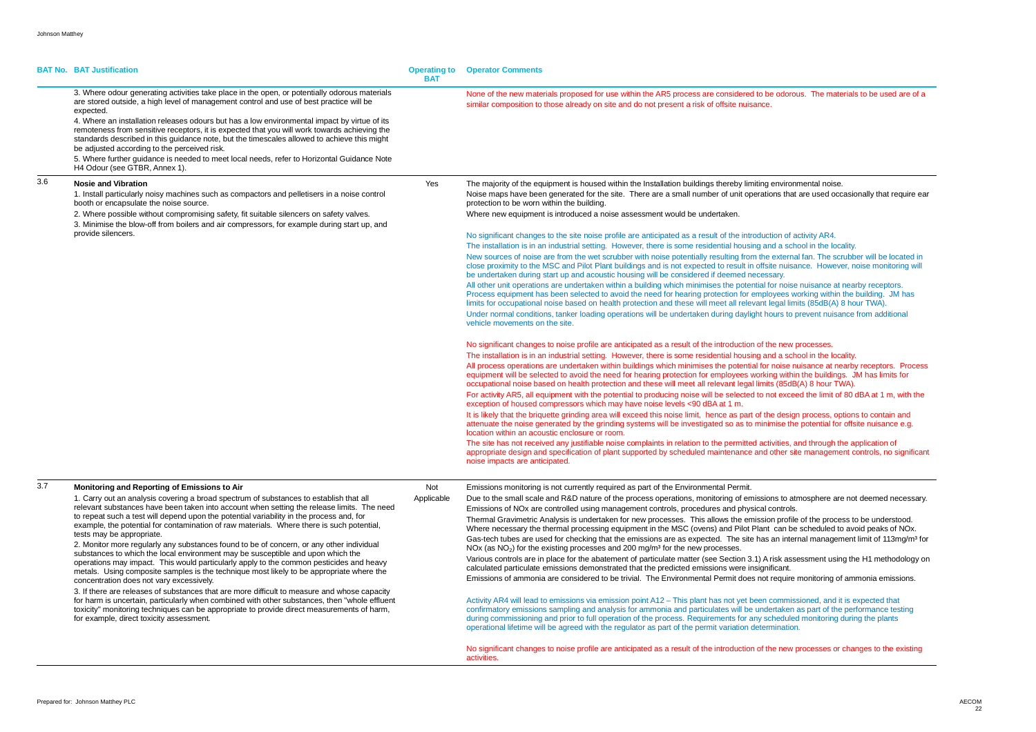| BAT No. | BAT Justification | Operating to BAT | Operator Comments |
|---|---|---|---|
| | 3. Where odour generating activities take place in the open, or potentially odorous materials are stored outside, a high level of management control and use of best practice will be expected.<br>4. Where an installation releases odours but has a low environmental impact by virtue of its remoteness from sensitive receptors, it is expected that you will work towards achieving the standards described in this guidance note, but the timescales allowed to achieve this might be adjusted according to the perceived risk.<br>5. Where further guidance is needed to meet local needs, refer to Horizontal Guidance Note H4 Odour (see GTBR, Annex 1). | | None of the new materials proposed for use within the AR5 process are considered to be odorous. The materials to be used are of a similar composition to those already on site and do not present a risk of offsite nuisance. |
| 3.6 | **Nosie and Vibration**<br>1. Install particularly noisy machines such as compactors and pelletisers in a noise control booth or encapsulate the noise source.<br>2. Where possible without compromising safety, fit suitable silencers on safety valves.<br>3. Minimise the blow-off from boilers and air compressors, for example during start up, and provide silencers. | Yes | The majority of the equipment is housed within the Installation buildings thereby limiting environmental noise.<br>Noise maps have been generated for the site. There are a small number of unit operations that are used occasionally that require ear protection to be worn within the building.<br>Where new equipment is introduced a noise assessment would be undertaken.<br><br>No significant changes to the site noise profile are anticipated as a result of the introduction of activity AR4.<br>The installation is in an industrial setting. However, there is some residential housing and a school in the locality.<br>New sources of noise are from the wet scrubber with noise potentially resulting from the external fan. The scrubber will be located in close proximity to the MSC and Pilot Plant buildings and is not expected to result in offsite nuisance. However, noise monitoring will be undertaken during start up and acoustic housing will be considered if deemed necessary.<br>All other unit operations are undertaken within a building which minimises the potential for noise nuisance at nearby receptors. Process equipment has been selected to avoid the need for hearing protection for employees working within the building. JM has limits for occupational noise based on health protection and these will meet all relevant legal limits (85dB(A) 8 hour TWA).<br>Under normal conditions, tanker loading operations will be undertaken during daylight hours to prevent nuisance from additional vehicle movements on the site.<br><br>No significant changes to noise profile are anticipated as a result of the introduction of the new processes.<br>The installation is in an industrial setting. However, there is some residential housing and a school in the locality.<br>All process operations are undertaken within buildings which minimises the potential for noise nuisance at nearby receptors. Process equipment will be selected to avoid the need for hearing protection for employees working within the buildings. JM has limits for occupational noise based on health protection and these will meet all relevant legal limits (85dB(A) 8 hour TWA).<br>For activity AR5, all equipment with the potential to producing noise will be selected to not exceed the limit of 80 dBA at 1 m, with the exception of housed compressors which may have noise levels <90 dBA at 1 m.<br>It is likely that the briquette grinding area will exceed this noise limit, hence as part of the design process, options to contain and attenuate the noise generated by the grinding systems will be investigated so as to minimise the potential for offsite nuisance e.g. location within an acoustic enclosure or room.<br>The site has not received any justifiable noise complaints in relation to the permitted activities, and through the application of appropriate design and specification of plant supported by scheduled maintenance and other site management controls, no significant noise impacts are anticipated. |
| 3.7 | **Monitoring and Reporting of Emissions to Air**<br>1. Carry out an analysis covering a broad spectrum of substances to establish that all relevant substances have been taken into account when setting the release limits. The need to repeat such a test will depend upon the potential variability in the process and, for example, the potential for contamination of raw materials. Where there is such potential, tests may be appropriate.<br>2. Monitor more regularly any substances found to be of concern, or any other individual substances to which the local environment may be susceptible and upon which the operations may impact. This would particularly apply to the common pesticides and heavy metals. Using composite samples is the technique most likely to be appropriate where the concentration does not vary excessively.<br>3. If there are releases of substances that are more difficult to measure and whose capacity for harm is uncertain, particularly when combined with other substances, then "whole effluent toxicity" monitoring techniques can be appropriate to provide direct measurements of harm, for example, direct toxicity assessment. | Not Applicable | Emissions monitoring is not currently required as part of the Environmental Permit.<br>Due to the small scale and R&D nature of the process operations, monitoring of emissions to atmosphere are not deemed necessary.<br>Emissions of NOx are controlled using management controls, procedures and physical controls.<br>Thermal Gravimetric Analysis is undertaken for new processes. This allows the emission profile of the process to be understood. Where necessary the thermal processing equipment in the MSC (ovens) and Pilot Plant can be scheduled to avoid peaks of NOx.<br>Gas-tech tubes are used for checking that the emissions are as expected. The site has an internal management limit of 113mg/m³ for NOx (as $NO_2$) for the existing processes and 200 mg/m³ for the new processes.<br>Various controls are in place for the abatement of particulate matter (see Section 3.1) A risk assessment using the H1 methodology on calculated particulate emissions demonstrated that the predicted emissions were insignificant.<br>Emissions of ammonia are considered to be trivial. The Environmental Permit does not require monitoring of ammonia emissions.<br><br>Activity AR4 will lead to emissions via emission point A12 – This plant has not yet been commissioned, and it is expected that confirmatory emissions sampling and analysis for ammonia and particulates will be undertaken as part of the performance testing during commissioning and prior to full operation of the process. Requirements for any scheduled monitoring during the plants operational lifetime will be agreed with the regulator as part of the permit variation determination.<br><br>No significant changes to noise profile are anticipated as a result of the introduction of the new processes or changes to the existing activities. |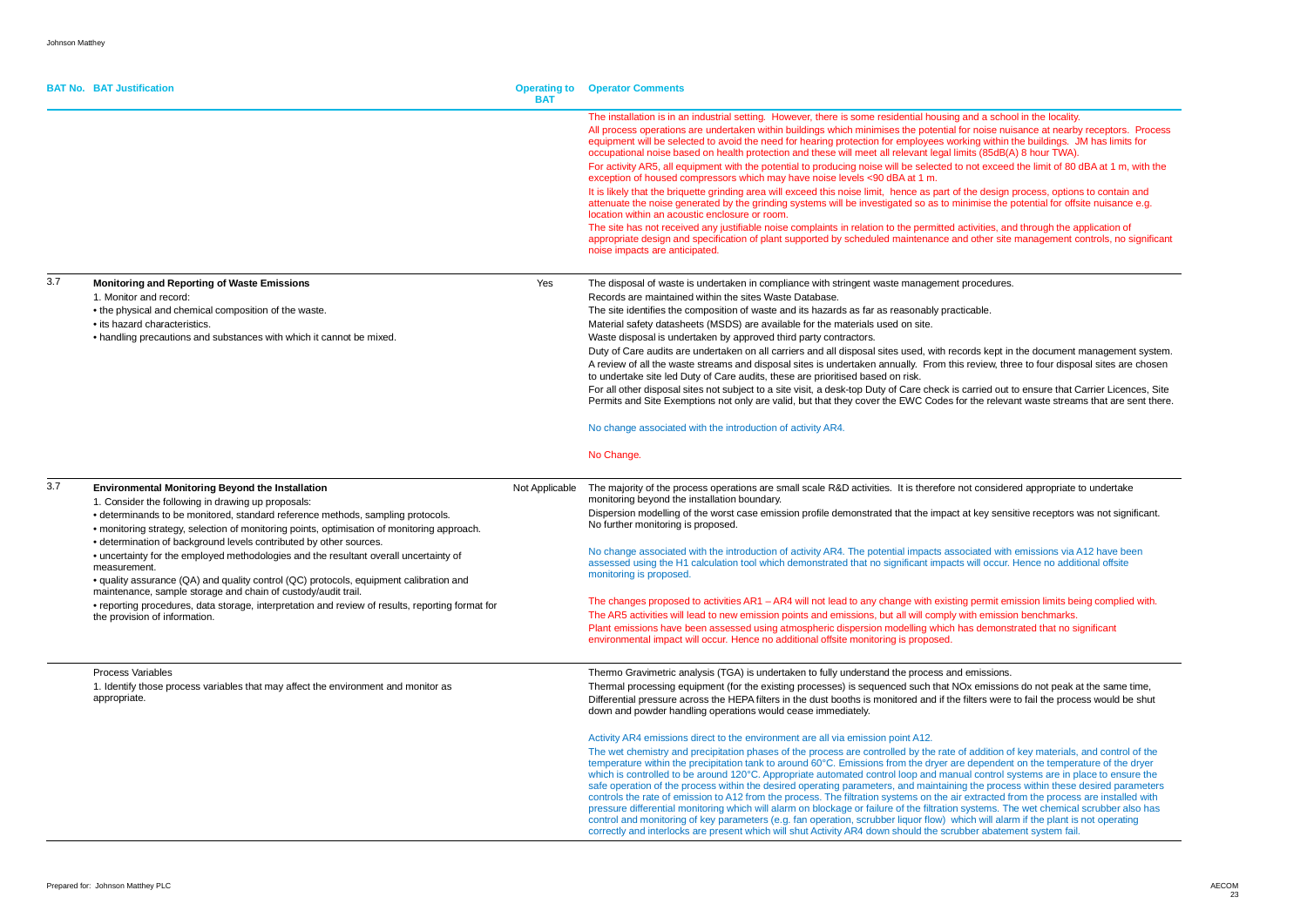| BAT No. | BAT Justification | Operating to BAT | Operator Comments |
|---|---|---|---|
| | | | The installation is in an industrial setting. However, there is some residential housing and a school in the locality.<br>All process operations are undertaken within buildings which minimises the potential for noise nuisance at nearby receptors. Process equipment will be selected to avoid the need for hearing protection for employees working within the buildings. JM has limits for occupational noise based on health protection and these will meet all relevant legal limits (85dB(A) 8 hour TWA).<br>For activity AR5, all equipment with the potential to producing noise will be selected to not exceed the limit of 80 dBA at 1 m, with the exception of housed compressors which may have noise levels <90 dBA at 1 m.<br>It is likely that the briquette grinding area will exceed this noise limit, hence as part of the design process, options to contain and attenuate the noise generated by the grinding systems will be investigated so as to minimise the potential for offsite nuisance e.g. location within an acoustic enclosure or room.<br>The site has not received any justifiable noise complaints in relation to the permitted activities, and through the application of appropriate design and specification of plant supported by scheduled maintenance and other site management controls, no significant noise impacts are anticipated. |
| 3.7 | **Monitoring and Reporting of Waste Emissions**<br>1. Monitor and record:<br>• the physical and chemical composition of the waste.<br>• its hazard characteristics.<br>• handling precautions and substances with which it cannot be mixed. | Yes | The disposal of waste is undertaken in compliance with stringent waste management procedures.<br>Records are maintained within the sites Waste Database.<br>The site identifies the composition of waste and its hazards as far as reasonably practicable.<br>Material safety datasheets (MSDS) are available for the materials used on site.<br>Waste disposal is undertaken by approved third party contractors.<br>Duty of Care audits are undertaken on all carriers and all disposal sites used, with records kept in the document management system.<br>A review of all the waste streams and disposal sites is undertaken annually. From this review, three to four disposal sites are chosen to undertake site led Duty of Care audits, these are prioritised based on risk.<br>For all other disposal sites not subject to a site visit, a desk-top Duty of Care check is carried out to ensure that Carrier Licences, Site Permits and Site Exemptions not only are valid, but that they cover the EWC Codes for the relevant waste streams that are sent there.<br><br>No change associated with the introduction of activity AR4.<br><br>No Change. |
| 3.7 | **Environmental Monitoring Beyond the Installation**<br>1. Consider the following in drawing up proposals:<br>• determinands to be monitored, standard reference methods, sampling protocols.<br>• monitoring strategy, selection of monitoring points, optimisation of monitoring approach.<br>• determination of background levels contributed by other sources.<br>• uncertainty for the employed methodologies and the resultant overall uncertainty of measurement.<br>• quality assurance (QA) and quality control (QC) protocols, equipment calibration and maintenance, sample storage and chain of custody/audit trail.<br>• reporting procedures, data storage, interpretation and review of results, reporting format for the provision of information. | Not Applicable | The majority of the process operations are small scale R&D activities. It is therefore not considered appropriate to undertake monitoring beyond the installation boundary.<br>Dispersion modelling of the worst case emission profile demonstrated that the impact at key sensitive receptors was not significant. No further monitoring is proposed.<br><br>No change associated with the introduction of activity AR4. The potential impacts associated with emissions via A12 have been assessed using the H1 calculation tool which demonstrated that no significant impacts will occur. Hence no additional offsite monitoring is proposed.<br><br>The changes proposed to activities AR1 – AR4 will not lead to any change with existing permit emission limits being complied with.<br>The AR5 activities will lead to new emission points and emissions, but all will comply with emission benchmarks.<br>Plant emissions have been assessed using atmospheric dispersion modelling which has demonstrated that no significant environmental impact will occur. Hence no additional offsite monitoring is proposed. |
| | Process Variables<br>1. Identify those process variables that may affect the environment and monitor as appropriate. | | Thermo Gravimetric analysis (TGA) is undertaken to fully understand the process and emissions.<br>Thermal processing equipment (for the existing processes) is sequenced such that NOx emissions do not peak at the same time,<br>Differential pressure across the HEPA filters in the dust booths is monitored and if the filters were to fail the process would be shut down and powder handling operations would cease immediately.<br><br>Activity AR4 emissions direct to the environment are all via emission point A12.<br>The wet chemistry and precipitation phases of the process are controlled by the rate of addition of key materials, and control of the temperature within the precipitation tank to around 60°C. Emissions from the dryer are dependent on the temperature of the dryer which is controlled to be around 120°C. Appropriate automated control loop and manual control systems are in place to ensure the safe operation of the process within the desired operating parameters, and maintaining the process within these desired parameters controls the rate of emission to A12 from the process. The filtration systems on the air extracted from the process are installed with pressure differential monitoring which will alarm on blockage or failure of the filtration systems. The wet chemical scrubber also has control and monitoring of key parameters (e.g. fan operation, scrubber liquor flow) which will alarm if the plant is not operating correctly and interlocks are present which will shut Activity AR4 down should the scrubber abatement system fail. |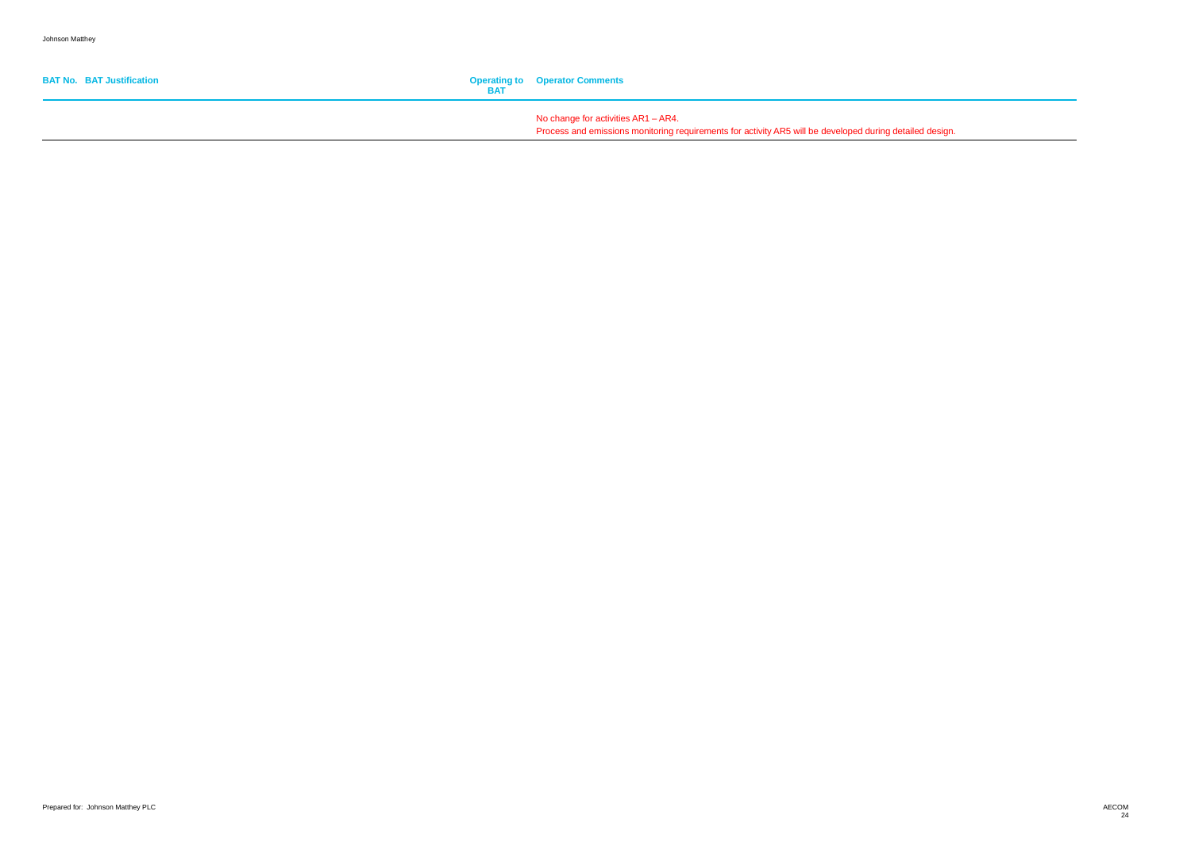| BAT No. | BAT Justification | Operating to BAT | Operator Comments |
|---|---|---|---|
| | | | No change for activities AR1 – AR4.<br>Process and emissions monitoring requirements for activity AR5 will be developed during detailed design. |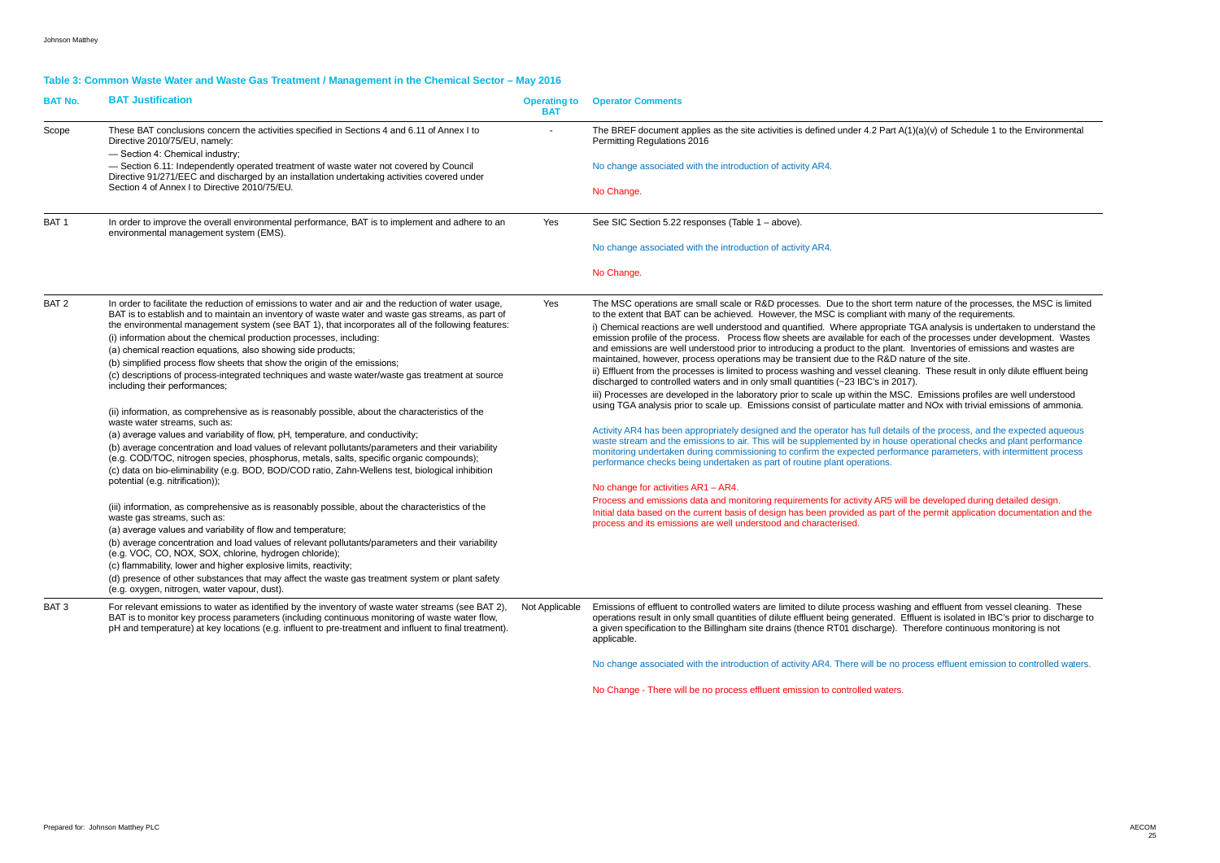## Table 3: Common Waste Water and Waste Gas Treatment / Management in the Chemical Sector – May 2016

| BAT No. | BAT Justification | Operating to BAT | Operator Comments |
|---|---|---|---|
| Scope | These BAT conclusions concern the activities specified in Sections 4 and 6.11 of Annex I to Directive 2010/75/EU, namely:<br>— Section 4: Chemical industry;<br>— Section 6.11: Independently operated treatment of waste water not covered by Council Directive 91/271/EEC and discharged by an installation undertaking activities covered under Section 4 of Annex I to Directive 2010/75/EU. | - | The BREF document applies as the site activities is defined under 4.2 Part A(1)(a)(v) of Schedule 1 to the Environmental Permitting Regulations 2016<br><br>No change associated with the introduction of activity AR4.<br><br>No Change. |
| BAT 1 | In order to improve the overall environmental performance, BAT is to implement and adhere to an environmental management system (EMS). | Yes | See SIC Section 5.22 responses (Table 1 – above).<br><br>No change associated with the introduction of activity AR4.<br><br>No Change. |
| BAT 2 | In order to facilitate the reduction of emissions to water and air and the reduction of water usage, BAT is to establish and to maintain an inventory of waste water and waste gas streams, as part of the environmental management system (see BAT 1), that incorporates all of the following features:<br>(i) information about the chemical production processes, including:<br>(a) chemical reaction equations, also showing side products;<br>(b) simplified process flow sheets that show the origin of the emissions;<br>(c) descriptions of process-integrated techniques and waste water/waste gas treatment at source including their performances;<br><br>(ii) information, as comprehensive as is reasonably possible, about the characteristics of the waste water streams, such as:<br>(a) average values and variability of flow, pH, temperature, and conductivity;<br>(b) average concentration and load values of relevant pollutants/parameters and their variability (e.g. COD/TOC, nitrogen species, phosphorus, metals, salts, specific organic compounds);<br>(c) data on bio-eliminability (e.g. BOD, BOD/COD ratio, Zahn-Wellens test, biological inhibition potential (e.g. nitrification));<br><br>(iii) information, as comprehensive as is reasonably possible, about the characteristics of the waste gas streams, such as:<br>(a) average values and variability of flow and temperature;<br>(b) average concentration and load values of relevant pollutants/parameters and their variability (e.g. VOC, CO, NOX, SOX, chlorine, hydrogen chloride);<br>(c) flammability, lower and higher explosive limits, reactivity;<br>(d) presence of other substances that may affect the waste gas treatment system or plant safety (e.g. oxygen, nitrogen, water vapour, dust). | Yes | The MSC operations are small scale or R&D processes. Due to the short term nature of the processes, the MSC is limited to the extent that BAT can be achieved. However, the MSC is compliant with many of the requirements.<br>i) Chemical reactions are well understood and quantified. Where appropriate TGA analysis is undertaken to understand the emission profile of the process. Process flow sheets are available for each of the processes under development. Wastes and emissions are well understood prior to introducing a product to the plant. Inventories of emissions and wastes are maintained, however, process operations may be transient due to the R&D nature of the site.<br>ii) Effluent from the processes is limited to process washing and vessel cleaning. These result in only dilute effluent being discharged to controlled waters and in only small quantities (~23 IBC's in 2017).<br>iii) Processes are developed in the laboratory prior to scale up within the MSC. Emissions profiles are well understood using TGA analysis prior to scale up. Emissions consist of particulate matter and NOx with trivial emissions of ammonia.<br><br>Activity AR4 has been appropriately designed and the operator has full details of the process, and the expected aqueous waste stream and the emissions to air. This will be supplemented by in house operational checks and plant performance monitoring undertaken during commissioning to confirm the expected performance parameters, with intermittent process performance checks being undertaken as part of routine plant operations.<br><br>No change for activities AR1 – AR4.<br>Process and emissions data and monitoring requirements for activity AR5 will be developed during detailed design.<br>Initial data based on the current basis of design has been provided as part of the permit application documentation and the process and its emissions are well understood and characterised. |
| BAT 3 | For relevant emissions to water as identified by the inventory of waste water streams (see BAT 2), BAT is to monitor key process parameters (including continuous monitoring of waste water flow, pH and temperature) at key locations (e.g. influent to pre-treatment and influent to final treatment). | Not Applicable | Emissions of effluent to controlled waters are limited to dilute process washing and effluent from vessel cleaning. These operations result in only small quantities of dilute effluent being generated. Effluent is isolated in IBC's prior to discharge to a given specification to the Billingham site drains (thence RT01 discharge). Therefore continuous monitoring is not applicable.<br><br>No change associated with the introduction of activity AR4. There will be no process effluent emission to controlled waters.<br><br>No Change - There will be no process effluent emission to controlled waters. |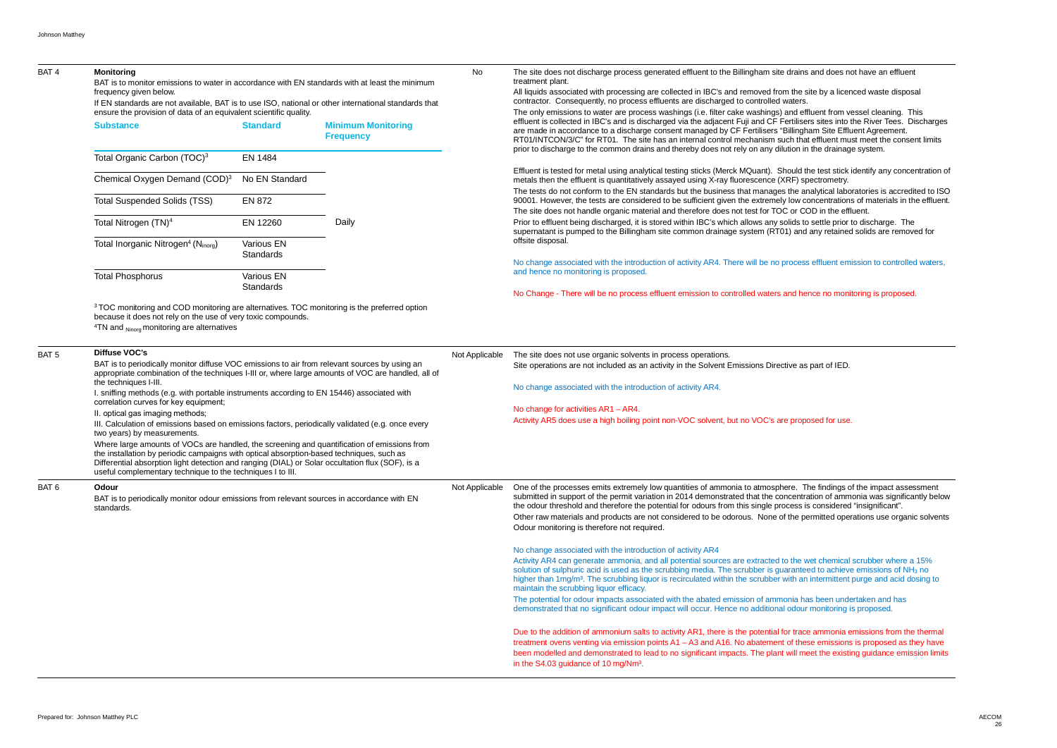| | | | |
|---|---|---|---|
| BAT 4 | **Monitoring**<br>BAT is to monitor emissions to water in accordance with EN standards with at least the minimum frequency given below.<br>If EN standards are not available, BAT is to use ISO, national or other international standards that ensure the provision of data of an equivalent scientific quality.<br><br>**Substance** / **Standard** / **Minimum Monitoring Frequency**<br>Total Organic Carbon (TOC)[3] — EN 1484 — Daily<br>Chemical Oxygen Demand (COD)[3] — No EN Standard — Daily<br>Total Suspended Solids (TSS) — EN 872 — Daily<br>Total Nitrogen (TN)[4] — EN 12260 — Daily<br>Total Inorganic Nitrogen[4] ($N_{inorg}$) — Various EN Standards — Daily<br>Total Phosphorus — Various EN Standards — Daily<br><br>[3] TOC monitoring and COD monitoring are alternatives. TOC monitoring is the preferred option because it does not rely on the use of very toxic compounds.<br>[4] TN and $N_{inorg}$ monitoring are alternatives | No | The site does not discharge process generated effluent to the Billingham site drains and does not have an effluent treatment plant.<br>All liquids associated with processing are collected in IBC's and removed from the site by a licenced waste disposal contractor. Consequently, no process effluents are discharged to controlled waters.<br>The only emissions to water are process washings (i.e. filter cake washings) and effluent from vessel cleaning. This effluent is collected in IBC's and is discharged via the adjacent Fuji and CF Fertilisers sites into the River Tees. Discharges are made in accordance to a discharge consent managed by CF Fertilisers "Billingham Site Effluent Agreement. RT01/INTCON/3/C" for RT01. The site has an internal control mechanism such that effluent must meet the consent limits prior to discharge to the common drains and thereby does not rely on any dilution in the drainage system.<br><br>Effluent is tested for metal using analytical testing sticks (Merck MQuant). Should the test stick identify any concentration of metals then the effluent is quantitatively assayed using X-ray fluorescence (XRF) spectrometry.<br>The tests do not conform to the EN standards but the business that manages the analytical laboratories is accredited to ISO 90001. However, the tests are considered to be sufficient given the extremely low concentrations of materials in the effluent.<br>The site does not handle organic material and therefore does not test for TOC or COD in the effluent.<br>Prior to effluent being discharged, it is stored within IBC's which allows any solids to settle prior to discharge. The supernatant is pumped to the Billingham site common drainage system (RT01) and any retained solids are removed for offsite disposal.<br><br>No change associated with the introduction of activity AR4. There will be no process effluent emission to controlled waters, and hence no monitoring is proposed.<br><br>No Change - There will be no process effluent emission to controlled waters and hence no monitoring is proposed. |
| BAT 5 | **Diffuse VOC's**<br>BAT is to periodically monitor diffuse VOC emissions to air from relevant sources by using an appropriate combination of the techniques I-III or, where large amounts of VOC are handled, all of the techniques I-III.<br>I. sniffing methods (e.g. with portable instruments according to EN 15446) associated with correlation curves for key equipment;<br>II. optical gas imaging methods;<br>III. Calculation of emissions based on emissions factors, periodically validated (e.g. once every two years) by measurements.<br>Where large amounts of VOCs are handled, the screening and quantification of emissions from the installation by periodic campaigns with optical absorption-based techniques, such as Differential absorption light detection and ranging (DIAL) or Solar occultation flux (SOF), is a useful complementary technique to the techniques I to III. | Not Applicable | The site does not use organic solvents in process operations.<br>Site operations are not included as an activity in the Solvent Emissions Directive as part of IED.<br><br>No change associated with the introduction of activity AR4.<br><br>No change for activities AR1 – AR4.<br>Activity AR5 does use a high boiling point non-VOC solvent, but no VOC's are proposed for use. |
| BAT 6 | **Odour**<br>BAT is to periodically monitor odour emissions from relevant sources in accordance with EN standards. | Not Applicable | One of the processes emits extremely low quantities of ammonia to atmosphere. The findings of the impact assessment submitted in support of the permit variation in 2014 demonstrated that the concentration of ammonia was significantly below the odour threshold and therefore the potential for odours from this single process is considered "insignificant".<br>Other raw materials and products are not considered to be odorous. None of the permitted operations use organic solvents Odour monitoring is therefore not required.<br><br>No change associated with the introduction of activity AR4<br>Activity AR4 can generate ammonia, and all potential sources are extracted to the wet chemical scrubber where a 15% solution of sulphuric acid is used as the scrubbing media. The scrubber is guaranteed to achieve emissions of $NH_3$ no higher than 1mg/m³. The scrubbing liquor is recirculated within the scrubber with an intermittent purge and acid dosing to maintain the scrubbing liquor efficacy.<br>The potential for odour impacts associated with the abated emission of ammonia has been undertaken and has demonstrated that no significant odour impact will occur. Hence no additional odour monitoring is proposed.<br><br>Due to the addition of ammonium salts to activity AR1, there is the potential for trace ammonia emissions from the thermal treatment ovens venting via emission points A1 – A3 and A16. No abatement of these emissions is proposed as they have been modelled and demonstrated to lead to no significant impacts. The plant will meet the existing guidance emission limits in the S4.03 guidance of 10 mg/Nm³. |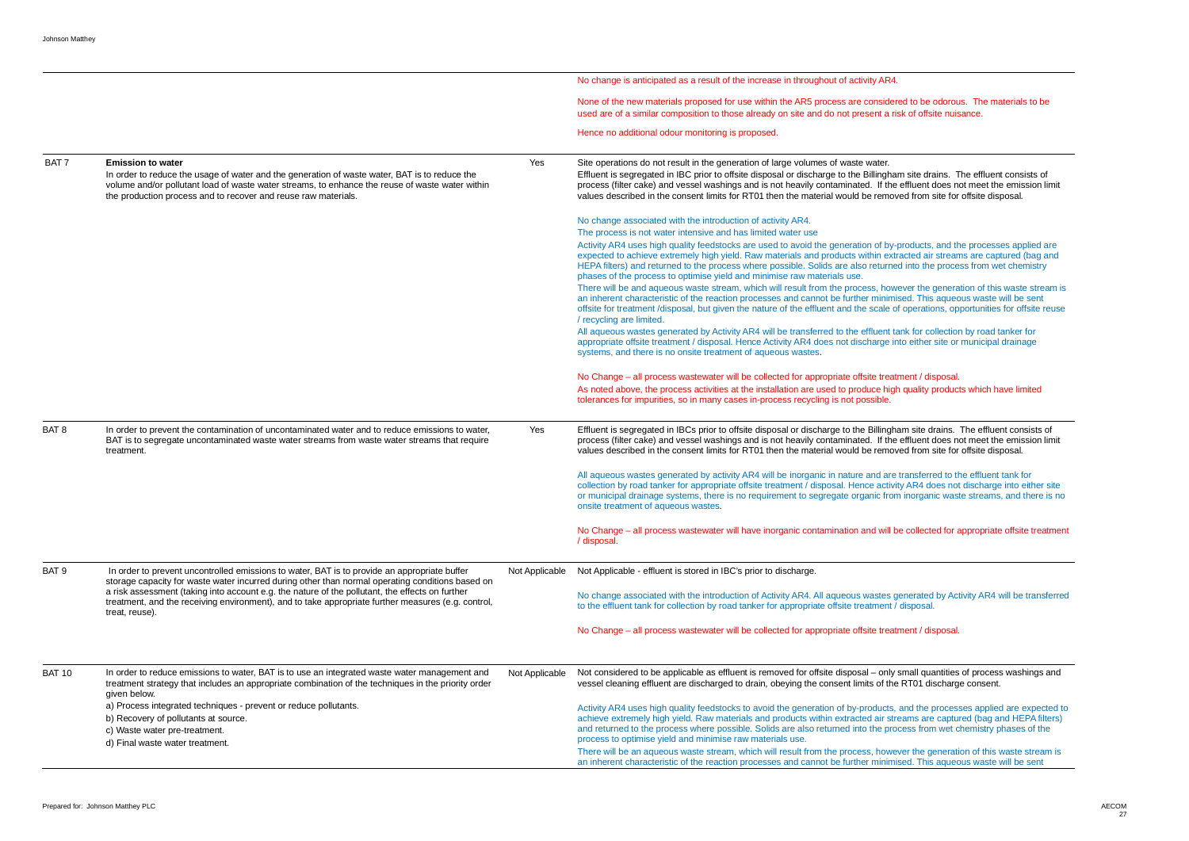| | | | |
|---|---|---|---|
| | | | No change is anticipated as a result of the increase in throughput of activity AR4.<br><br>None of the new materials proposed for use within the AR5 process are considered to be odorous. The materials to be used are of a similar composition to those already on site and do not present a risk of offsite nuisance.<br><br>Hence no additional odour monitoring is proposed. |
| BAT 7 | **Emission to water**<br>In order to reduce the usage of water and the generation of waste water, BAT is to reduce the volume and/or pollutant load of waste water streams, to enhance the reuse of waste water within the production process and to recover and reuse raw materials. | Yes | Site operations do not result in the generation of large volumes of waste water.<br>Effluent is segregated in IBC prior to offsite disposal or discharge to the Billingham site drains. The effluent consists of process (filter cake) and vessel washings and is not heavily contaminated. If the effluent does not meet the emission limit values described in the consent limits for RT01 then the material would be removed from site for offsite disposal.<br><br>No change associated with the introduction of activity AR4.<br>The process is not water intensive and has limited water use<br>Activity AR4 uses high quality feedstocks are used to avoid the generation of by-products, and the processes applied are expected to achieve extremely high yield. Raw materials and products within extracted air streams are captured (bag and HEPA filters) and returned to the process where possible. Solids are also returned into the process from wet chemistry phases of the process to optimise yield and minimise raw materials use.<br>There will be and aqueous waste stream, which will result from the process, however the generation of this waste stream is an inherent characteristic of the reaction processes and cannot be further minimised. This aqueous waste will be sent offsite for treatment /disposal, but given the nature of the effluent and the scale of operations, opportunities for offsite reuse / recycling are limited.<br>All aqueous wastes generated by Activity AR4 will be transferred to the effluent tank for collection by road tanker for appropriate offsite treatment / disposal. Hence Activity AR4 does not discharge into either site or municipal drainage systems, and there is no onsite treatment of aqueous wastes.<br><br>No Change – all process wastewater will be collected for appropriate offsite treatment / disposal.<br>As noted above, the process activities at the installation are used to produce high quality products which have limited tolerances for impurities, so in many cases in-process recycling is not possible. |
| BAT 8 | In order to prevent the contamination of uncontaminated water and to reduce emissions to water, BAT is to segregate uncontaminated waste water streams from waste water streams that require treatment. | Yes | Effluent is segregated in IBCs prior to offsite disposal or discharge to the Billingham site drains. The effluent consists of process (filter cake) and vessel washings and is not heavily contaminated. If the effluent does not meet the emission limit values described in the consent limits for RT01 then the material would be removed from site for offsite disposal.<br><br>All aqueous wastes generated by activity AR4 will be inorganic in nature and are transferred to the effluent tank for collection by road tanker for appropriate offsite treatment / disposal. Hence activity AR4 does not discharge into either site or municipal drainage systems, there is no requirement to segregate organic from inorganic waste streams, and there is no onsite treatment of aqueous wastes.<br><br>No Change – all process wastewater will have inorganic contamination and will be collected for appropriate offsite treatment / disposal. |
| BAT 9 | In order to prevent uncontrolled emissions to water, BAT is to provide an appropriate buffer storage capacity for waste water incurred during other than normal operating conditions based on a risk assessment (taking into account e.g. the nature of the pollutant, the effects on further treatment, and the receiving environment), and to take appropriate further measures (e.g. control, treat, reuse). | Not Applicable | Not Applicable - effluent is stored in IBC's prior to discharge.<br><br>No change associated with the introduction of Activity AR4. All aqueous wastes generated by Activity AR4 will be transferred to the effluent tank for collection by road tanker for appropriate offsite treatment / disposal.<br><br>No Change – all process wastewater will be collected for appropriate offsite treatment / disposal. |
| BAT 10 | In order to reduce emissions to water, BAT is to use an integrated waste water management and treatment strategy that includes an appropriate combination of the techniques in the priority order given below.<br>a) Process integrated techniques - prevent or reduce pollutants.<br>b) Recovery of pollutants at source.<br>c) Waste water pre-treatment.<br>d) Final waste water treatment. | Not Applicable | Not considered to be applicable as effluent is removed for offsite disposal – only small quantities of process washings and vessel cleaning effluent are discharged to drain, obeying the consent limits of the RT01 discharge consent.<br><br>Activity AR4 uses high quality feedstocks to avoid the generation of by-products, and the processes applied are expected to achieve extremely high yield. Raw materials and products within extracted air streams are captured (bag and HEPA filters) and returned to the process where possible. Solids are also returned into the process from wet chemistry phases of the process to optimise yield and minimise raw materials use.<br>There will be an aqueous waste stream, which will result from the process, however the generation of this waste stream is an inherent characteristic of the reaction processes and cannot be further minimised. This aqueous waste will be sent |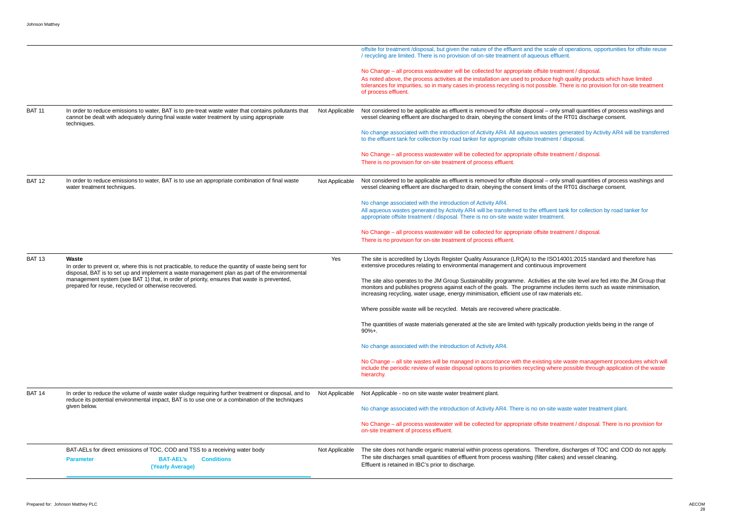| | | | |
|---|---|---|---|
| | | | offsite for treatment /disposal, but given the nature of the effluent and the scale of operations, opportunities for offsite reuse / recycling are limited. There is no provision of on-site treatment of aqueous effluent.<br><br>No Change – all process wastewater will be collected for appropriate offsite treatment / disposal.<br>As noted above, the process activities at the installation are used to produce high quality products which have limited tolerances for impurities, so in many cases in-process recycling is not possible. There is no provision for on-site treatment of process effluent. |
| BAT 11 | In order to reduce emissions to water, BAT is to pre-treat waste water that contains pollutants that cannot be dealt with adequately during final waste water treatment by using appropriate techniques. | Not Applicable | Not considered to be applicable as effluent is removed for offsite disposal – only small quantities of process washings and vessel cleaning effluent are discharged to drain, obeying the consent limits of the RT01 discharge consent.<br><br>No change associated with the introduction of Activity AR4. All aqueous wastes generated by Activity AR4 will be transferred to the effluent tank for collection by road tanker for appropriate offsite treatment / disposal.<br><br>No Change – all process wastewater will be collected for appropriate offsite treatment / disposal.<br>There is no provision for on-site treatment of process effluent. |
| BAT 12 | In order to reduce emissions to water, BAT is to use an appropriate combination of final waste water treatment techniques. | Not Applicable | Not considered to be applicable as effluent is removed for offsite disposal – only small quantities of process washings and vessel cleaning effluent are discharged to drain, obeying the consent limits of the RT01 discharge consent.<br><br>No change associated with the introduction of Activity AR4.<br>All aqueous wastes generated by Activity AR4 will be transferred to the effluent tank for collection by road tanker for appropriate offsite treatment / disposal. There is no on-site waste water treatment.<br><br>No Change – all process wastewater will be collected for appropriate offsite treatment / disposal.<br>There is no provision for on-site treatment of process effluent. |
| BAT 13 | **Waste**<br>In order to prevent or, where this is not practicable, to reduce the quantity of waste being sent for disposal, BAT is to set up and implement a waste management plan as part of the environmental management system (see BAT 1) that, in order of priority, ensures that waste is prevented, prepared for reuse, recycled or otherwise recovered. | Yes | The site is accredited by Lloyds Register Quality Assurance (LRQA) to the ISO14001:2015 standard and therefore has extensive procedures relating to environmental management and continuous improvement<br><br>The site also operates to the JM Group Sustainability programme. Activities at the site level are fed into the JM Group that monitors and publishes progress against each of the goals. The programme includes items such as waste minimisation, increasing recycling, water usage, energy minimisation, efficient use of raw materials etc.<br><br>Where possible waste will be recycled. Metals are recovered where practicable.<br><br>The quantities of waste materials generated at the site are limited with typically production yields being in the range of 90%+.<br><br>No change associated with the introduction of Activity AR4.<br><br>No Change – all site wastes will be managed in accordance with the existing site waste management procedures which will include the periodic review of waste disposal options to priorities recycling where possible through application of the waste hierarchy. |
| BAT 14 | In order to reduce the volume of waste water sludge requiring further treatment or disposal, and to reduce its potential environmental impact, BAT is to use one or a combination of the techniques given below. | Not Applicable | Not Applicable - no on site waste water treatment plant.<br><br>No change associated with the introduction of Activity AR4. There is no on-site waste water treatment plant.<br><br>No Change – all process wastewater will be collected for appropriate offsite treatment / disposal. There is no provision for on-site treatment of process effluent. |
| | BAT-AELs for direct emissions of TOC, COD and TSS to a receiving water body<br><br>**Parameter** / **BAT-AEL's (Yearly Average)** / **Conditions** | Not Applicable | The site does not handle organic material within process operations. Therefore, discharges of TOC and COD do not apply.<br>The site discharges small quantities of effluent from process washing (filter cakes) and vessel cleaning.<br>Effluent is retained in IBC's prior to discharge. |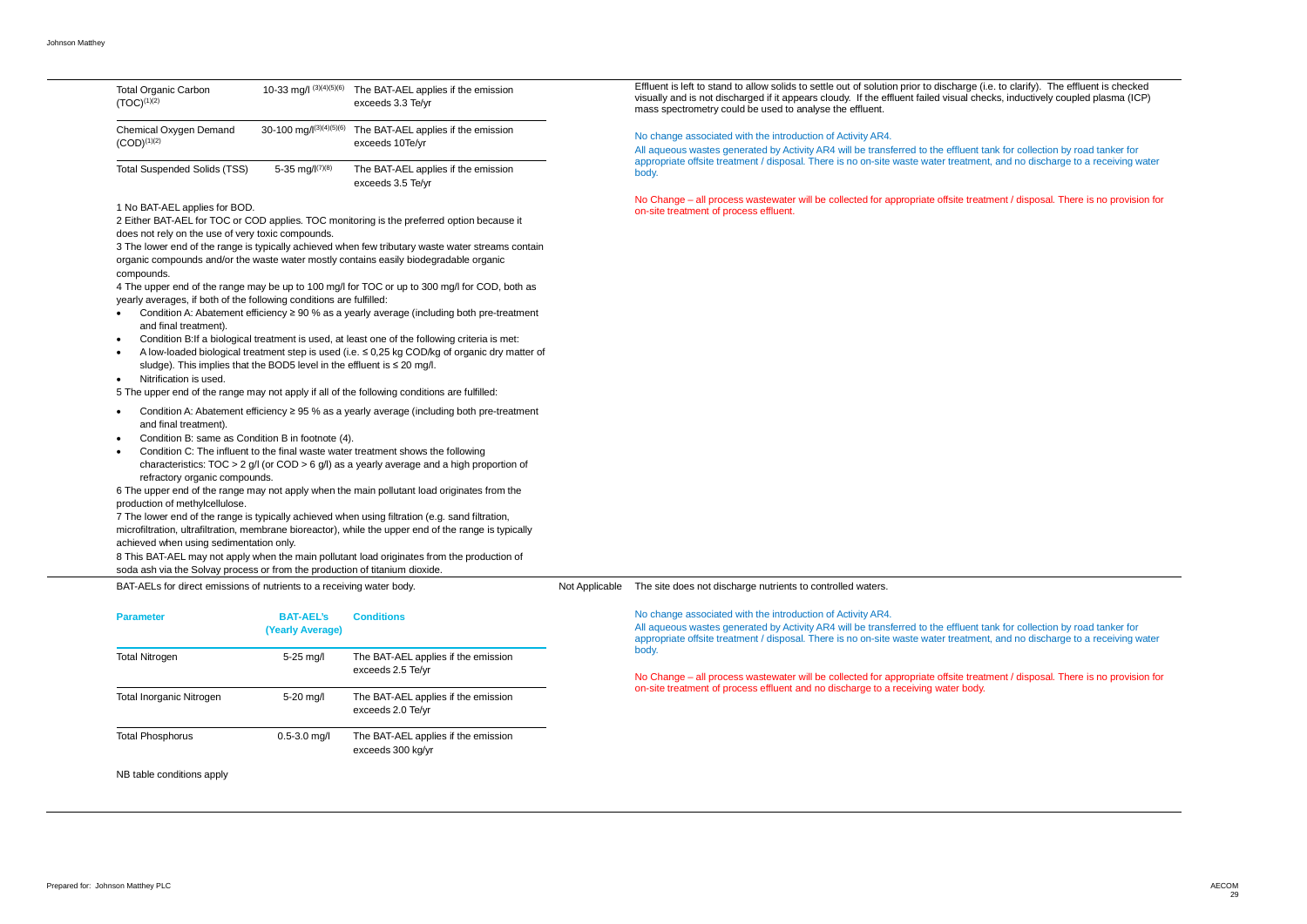| Total Organic Carbon (TOC)[1][2] | 10-33 mg/l [3][4][5][6] | The BAT-AEL applies if the emission exceeds 3.3 Te/yr |
|---|---|---|
| Chemical Oxygen Demand (COD)[1][2] | 30-100 mg/l[3][4][5][6] | The BAT-AEL applies if the emission exceeds 10Te/yr |
| Total Suspended Solids (TSS) | 5-35 mg/l[7][8] | The BAT-AEL applies if the emission exceeds 3.5 Te/yr |

1 No BAT-AEL applies for BOD.

2 Either BAT-AEL for TOC or COD applies. TOC monitoring is the preferred option because it does not rely on the use of very toxic compounds.

3 The lower end of the range is typically achieved when few tributary waste water streams contain organic compounds and/or the waste water mostly contains easily biodegradable organic compounds.

4 The upper end of the range may be up to 100 mg/l for TOC or up to 300 mg/l for COD, both as yearly averages, if both of the following conditions are fulfilled:

- Condition A: Abatement efficiency ≥ 90 % as a yearly average (including both pre-treatment and final treatment).
- Condition B:If a biological treatment is used, at least one of the following criteria is met:
- A low-loaded biological treatment step is used (i.e. ≤ 0,25 kg COD/kg of organic dry matter of sludge). This implies that the BOD5 level in the effluent is ≤ 20 mg/l.
- Nitrification is used.

5 The upper end of the range may not apply if all of the following conditions are fulfilled:

- Condition A: Abatement efficiency ≥ 95 % as a yearly average (including both pre-treatment and final treatment).
- Condition B: same as Condition B in footnote (4).
- Condition C: The influent to the final waste water treatment shows the following characteristics: TOC > 2 g/l (or COD > 6 g/l) as a yearly average and a high proportion of refractory organic compounds.

6 The upper end of the range may not apply when the main pollutant load originates from the production of methylcellulose.

7 The lower end of the range is typically achieved when using filtration (e.g. sand filtration, microfiltration, ultrafiltration, membrane bioreactor), while the upper end of the range is typically achieved when using sedimentation only.

8 This BAT-AEL may not apply when the main pollutant load originates from the production of soda ash via the Solvay process or from the production of titanium dioxide.

Effluent is left to stand to allow solids to settle out of solution prior to discharge (i.e. to clarify). The effluent is checked visually and is not discharged if it appears cloudy. If the effluent failed visual checks, inductively coupled plasma (ICP) mass spectrometry could be used to analyse the effluent.

No change associated with the introduction of Activity AR4.

All aqueous wastes generated by Activity AR4 will be transferred to the effluent tank for collection by road tanker for appropriate offsite treatment / disposal. There is no on-site waste water treatment, and no discharge to a receiving water body.

No Change – all process wastewater will be collected for appropriate offsite treatment / disposal. There is no provision for on-site treatment of process effluent.

---

BAT-AELs for direct emissions of nutrients to a receiving water body.

| Parameter | BAT-AEL's (Yearly Average) | Conditions |
|---|---|---|
| Total Nitrogen | 5-25 mg/l | The BAT-AEL applies if the emission exceeds 2.5 Te/yr |
| Total Inorganic Nitrogen | 5-20 mg/l | The BAT-AEL applies if the emission exceeds 2.0 Te/yr |
| Total Phosphorus | 0.5-3.0 mg/l | The BAT-AEL applies if the emission exceeds 300 kg/yr |

NB table conditions apply

Not Applicable

The site does not discharge nutrients to controlled waters.

No change associated with the introduction of Activity AR4.

All aqueous wastes generated by Activity AR4 will be transferred to the effluent tank for collection by road tanker for appropriate offsite treatment / disposal. There is no on-site waste water treatment, and no discharge to a receiving water body.

No Change – all process wastewater will be collected for appropriate offsite treatment / disposal. There is no provision for on-site treatment of process effluent and no discharge to a receiving water body.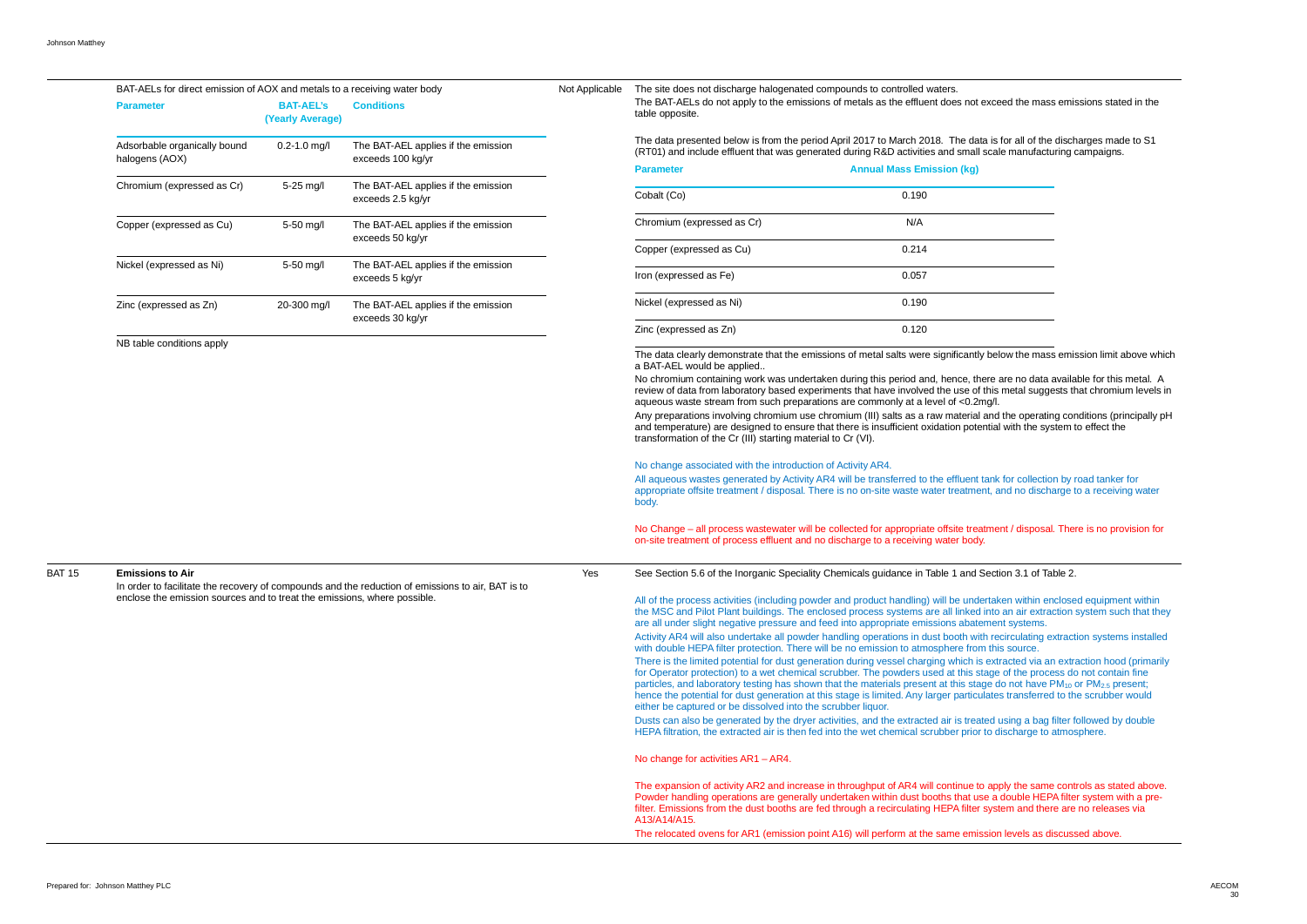| | | | |
|---|---|---|---|
| | **BAT-AELs for direct emission of AOX and metals to a receiving water body** | Not Applicable | The site does not discharge halogenated compounds to controlled waters. |

BAT-AELs for direct emission of AOX and metals to a receiving water body

| Parameter | BAT-AEL's (Yearly Average) | Conditions |
|---|---|---|
| Adsorbable organically bound halogens (AOX) | 0.2-1.0 mg/l | The BAT-AEL applies if the emission exceeds 100 kg/yr |
| Chromium (expressed as Cr) | 5-25 mg/l | The BAT-AEL applies if the emission exceeds 2.5 kg/yr |
| Copper (expressed as Cu) | 5-50 mg/l | The BAT-AEL applies if the emission exceeds 50 kg/yr |
| Nickel (expressed as Ni) | 5-50 mg/l | The BAT-AEL applies if the emission exceeds 5 kg/yr |
| Zinc (expressed as Zn) | 20-300 mg/l | The BAT-AEL applies if the emission exceeds 30 kg/yr |

NB table conditions apply

Not Applicable

The site does not discharge halogenated compounds to controlled waters.

The BAT-AELs do not apply to the emissions of metals as the effluent does not exceed the mass emissions stated in the table opposite.

The data presented below is from the period April 2017 to March 2018. The data is for all of the discharges made to S1 (RT01) and include effluent that was generated during R&D activities and small scale manufacturing campaigns.

| Parameter | Annual Mass Emission (kg) |
|---|---|
| Cobalt (Co) | 0.190 |
| Chromium (expressed as Cr) | N/A |
| Copper (expressed as Cu) | 0.214 |
| Iron (expressed as Fe) | 0.057 |
| Nickel (expressed as Ni) | 0.190 |
| Zinc (expressed as Zn) | 0.120 |

The data clearly demonstrate that the emissions of metal salts were significantly below the mass emission limit above which a BAT-AEL would be applied..

No chromium containing work was undertaken during this period and, hence, there are no data available for this metal. A review of data from laboratory based experiments that have involved the use of this metal suggests that chromium levels in aqueous waste stream from such preparations are commonly at a level of <0.2mg/l.

Any preparations involving chromium use chromium (III) salts as a raw material and the operating conditions (principally pH and temperature) are designed to ensure that there is insufficient oxidation potential with the system to effect the transformation of the Cr (III) starting material to Cr (VI).

No change associated with the introduction of Activity AR4.

All aqueous wastes generated by Activity AR4 will be transferred to the effluent tank for collection by road tanker for appropriate offsite treatment / disposal. There is no on-site waste water treatment, and no discharge to a receiving water body.

No Change – all process wastewater will be collected for appropriate offsite treatment / disposal. There is no provision for on-site treatment of process effluent and no discharge to a receiving water body.

---

**BAT 15** — **Emissions to Air**

In order to facilitate the recovery of compounds and the reduction of emissions to air, BAT is to enclose the emission sources and to treat the emissions, where possible.

Yes

See Section 5.6 of the Inorganic Speciality Chemicals guidance in Table 1 and Section 3.1 of Table 2.

All of the process activities (including powder and product handling) will be undertaken within enclosed equipment within the MSC and Pilot Plant buildings. The enclosed process systems are all linked into an air extraction system such that they are all under slight negative pressure and feed into appropriate emissions abatement systems.

Activity AR4 will also undertake all powder handling operations in dust booth with recirculating extraction systems installed with double HEPA filter protection. There will be no emission to atmosphere from this source.

There is the limited potential for dust generation during vessel charging which is extracted via an extraction hood (primarily for Operator protection) to a wet chemical scrubber. The powders used at this stage of the process do not contain fine particles, and laboratory testing has shown that the materials present at this stage do not have $PM_{10}$ or $PM_{2.5}$ present; hence the potential for dust generation at this stage is limited. Any larger particulates transferred to the scrubber would either be captured or be dissolved into the scrubber liquor.

Dusts can also be generated by the dryer activities, and the extracted air is treated using a bag filter followed by double HEPA filtration, the extracted air is then fed into the wet chemical scrubber prior to discharge to atmosphere.

No change for activities AR1 – AR4.

The expansion of activity AR2 and increase in throughput of AR4 will continue to apply the same controls as stated above. Powder handling operations are generally undertaken within dust booths that use a double HEPA filter system with a pre-filter. Emissions from the dust booths are fed through a recirculating HEPA filter system and there are no releases via A13/A14/A15.

The relocated ovens for AR1 (emission point A16) will perform at the same emission levels as discussed above.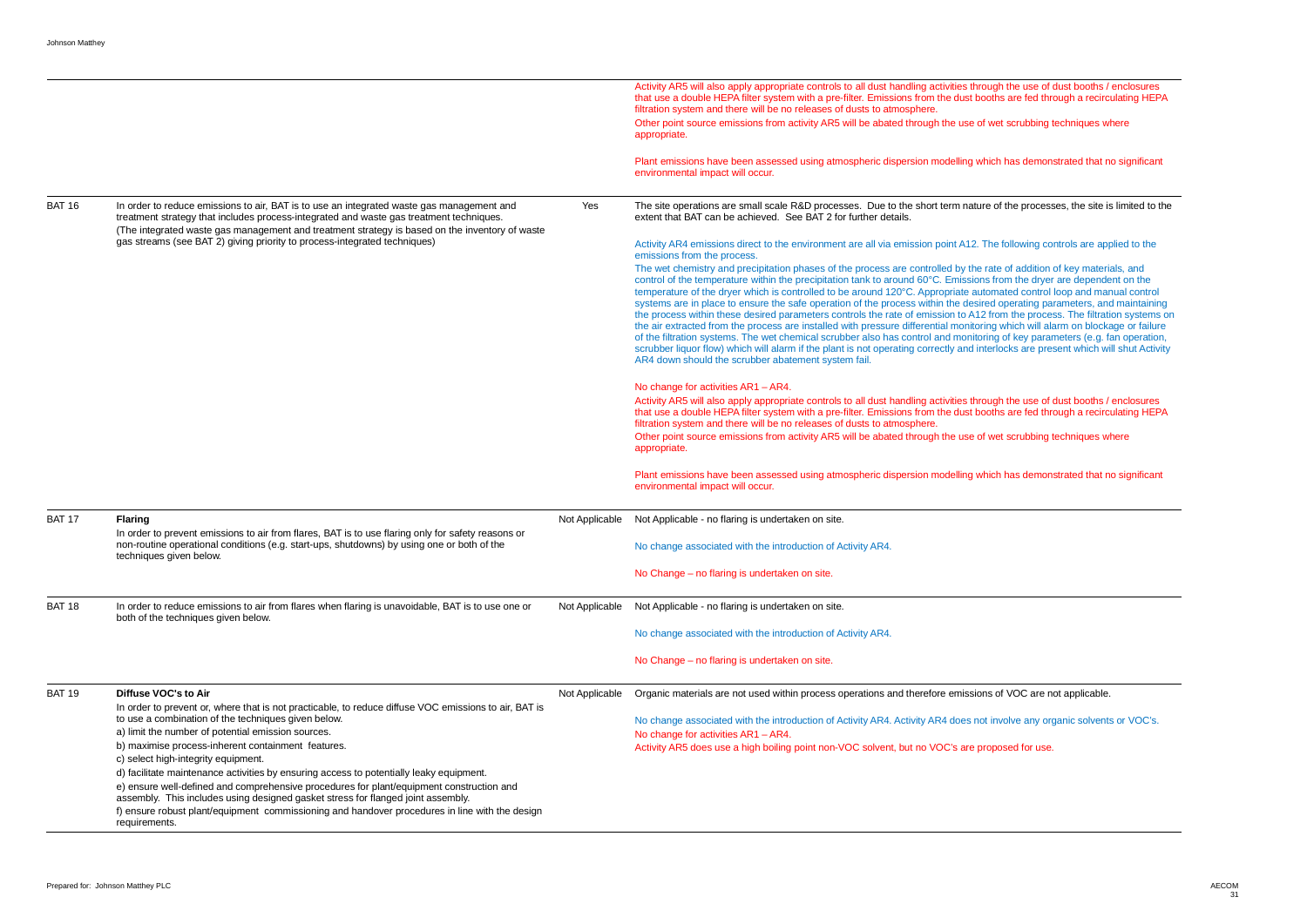| | | | |
|---|---|---|---|
| | | | Activity AR5 will also apply appropriate controls to all dust handling activities through the use of dust booths / enclosures that use a double HEPA filter system with a pre-filter. Emissions from the dust booths are fed through a recirculating HEPA filtration system and there will be no releases of dusts to atmosphere.<br>Other point source emissions from activity AR5 will be abated through the use of wet scrubbing techniques where appropriate.<br><br>Plant emissions have been assessed using atmospheric dispersion modelling which has demonstrated that no significant environmental impact will occur. |
| BAT 16 | In order to reduce emissions to air, BAT is to use an integrated waste gas management and treatment strategy that includes process-integrated and waste gas treatment techniques.<br>(The integrated waste gas management and treatment strategy is based on the inventory of waste gas streams (see BAT 2) giving priority to process-integrated techniques) | Yes | The site operations are small scale R&D processes. Due to the short term nature of the processes, the site is limited to the extent that BAT can be achieved. See BAT 2 for further details.<br><br>Activity AR4 emissions direct to the environment are all via emission point A12. The following controls are applied to the emissions from the process.<br>The wet chemistry and precipitation phases of the process are controlled by the rate of addition of key materials, and control of the temperature within the precipitation tank to around 60°C. Emissions from the dryer are dependent on the temperature of the dryer which is controlled to be around 120°C. Appropriate automated control loop and manual control systems are in place to ensure the safe operation of the process within the desired operating parameters, and maintaining the process within these desired parameters controls the rate of emission to A12 from the process. The filtration systems on the air extracted from the process are installed with pressure differential monitoring which will alarm on blockage or failure of the filtration systems. The wet chemical scrubber also has control and monitoring of key parameters (e.g. fan operation, scrubber liquor flow) which will alarm if the plant is not operating correctly and interlocks are present which will shut Activity AR4 down should the scrubber abatement system fail.<br><br>No change for activities AR1 – AR4.<br>Activity AR5 will also apply appropriate controls to all dust handling activities through the use of dust booths / enclosures that use a double HEPA filter system with a pre-filter. Emissions from the dust booths are fed through a recirculating HEPA filtration system and there will be no releases of dusts to atmosphere.<br>Other point source emissions from activity AR5 will be abated through the use of wet scrubbing techniques where appropriate.<br><br>Plant emissions have been assessed using atmospheric dispersion modelling which has demonstrated that no significant environmental impact will occur. |
| BAT 17 | **Flaring**<br>In order to prevent emissions to air from flares, BAT is to use flaring only for safety reasons or non-routine operational conditions (e.g. start-ups, shutdowns) by using one or both of the techniques given below. | Not Applicable | Not Applicable - no flaring is undertaken on site.<br><br>No change associated with the introduction of Activity AR4.<br><br>No Change – no flaring is undertaken on site. |
| BAT 18 | In order to reduce emissions to air from flares when flaring is unavoidable, BAT is to use one or both of the techniques given below. | Not Applicable | Not Applicable - no flaring is undertaken on site.<br><br>No change associated with the introduction of Activity AR4.<br><br>No Change – no flaring is undertaken on site. |
| BAT 19 | **Diffuse VOC's to Air**<br>In order to prevent or, where that is not practicable, to reduce diffuse VOC emissions to air, BAT is to use a combination of the techniques given below.<br>a) limit the number of potential emission sources.<br>b) maximise process-inherent containment features.<br>c) select high-integrity equipment.<br>d) facilitate maintenance activities by ensuring access to potentially leaky equipment.<br>e) ensure well-defined and comprehensive procedures for plant/equipment construction and assembly. This includes using designed gasket stress for flanged joint assembly.<br>f) ensure robust plant/equipment commissioning and handover procedures in line with the design requirements. | Not Applicable | Organic materials are not used within process operations and therefore emissions of VOC are not applicable.<br><br>No change associated with the introduction of Activity AR4. Activity AR4 does not involve any organic solvents or VOC's.<br>No change for activities AR1 – AR4.<br>Activity AR5 does use a high boiling point non-VOC solvent, but no VOC's are proposed for use. |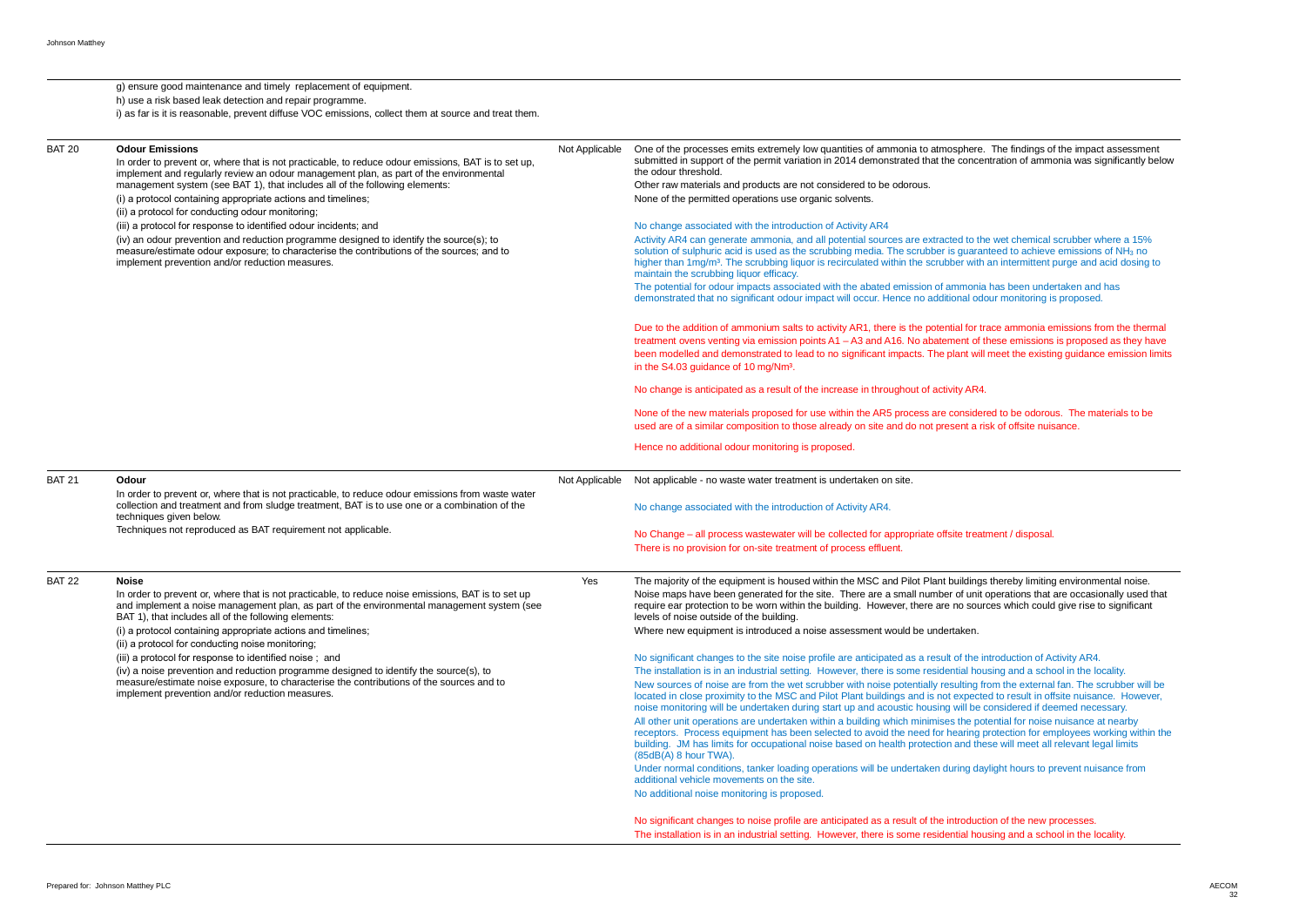| | | | |
|---|---|---|---|
| | g) ensure good maintenance and timely replacement of equipment.<br>h) use a risk based leak detection and repair programme.<br>i) as far is it is reasonable, prevent diffuse VOC emissions, collect them at source and treat them. | | |
| BAT 20 | **Odour Emissions**<br>In order to prevent or, where that is not practicable, to reduce odour emissions, BAT is to set up, implement and regularly review an odour management plan, as part of the environmental management system (see BAT 1), that includes all of the following elements:<br>(i) a protocol containing appropriate actions and timelines;<br>(ii) a protocol for conducting odour monitoring;<br>(iii) a protocol for response to identified odour incidents; and<br>(iv) an odour prevention and reduction programme designed to identify the source(s); to measure/estimate odour exposure; to characterise the contributions of the sources; and to implement prevention and/or reduction measures. | Not Applicable | One of the processes emits extremely low quantities of ammonia to atmosphere. The findings of the impact assessment submitted in support of the permit variation in 2014 demonstrated that the concentration of ammonia was significantly below the odour threshold.<br>Other raw materials and products are not considered to be odorous.<br>None of the permitted operations use organic solvents.<br><br>No change associated with the introduction of Activity AR4<br>Activity AR4 can generate ammonia, and all potential sources are extracted to the wet chemical scrubber where a 15% solution of sulphuric acid is used as the scrubbing media. The scrubber is guaranteed to achieve emissions of $NH_3$ no higher than 1mg/m³. The scrubbing liquor is recirculated within the scrubber with an intermittent purge and acid dosing to maintain the scrubbing liquor efficacy.<br>The potential for odour impacts associated with the abated emission of ammonia has been undertaken and has demonstrated that no significant odour impact will occur. Hence no additional odour monitoring is proposed.<br><br>Due to the addition of ammonium salts to activity AR1, there is the potential for trace ammonia emissions from the thermal treatment ovens venting via emission points A1 – A3 and A16. No abatement of these emissions is proposed as they have been modelled and demonstrated to lead to no significant impacts. The plant will meet the existing guidance emission limits in the S4.03 guidance of 10 mg/Nm³.<br><br>No change is anticipated as a result of the increase in throughout of activity AR4.<br><br>None of the new materials proposed for use within the AR5 process are considered to be odorous. The materials to be used are of a similar composition to those already on site and do not present a risk of offsite nuisance.<br><br>Hence no additional odour monitoring is proposed. |
| BAT 21 | **Odour**<br>In order to prevent or, where that is not practicable, to reduce odour emissions from waste water collection and treatment and from sludge treatment, BAT is to use one or a combination of the techniques given below.<br>Techniques not reproduced as BAT requirement not applicable. | Not Applicable | Not applicable - no waste water treatment is undertaken on site.<br><br>No change associated with the introduction of Activity AR4.<br><br>No Change – all process wastewater will be collected for appropriate offsite treatment / disposal.<br>There is no provision for on-site treatment of process effluent. |
| BAT 22 | **Noise**<br>In order to prevent or, where that is not practicable, to reduce noise emissions, BAT is to set up and implement a noise management plan, as part of the environmental management system (see BAT 1), that includes all of the following elements:<br>(i) a protocol containing appropriate actions and timelines;<br>(ii) a protocol for conducting noise monitoring;<br>(iii) a protocol for response to identified noise ; and<br>(iv) a noise prevention and reduction programme designed to identify the source(s), to measure/estimate noise exposure, to characterise the contributions of the sources and to implement prevention and/or reduction measures. | Yes | The majority of the equipment is housed within the MSC and Pilot Plant buildings thereby limiting environmental noise.<br>Noise maps have been generated for the site. There are a small number of unit operations that are occasionally used that require ear protection to be worn within the building. However, there are no sources which could give rise to significant levels of noise outside of the building.<br>Where new equipment is introduced a noise assessment would be undertaken.<br><br>No significant changes to the site noise profile are anticipated as a result of the introduction of Activity AR4.<br>The installation is in an industrial setting. However, there is some residential housing and a school in the locality.<br>New sources of noise are from the wet scrubber with noise potentially resulting from the external fan. The scrubber will be located in close proximity to the MSC and Pilot Plant buildings and is not expected to result in offsite nuisance. However, noise monitoring will be undertaken during start up and acoustic housing will be considered if deemed necessary.<br>All other unit operations are undertaken within a building which minimises the potential for noise nuisance at nearby receptors. Process equipment has been selected to avoid the need for hearing protection for employees working within the building. JM has limits for occupational noise based on health protection and these will meet all relevant legal limits (85dB(A) 8 hour TWA).<br>Under normal conditions, tanker loading operations will be undertaken during daylight hours to prevent nuisance from additional vehicle movements on the site.<br>No additional noise monitoring is proposed.<br><br>No significant changes to noise profile are anticipated as a result of the introduction of the new processes.<br>The installation is in an industrial setting. However, there is some residential housing and a school in the locality. |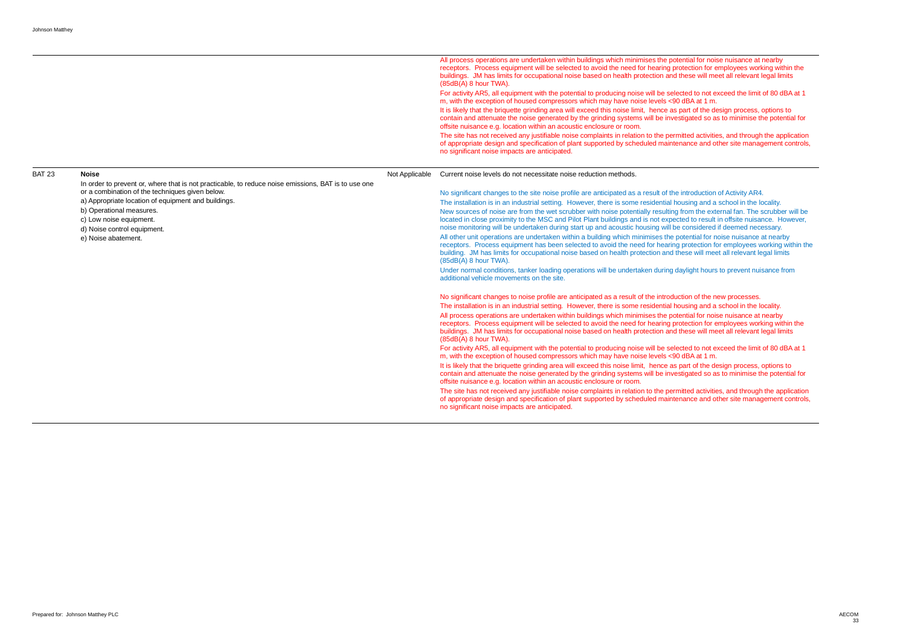| | | | |
|---|---|---|---|
| | | | All process operations are undertaken within buildings which minimises the potential for noise nuisance at nearby receptors. Process equipment will be selected to avoid the need for hearing protection for employees working within the buildings. JM has limits for occupational noise based on health protection and these will meet all relevant legal limits (85dB(A) 8 hour TWA).<br><br>For activity AR5, all equipment with the potential to producing noise will be selected to not exceed the limit of 80 dBA at 1 m, with the exception of housed compressors which may have noise levels <90 dBA at 1 m.<br><br>It is likely that the briquette grinding area will exceed this noise limit, hence as part of the design process, options to contain and attenuate the noise generated by the grinding systems will be investigated so as to minimise the potential for offsite nuisance e.g. location within an acoustic enclosure or room.<br><br>The site has not received any justifiable noise complaints in relation to the permitted activities, and through the application of appropriate design and specification of plant supported by scheduled maintenance and other site management controls, no significant noise impacts are anticipated. |
| BAT 23 | **Noise**<br><br>In order to prevent or, where that is not practicable, to reduce noise emissions, BAT is to use one or a combination of the techniques given below.<br><br>a) Appropriate location of equipment and buildings.<br>b) Operational measures.<br>c) Low noise equipment.<br>d) Noise control equipment.<br>e) Noise abatement. | Not Applicable | Current noise levels do not necessitate noise reduction methods.<br><br>No significant changes to the site noise profile are anticipated as a result of the introduction of Activity AR4.<br><br>The installation is in an industrial setting. However, there is some residential housing and a school in the locality.<br><br>New sources of noise are from the wet scrubber with noise potentially resulting from the external fan. The scrubber will be located in close proximity to the MSC and Pilot Plant buildings and is not expected to result in offsite nuisance. However, noise monitoring will be undertaken during start up and acoustic housing will be considered if deemed necessary.<br><br>All other unit operations are undertaken within a building which minimises the potential for noise nuisance at nearby receptors. Process equipment has been selected to avoid the need for hearing protection for employees working within the building. JM has limits for occupational noise based on health protection and these will meet all relevant legal limits (85dB(A) 8 hour TWA).<br><br>Under normal conditions, tanker loading operations will be undertaken during daylight hours to prevent nuisance from additional vehicle movements on the site.<br><br>No significant changes to noise profile are anticipated as a result of the introduction of the new processes.<br><br>The installation is in an industrial setting. However, there is some residential housing and a school in the locality.<br><br>All process operations are undertaken within buildings which minimises the potential for noise nuisance at nearby receptors. Process equipment will be selected to avoid the need for hearing protection for employees working within the buildings. JM has limits for occupational noise based on health protection and these will meet all relevant legal limits (85dB(A) 8 hour TWA).<br><br>For activity AR5, all equipment with the potential to producing noise will be selected to not exceed the limit of 80 dBA at 1 m, with the exception of housed compressors which may have noise levels <90 dBA at 1 m.<br><br>It is likely that the briquette grinding area will exceed this noise limit, hence as part of the design process, options to contain and attenuate the noise generated by the grinding systems will be investigated so as to minimise the potential for offsite nuisance e.g. location within an acoustic enclosure or room.<br><br>The site has not received any justifiable noise complaints in relation to the permitted activities, and through the application of appropriate design and specification of plant supported by scheduled maintenance and other site management controls, no significant noise impacts are anticipated. |